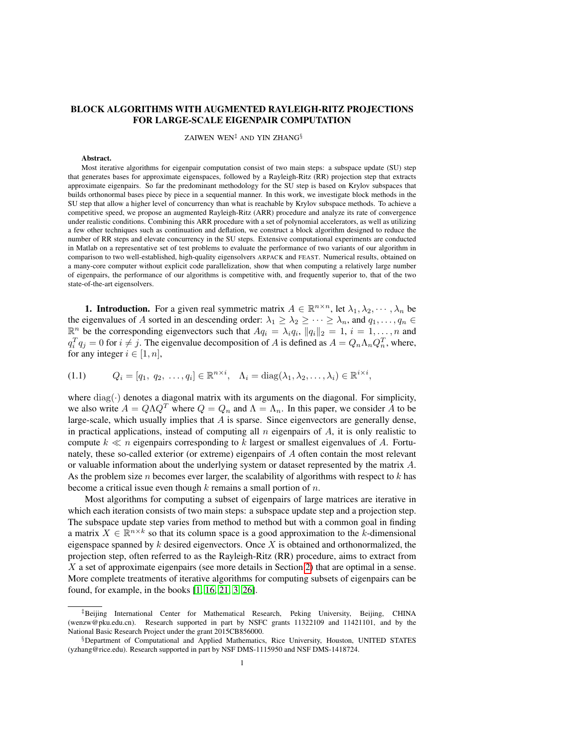# BLOCK ALGORITHMS WITH AUGMENTED RAYLEIGH-RITZ PROJECTIONS FOR LARGE-SCALE EIGENPAIR COMPUTATION

ZAIWEN WEN[‡] AND YIN ZHANG[§]

**Abstract.**
Most iterative algorithms for eigenpair computation consist of two main steps: a subspace update (SU) step that generates bases for approximate eigenspaces, followed by a Rayleigh-Ritz (RR) projection step that extracts approximate eigenpairs. So far the predominant methodology for the SU step is based on Krylov subspaces that builds orthonormal bases piece by piece in a sequential manner. In this work, we investigate block methods in the SU step that allow a higher level of concurrency than what is reachable by Krylov subspace methods. To achieve a competitive speed, we propose an augmented Rayleigh-Ritz (ARR) procedure and analyze its rate of convergence under realistic conditions. Combining this ARR procedure with a set of polynomial accelerators, as well as utilizing a few other techniques such as continuation and deflation, we construct a block algorithm designed to reduce the number of RR steps and elevate concurrency in the SU steps. Extensive computational experiments are conducted in Matlab on a representative set of test problems to evaluate the performance of two variants of our algorithm in comparison to two well-established, high-quality eigensolvers ARPACK and FEAST. Numerical results, obtained on a many-core computer without explicit code parallelization, show that when computing a relatively large number of eigenpairs, the performance of our algorithms is competitive with, and frequently superior to, that of the two state-of-the-art eigensolvers.

**1. Introduction.** For a given real symmetric matrix $A \in \mathbb{R}^{n\times n}$, let $\lambda_1, \lambda_2, \cdots, \lambda_n$ be the eigenvalues of $A$ sorted in an descending order: $\lambda_1 \geq \lambda_2 \geq \cdots \geq \lambda_n$, and $q_1, \ldots, q_n \in \mathbb{R}^n$ be the corresponding eigenvectors such that $Aq_i = \lambda_i q_i$, $\|q_i\|_2 = 1$, $i = 1, \ldots, n$ and $q_i^T q_j = 0$ for $i \neq j$. The eigenvalue decomposition of $A$ is defined as $A = Q_n \Lambda_n Q_n^T$, where, for any integer $i \in [1, n]$,

$$Q_i = [q_1,\ q_2,\ \ldots, q_i] \in \mathbb{R}^{n\times i}, \quad \Lambda_i = \mathrm{diag}(\lambda_1, \lambda_2, \ldots, \lambda_i) \in \mathbb{R}^{i\times i}, \tag{1.1}$$

where $\mathrm{diag}(\cdot)$ denotes a diagonal matrix with its arguments on the diagonal. For simplicity, we also write $A = Q\Lambda Q^T$ where $Q = Q_n$ and $\Lambda = \Lambda_n$. In this paper, we consider $A$ to be large-scale, which usually implies that $A$ is sparse. Since eigenvectors are generally dense, in practical applications, instead of computing all $n$ eigenpairs of $A$, it is only realistic to compute $k \ll n$ eigenpairs corresponding to $k$ largest or smallest eigenvalues of $A$. Fortunately, these so-called exterior (or extreme) eigenpairs of $A$ often contain the most relevant or valuable information about the underlying system or dataset represented by the matrix $A$. As the problem size $n$ becomes ever larger, the scalability of algorithms with respect to $k$ has become a critical issue even though $k$ remains a small portion of $n$.

Most algorithms for computing a subset of eigenpairs of large matrices are iterative in which each iteration consists of two main steps: a subspace update step and a projection step. The subspace update step varies from method to method but with a common goal in finding a matrix $X \in \mathbb{R}^{n\times k}$ so that its column space is a good approximation to the $k$-dimensional eigenspace spanned by $k$ desired eigenvectors. Once $X$ is obtained and orthonormalized, the projection step, often referred to as the Rayleigh-Ritz (RR) procedure, aims to extract from $X$ a set of approximate eigenpairs (see more details in Section 2) that are optimal in a sense. More complete treatments of iterative algorithms for computing subsets of eigenpairs can be found, for example, in the books [1, 16, 21, 3, 26].

---

[‡]Beijing International Center for Mathematical Research, Peking University, Beijing, CHINA (wenzw@pku.edu.cn). Research supported in part by NSFC grants 11322109 and 11421101, and by the National Basic Research Project under the grant 2015CB856000.

[§]Department of Computational and Applied Mathematics, Rice University, Houston, UNITED STATES (yzhang@rice.edu). Research supported in part by NSF DMS-1115950 and NSF DMS-1418724.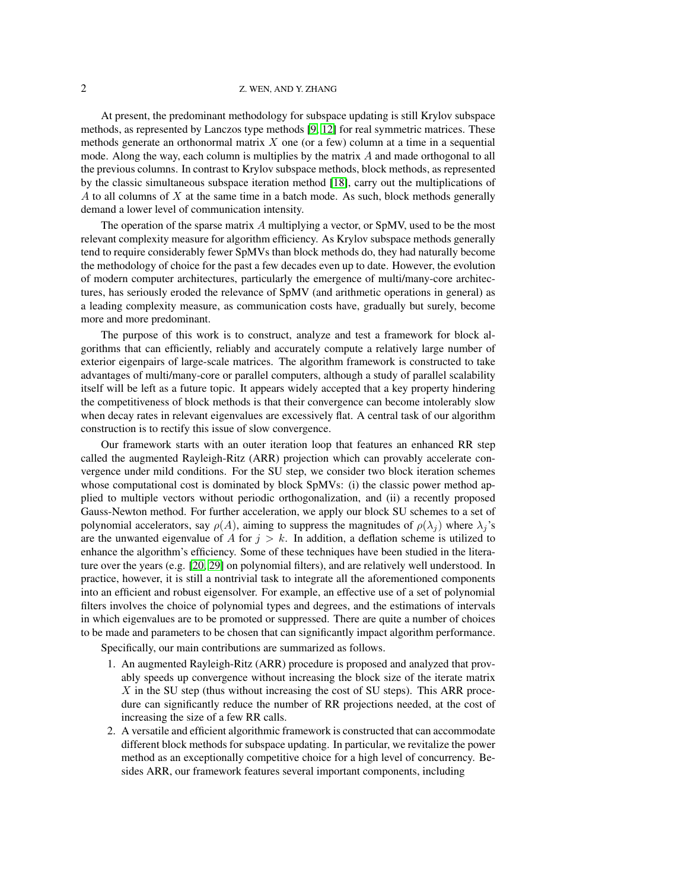At present, the predominant methodology for subspace updating is still Krylov subspace methods, as represented by Lanczos type methods [9, 12] for real symmetric matrices. These methods generate an orthonormal matrix $X$ one (or a few) column at a time in a sequential mode. Along the way, each column is multiplies by the matrix $A$ and made orthogonal to all the previous columns. In contrast to Krylov subspace methods, block methods, as represented by the classic simultaneous subspace iteration method [18], carry out the multiplications of $A$ to all columns of $X$ at the same time in a batch mode. As such, block methods generally demand a lower level of communication intensity.

The operation of the sparse matrix $A$ multiplying a vector, or SpMV, used to be the most relevant complexity measure for algorithm efficiency. As Krylov subspace methods generally tend to require considerably fewer SpMVs than block methods do, they had naturally become the methodology of choice for the past a few decades even up to date. However, the evolution of modern computer architectures, particularly the emergence of multi/many-core architectures, has seriously eroded the relevance of SpMV (and arithmetic operations in general) as a leading complexity measure, as communication costs have, gradually but surely, become more and more predominant.

The purpose of this work is to construct, analyze and test a framework for block algorithms that can efficiently, reliably and accurately compute a relatively large number of exterior eigenpairs of large-scale matrices. The algorithm framework is constructed to take advantages of multi/many-core or parallel computers, although a study of parallel scalability itself will be left as a future topic. It appears widely accepted that a key property hindering the competitiveness of block methods is that their convergence can become intolerably slow when decay rates in relevant eigenvalues are excessively flat. A central task of our algorithm construction is to rectify this issue of slow convergence.

Our framework starts with an outer iteration loop that features an enhanced RR step called the augmented Rayleigh-Ritz (ARR) projection which can provably accelerate convergence under mild conditions. For the SU step, we consider two block iteration schemes whose computational cost is dominated by block SpMVs: (i) the classic power method applied to multiple vectors without periodic orthogonalization, and (ii) a recently proposed Gauss-Newton method. For further acceleration, we apply our block SU schemes to a set of polynomial accelerators, say $\rho(A)$, aiming to suppress the magnitudes of $\rho(\lambda_j)$ where $\lambda_j$'s are the unwanted eigenvalue of $A$ for $j > k$. In addition, a deflation scheme is utilized to enhance the algorithm's efficiency. Some of these techniques have been studied in the literature over the years (e.g. [20, 29] on polynomial filters), and are relatively well understood. In practice, however, it is still a nontrivial task to integrate all the aforementioned components into an efficient and robust eigensolver. For example, an effective use of a set of polynomial filters involves the choice of polynomial types and degrees, and the estimations of intervals in which eigenvalues are to be promoted or suppressed. There are quite a number of choices to be made and parameters to be chosen that can significantly impact algorithm performance.

Specifically, our main contributions are summarized as follows.

1. An augmented Rayleigh-Ritz (ARR) procedure is proposed and analyzed that provably speeds up convergence without increasing the block size of the iterate matrix $X$ in the SU step (thus without increasing the cost of SU steps). This ARR procedure can significantly reduce the number of RR projections needed, at the cost of increasing the size of a few RR calls.
2. A versatile and efficient algorithmic framework is constructed that can accommodate different block methods for subspace updating. In particular, we revitalize the power method as an exceptionally competitive choice for a high level of concurrency. Besides ARR, our framework features several important components, including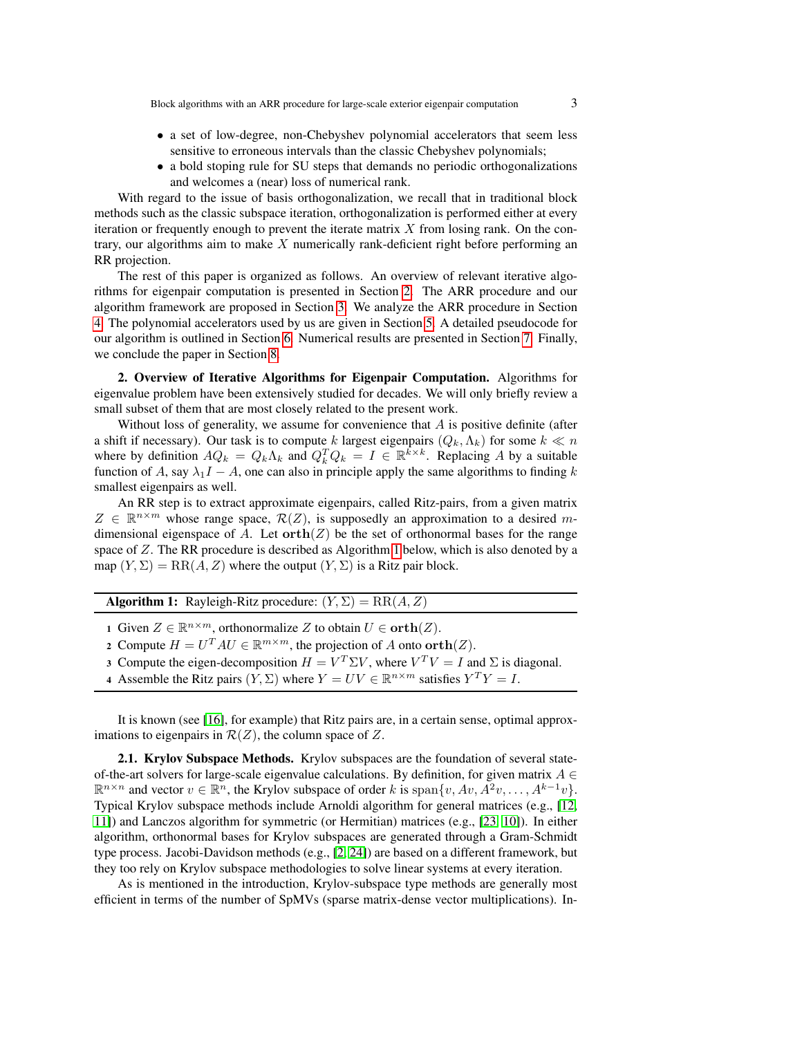- a set of low-degree, non-Chebyshev polynomial accelerators that seem less sensitive to erroneous intervals than the classic Chebyshev polynomials;
- a bold stoping rule for SU steps that demands no periodic orthogonalizations and welcomes a (near) loss of numerical rank.

With regard to the issue of basis orthogonalization, we recall that in traditional block methods such as the classic subspace iteration, orthogonalization is performed either at every iteration or frequently enough to prevent the iterate matrix $X$ from losing rank. On the contrary, our algorithms aim to make $X$ numerically rank-deficient right before performing an RR projection.

The rest of this paper is organized as follows. An overview of relevant iterative algorithms for eigenpair computation is presented in Section 2. The ARR procedure and our algorithm framework are proposed in Section 3. We analyze the ARR procedure in Section 4. The polynomial accelerators used by us are given in Section 5. A detailed pseudocode for our algorithm is outlined in Section 6. Numerical results are presented in Section 7. Finally, we conclude the paper in Section 8.

## 2. Overview of Iterative Algorithms for Eigenpair Computation.

Algorithms for eigenvalue problem have been extensively studied for decades. We will only briefly review a small subset of them that are most closely related to the present work.

Without loss of generality, we assume for convenience that $A$ is positive definite (after a shift if necessary). Our task is to compute $k$ largest eigenpairs $(Q_k, \Lambda_k)$ for some $k \ll n$ where by definition $AQ_k = Q_k\Lambda_k$ and $Q_k^TQ_k = I \in \mathbb{R}^{k\times k}$. Replacing $A$ by a suitable function of $A$, say $\lambda_1 I - A$, one can also in principle apply the same algorithms to finding $k$ smallest eigenpairs as well.

An RR step is to extract approximate eigenpairs, called Ritz-pairs, from a given matrix $Z \in \mathbb{R}^{n\times m}$ whose range space, $\mathcal{R}(Z)$, is supposedly an approximation to a desired $m$-dimensional eigenspace of $A$. Let $\mathbf{orth}(Z)$ be the set of orthonormal bases for the range space of $Z$. The RR procedure is described as Algorithm 1 below, which is also denoted by a map $(Y, \Sigma) = \mathrm{RR}(A, Z)$ where the output $(Y, \Sigma)$ is a Ritz pair block.

**Algorithm 1:** Rayleigh-Ritz procedure: $(Y, \Sigma) = \mathrm{RR}(A, Z)$

1. Given $Z \in \mathbb{R}^{n\times m}$, orthonormalize $Z$ to obtain $U \in \mathbf{orth}(Z)$.
2. Compute $H = U^TAU \in \mathbb{R}^{m\times m}$, the projection of $A$ onto $\mathbf{orth}(Z)$.
3. Compute the eigen-decomposition $H = V^T\Sigma V$, where $V^TV = I$ and $\Sigma$ is diagonal.
4. Assemble the Ritz pairs $(Y, \Sigma)$ where $Y = UV \in \mathbb{R}^{n\times m}$ satisfies $Y^TY = I$.

It is known (see [16], for example) that Ritz pairs are, in a certain sense, optimal approximations to eigenpairs in $\mathcal{R}(Z)$, the column space of $Z$.

### 2.1. Krylov Subspace Methods.

Krylov subspaces are the foundation of several state-of-the-art solvers for large-scale eigenvalue calculations. By definition, for given matrix $A \in \mathbb{R}^{n\times n}$ and vector $v \in \mathbb{R}^n$, the Krylov subspace of order $k$ is $\mathrm{span}\{v, Av, A^2v, \ldots, A^{k-1}v\}$. Typical Krylov subspace methods include Arnoldi algorithm for general matrices (e.g., [12, 11]) and Lanczos algorithm for symmetric (or Hermitian) matrices (e.g., [23, 10]). In either algorithm, orthonormal bases for Krylov subspaces are generated through a Gram-Schmidt type process. Jacobi-Davidson methods (e.g., [2, 24]) are based on a different framework, but they too rely on Krylov subspace methodologies to solve linear systems at every iteration.

As is mentioned in the introduction, Krylov-subspace type methods are generally most efficient in terms of the number of SpMVs (sparse matrix-dense vector multiplications). In-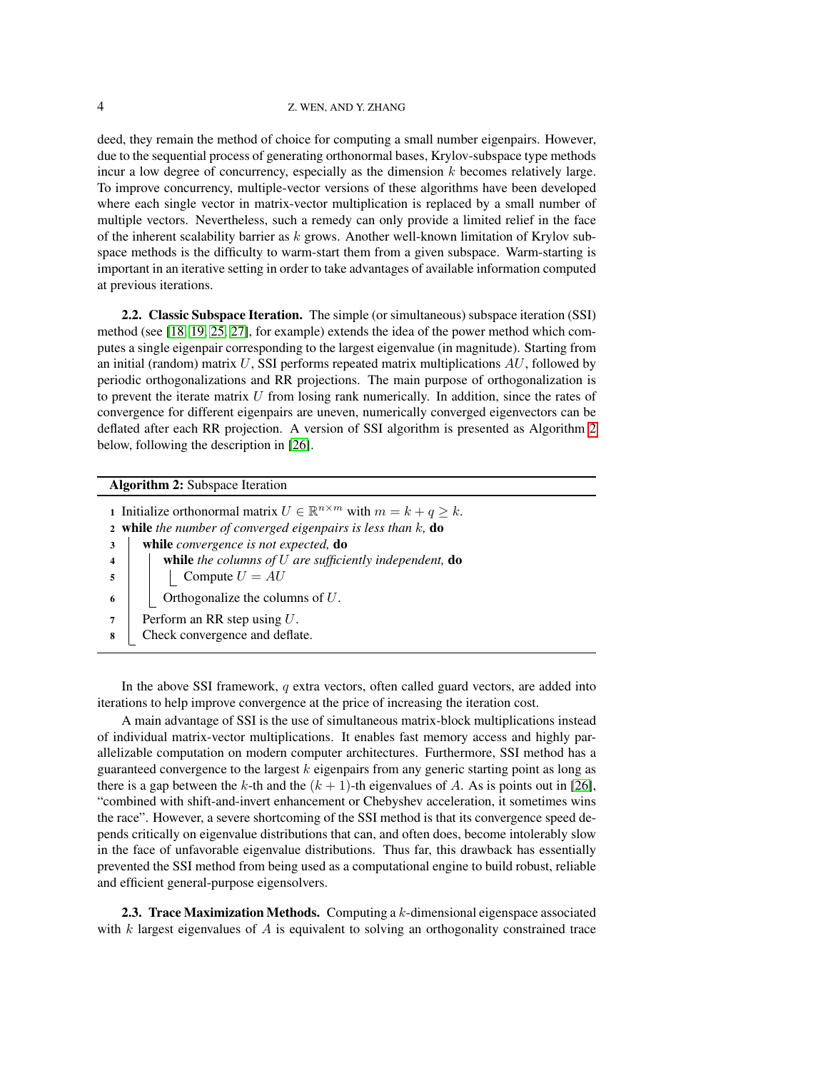deed, they remain the method of choice for computing a small number eigenpairs. However, due to the sequential process of generating orthonormal bases, Krylov-subspace type methods incur a low degree of concurrency, especially as the dimension $k$ becomes relatively large. To improve concurrency, multiple-vector versions of these algorithms have been developed where each single vector in matrix-vector multiplication is replaced by a small number of multiple vectors. Nevertheless, such a remedy can only provide a limited relief in the face of the inherent scalability barrier as $k$ grows. Another well-known limitation of Krylov subspace methods is the difficulty to warm-start them from a given subspace. Warm-starting is important in an iterative setting in order to take advantages of available information computed at previous iterations.

**2.2. Classic Subspace Iteration.** The simple (or simultaneous) subspace iteration (SSI) method (see [18, 19, 25, 27], for example) extends the idea of the power method which computes a single eigenpair corresponding to the largest eigenvalue (in magnitude). Starting from an initial (random) matrix $U$, SSI performs repeated matrix multiplications $AU$, followed by periodic orthogonalizations and RR projections. The main purpose of orthogonalization is to prevent the iterate matrix $U$ from losing rank numerically. In addition, since the rates of convergence for different eigenpairs are uneven, numerically converged eigenvectors can be deflated after each RR projection. A version of SSI algorithm is presented as Algorithm 2 below, following the description in [26].

**Algorithm 2:** Subspace Iteration

```
1 Initialize orthonormal matrix U ∈ R^{n×m} with m = k + q ≥ k.
2 while the number of converged eigenpairs is less than k, do
3     while convergence is not expected, do
4         while the columns of U are sufficiently independent, do
5             Compute U = AU
6         Orthogonalize the columns of U.
7     Perform an RR step using U.
8     Check convergence and deflate.
```

In the above SSI framework, $q$ extra vectors, often called guard vectors, are added into iterations to help improve convergence at the price of increasing the iteration cost.

A main advantage of SSI is the use of simultaneous matrix-block multiplications instead of individual matrix-vector multiplications. It enables fast memory access and highly parallelizable computation on modern computer architectures. Furthermore, SSI method has a guaranteed convergence to the largest $k$ eigenpairs from any generic starting point as long as there is a gap between the $k$-th and the $(k+1)$-th eigenvalues of $A$. As is points out in [26], "combined with shift-and-invert enhancement or Chebyshev acceleration, it sometimes wins the race". However, a severe shortcoming of the SSI method is that its convergence speed depends critically on eigenvalue distributions that can, and often does, become intolerably slow in the face of unfavorable eigenvalue distributions. Thus far, this drawback has essentially prevented the SSI method from being used as a computational engine to build robust, reliable and efficient general-purpose eigensolvers.

**2.3. Trace Maximization Methods.** Computing a $k$-dimensional eigenspace associated with $k$ largest eigenvalues of $A$ is equivalent to solving an orthogonality constrained trace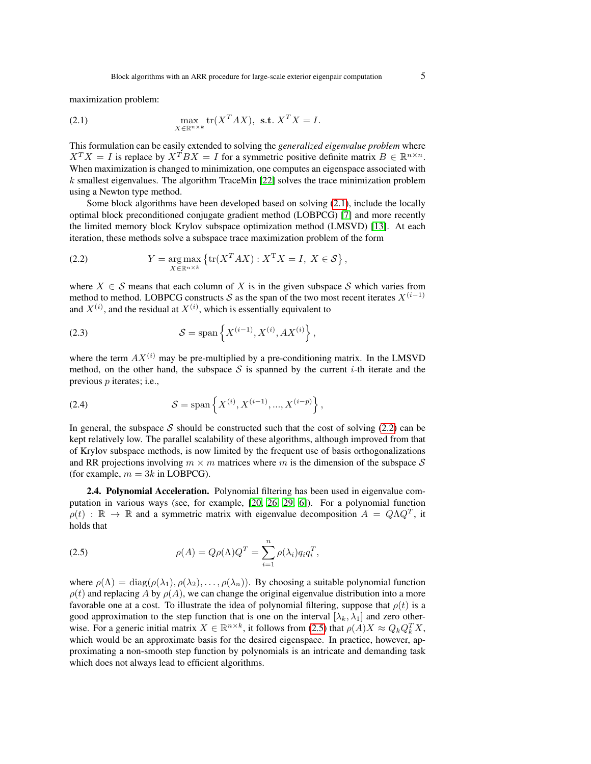maximization problem:

$$\max_{X \in \mathbb{R}^{n \times k}} \operatorname{tr}(X^T A X), \ \textbf{s.t.}\ X^T X = I. \tag{2.1}$$

This formulation can be easily extended to solving the *generalized eigenvalue problem* where $X^T X = I$ is replace by $X^T B X = I$ for a symmetric positive definite matrix $B \in \mathbb{R}^{n \times n}$. When maximization is changed to minimization, one computes an eigenspace associated with $k$ smallest eigenvalues. The algorithm TraceMin [22] solves the trace minimization problem using a Newton type method.

Some block algorithms have been developed based on solving (2.1), include the locally optimal block preconditioned conjugate gradient method (LOBPCG) [7] and more recently the limited memory block Krylov subspace optimization method (LMSVD) [13]. At each iteration, these methods solve a subspace trace maximization problem of the form

$$Y = \operatorname*{arg\,max}_{X \in \mathbb{R}^{n \times k}} \left\{ \operatorname{tr}(X^T A X) : X^{\mathrm{T}} X = I,\ X \in \mathcal{S} \right\}, \tag{2.2}$$

where $X \in \mathcal{S}$ means that each column of $X$ is in the given subspace $\mathcal{S}$ which varies from method to method. LOBPCG constructs $\mathcal{S}$ as the span of the two most recent iterates $X^{(i-1)}$ and $X^{(i)}$, and the residual at $X^{(i)}$, which is essentially equivalent to

$$\mathcal{S} = \operatorname{span}\left\{ X^{(i-1)}, X^{(i)}, AX^{(i)} \right\}, \tag{2.3}$$

where the term $AX^{(i)}$ may be pre-multiplied by a pre-conditioning matrix. In the LMSVD method, on the other hand, the subspace $\mathcal{S}$ is spanned by the current $i$-th iterate and the previous $p$ iterates; i.e.,

$$\mathcal{S} = \operatorname{span}\left\{ X^{(i)}, X^{(i-1)}, ..., X^{(i-p)} \right\}, \tag{2.4}$$

In general, the subspace $\mathcal{S}$ should be constructed such that the cost of solving (2.2) can be kept relatively low. The parallel scalability of these algorithms, although improved from that of Krylov subspace methods, is now limited by the frequent use of basis orthogonalizations and RR projections involving $m \times m$ matrices where $m$ is the dimension of the subspace $\mathcal{S}$ (for example, $m = 3k$ in LOBPCG).

**2.4. Polynomial Acceleration.** Polynomial filtering has been used in eigenvalue computation in various ways (see, for example, [20, 26, 29, 6]). For a polynomial function $\rho(t) : \mathbb{R} \to \mathbb{R}$ and a symmetric matrix with eigenvalue decomposition $A = Q\Lambda Q^T$, it holds that

$$\rho(A) = Q\rho(\Lambda)Q^T = \sum_{i=1}^{n} \rho(\lambda_i) q_i q_i^T, \tag{2.5}$$

where $\rho(\Lambda) = \operatorname{diag}(\rho(\lambda_1), \rho(\lambda_2), \ldots, \rho(\lambda_n))$. By choosing a suitable polynomial function $\rho(t)$ and replacing $A$ by $\rho(A)$, we can change the original eigenvalue distribution into a more favorable one at a cost. To illustrate the idea of polynomial filtering, suppose that $\rho(t)$ is a good approximation to the step function that is one on the interval $[\lambda_k, \lambda_1]$ and zero otherwise. For a generic initial matrix $X \in \mathbb{R}^{n \times k}$, it follows from (2.5) that $\rho(A)X \approx Q_k Q_k^T X$, which would be an approximate basis for the desired eigenspace. In practice, however, approximating a non-smooth step function by polynomials is an intricate and demanding task which does not always lead to efficient algorithms.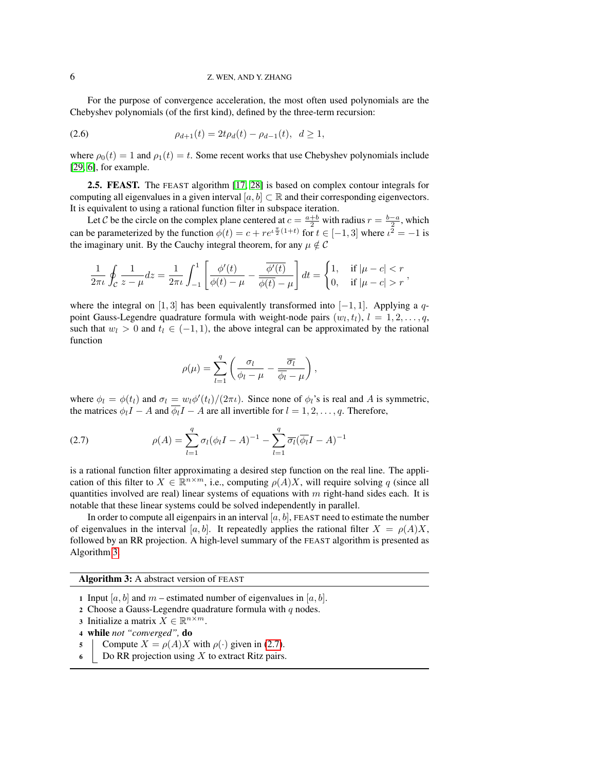For the purpose of convergence acceleration, the most often used polynomials are the Chebyshev polynomials (of the first kind), defined by the three-term recursion:

$$\rho_{d+1}(t) = 2t\rho_d(t) - \rho_{d-1}(t), \quad d \geq 1, \tag{2.6}$$

where $\rho_0(t) = 1$ and $\rho_1(t) = t$. Some recent works that use Chebyshev polynomials include [29, 6], for example.

**2.5. FEAST.** The FEAST algorithm [17, 28] is based on complex contour integrals for computing all eigenvalues in a given interval $[a, b] \subset \mathbb{R}$ and their corresponding eigenvectors. It is equivalent to using a rational function filter in subspace iteration.

Let $\mathcal{C}$ be the circle on the complex plane centered at $c = \frac{a+b}{2}$ with radius $r = \frac{b-a}{2}$, which can be parameterized by the function $\phi(t) = c + re^{\iota \frac{\pi}{2}(1+t)}$ for $t \in [-1, 3]$ where $\iota^2 = -1$ is the imaginary unit. By the Cauchy integral theorem, for any $\mu \notin \mathcal{C}$

$$\frac{1}{2\pi\iota} \oint_{\mathcal{C}} \frac{1}{z-\mu} dz = \frac{1}{2\pi\iota} \int_{-1}^{1} \left[ \frac{\phi'(t)}{\phi(t) - \mu} - \frac{\overline{\phi'(t)}}{\overline{\phi(t)} - \mu} \right] dt = \begin{cases} 1, & \text{if } |\mu - c| < r \\ 0, & \text{if } |\mu - c| > r \end{cases},$$

where the integral on $[1, 3]$ has been equivalently transformed into $[-1, 1]$. Applying a $q$-point Gauss-Legendre quadrature formula with weight-node pairs $(w_l, t_l)$, $l = 1, 2, \ldots, q$, such that $w_l > 0$ and $t_l \in (-1, 1)$, the above integral can be approximated by the rational function

$$\rho(\mu) = \sum_{l=1}^{q} \left( \frac{\sigma_l}{\phi_l - \mu} - \frac{\overline{\sigma_l}}{\overline{\phi_l} - \mu} \right),$$

where $\phi_l = \phi(t_l)$ and $\sigma_l = w_l \phi'(t_l)/(2\pi\iota)$. Since none of $\phi_l$'s is real and $A$ is symmetric, the matrices $\phi_l I - A$ and $\overline{\phi_l} I - A$ are all invertible for $l = 1, 2, \ldots, q$. Therefore,

$$\rho(A) = \sum_{l=1}^{q} \sigma_l (\phi_l I - A)^{-1} - \sum_{l=1}^{q} \overline{\sigma_l} (\overline{\phi_l} I - A)^{-1} \tag{2.7}$$

is a rational function filter approximating a desired step function on the real line. The application of this filter to $X \in \mathbb{R}^{n \times m}$, i.e., computing $\rho(A)X$, will require solving $q$ (since all quantities involved are real) linear systems of equations with $m$ right-hand sides each. It is notable that these linear systems could be solved independently in parallel.

In order to compute all eigenpairs in an interval $[a, b]$, FEAST need to estimate the number of eigenvalues in the interval $[a, b]$. It repeatedly applies the rational filter $X = \rho(A)X$, followed by an RR projection. A high-level summary of the FEAST algorithm is presented as Algorithm 3.

---

**Algorithm 3:** A abstract version of FEAST

1. Input $[a, b]$ and $m$ – estimated number of eigenvalues in $[a, b]$.
2. Choose a Gauss-Legendre quadrature formula with $q$ nodes.
3. Initialize a matrix $X \in \mathbb{R}^{n \times m}$.
4. **while** *not "converged",* **do**
5. &nbsp;&nbsp;&nbsp;&nbsp;Compute $X = \rho(A)X$ with $\rho(\cdot)$ given in (2.7).
6. &nbsp;&nbsp;&nbsp;&nbsp;Do RR projection using $X$ to extract Ritz pairs.

---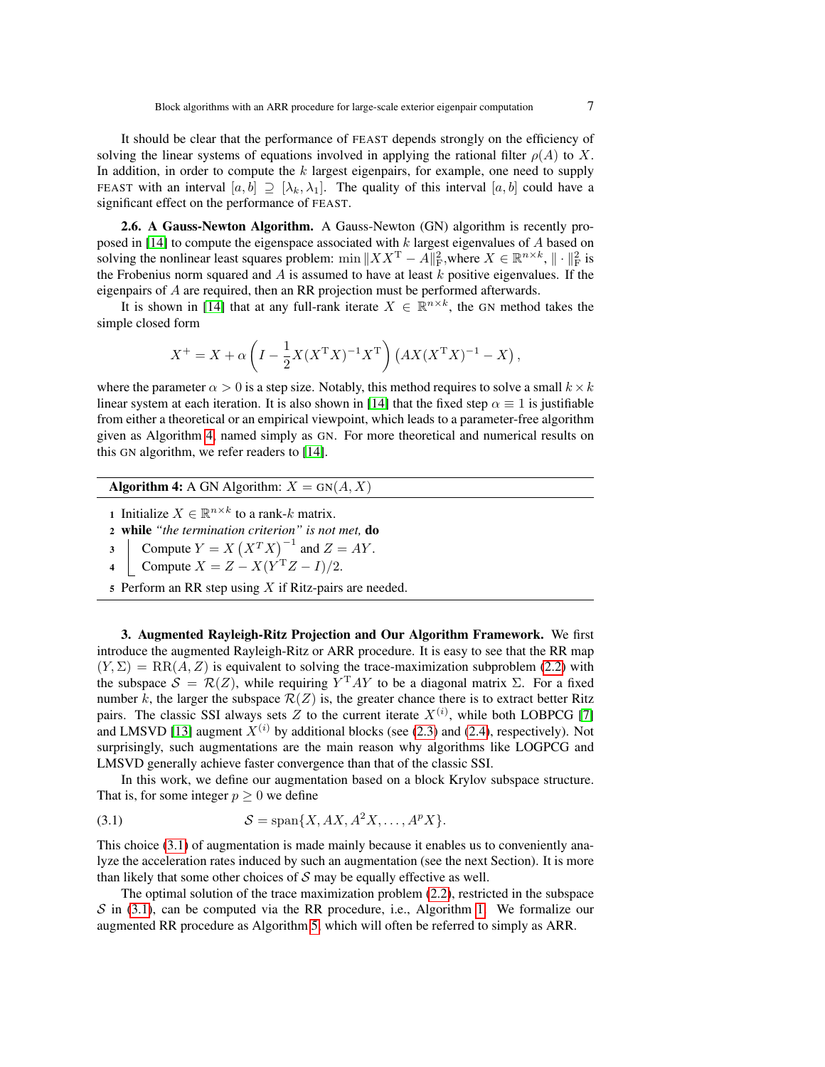It should be clear that the performance of FEAST depends strongly on the efficiency of solving the linear systems of equations involved in applying the rational filter $\rho(A)$ to $X$. In addition, in order to compute the $k$ largest eigenpairs, for example, one need to supply FEAST with an interval $[a,b] \supseteq [\lambda_k, \lambda_1]$. The quality of this interval $[a,b]$ could have a significant effect on the performance of FEAST.

**2.6. A Gauss-Newton Algorithm.** A Gauss-Newton (GN) algorithm is recently proposed in [14] to compute the eigenspace associated with $k$ largest eigenvalues of $A$ based on solving the nonlinear least squares problem: $\min \|XX^{\mathrm{T}} - A\|_{\mathrm{F}}^2$,where $X \in \mathbb{R}^{n\times k}$, $\|\cdot\|_{\mathrm{F}}^2$ is the Frobenius norm squared and $A$ is assumed to have at least $k$ positive eigenvalues. If the eigenpairs of $A$ are required, then an RR projection must be performed afterwards.

It is shown in [14] that at any full-rank iterate $X \in \mathbb{R}^{n\times k}$, the GN method takes the simple closed form

$$X^{+} = X + \alpha \left( I - \frac{1}{2} X(X^{\mathrm{T}}X)^{-1}X^{\mathrm{T}} \right) \left( AX(X^{\mathrm{T}}X)^{-1} - X \right),$$

where the parameter $\alpha > 0$ is a step size. Notably, this method requires to solve a small $k \times k$ linear system at each iteration. It is also shown in [14] that the fixed step $\alpha \equiv 1$ is justifiable from either a theoretical or an empirical viewpoint, which leads to a parameter-free algorithm given as Algorithm 4, named simply as GN. For more theoretical and numerical results on this GN algorithm, we refer readers to [14].

**Algorithm 4:** A GN Algorithm: $X = \mathrm{GN}(A, X)$

1. Initialize $X \in \mathbb{R}^{n\times k}$ to a rank-$k$ matrix.
2. **while** *"the termination criterion" is not met,* **do**
3. &nbsp;&nbsp;&nbsp;&nbsp;Compute $Y = X\left(X^TX\right)^{-1}$ and $Z = AY$.
4. &nbsp;&nbsp;&nbsp;&nbsp;Compute $X = Z - X(Y^{\mathrm{T}}Z - I)/2$.
5. Perform an RR step using $X$ if Ritz-pairs are needed.

## 3. Augmented Rayleigh-Ritz Projection and Our Algorithm Framework.

We first introduce the augmented Rayleigh-Ritz or ARR procedure. It is easy to see that the RR map $(Y, \Sigma) = \mathrm{RR}(A, Z)$ is equivalent to solving the trace-maximization subproblem (2.2) with the subspace $\mathcal{S} = \mathcal{R}(Z)$, while requiring $Y^{\mathrm{T}}AY$ to be a diagonal matrix $\Sigma$. For a fixed number $k$, the larger the subspace $\mathcal{R}(Z)$ is, the greater chance there is to extract better Ritz pairs. The classic SSI always sets $Z$ to the current iterate $X^{(i)}$, while both LOBPCG [7] and LMSVD [13] augment $X^{(i)}$ by additional blocks (see (2.3) and (2.4), respectively). Not surprisingly, such augmentations are the main reason why algorithms like LOGPCG and LMSVD generally achieve faster convergence than that of the classic SSI.

In this work, we define our augmentation based on a block Krylov subspace structure. That is, for some integer $p \geq 0$ we define

$$\mathcal{S} = \mathrm{span}\{X, AX, A^2X, \ldots, A^pX\}. \tag{3.1}$$

This choice (3.1) of augmentation is made mainly because it enables us to conveniently analyze the acceleration rates induced by such an augmentation (see the next Section). It is more than likely that some other choices of $\mathcal{S}$ may be equally effective as well.

The optimal solution of the trace maximization problem (2.2), restricted in the subspace $\mathcal{S}$ in (3.1), can be computed via the RR procedure, i.e., Algorithm 1. We formalize our augmented RR procedure as Algorithm 5, which will often be referred to simply as ARR.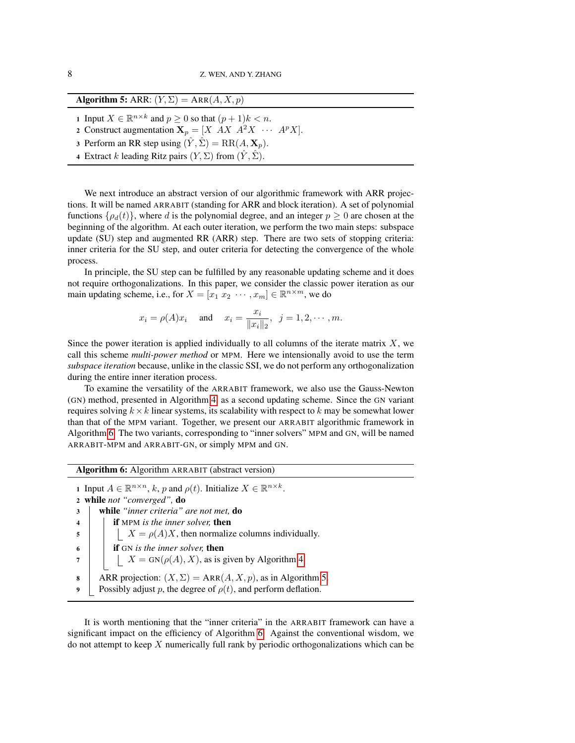**Algorithm 5:** ARR: $(Y, \Sigma) = \text{ARR}(A, X, p)$

1. Input $X \in \mathbb{R}^{n \times k}$ and $p \geq 0$ so that $(p+1)k < n$.
2. Construct augmentation $\mathbf{X}_p = [X \;\; AX \;\; A^2X \;\; \cdots \;\; A^pX]$.
3. Perform an RR step using $(\hat{Y}, \hat{\Sigma}) = \text{RR}(A, \mathbf{X}_p)$.
4. Extract $k$ leading Ritz pairs $(Y, \Sigma)$ from $(\hat{Y}, \hat{\Sigma})$.

We next introduce an abstract version of our algorithmic framework with ARR projections. It will be named ARRABIT (standing for ARR and block iteration). A set of polynomial functions $\{\rho_d(t)\}$, where $d$ is the polynomial degree, and an integer $p \geq 0$ are chosen at the beginning of the algorithm. At each outer iteration, we perform the two main steps: subspace update (SU) step and augmented RR (ARR) step. There are two sets of stopping criteria: inner criteria for the SU step, and outer criteria for detecting the convergence of the whole process.

In principle, the SU step can be fulfilled by any reasonable updating scheme and it does not require orthogonalizations. In this paper, we consider the classic power iteration as our main updating scheme, i.e., for $X = [x_1 \; x_2 \; \cdots, x_m] \in \mathbb{R}^{n \times m}$, we do

$$x_i = \rho(A)x_i \quad \text{and} \quad x_i = \frac{x_i}{\|x_i\|_2}, \;\; j = 1, 2, \cdots, m.$$

Since the power iteration is applied individually to all columns of the iterate matrix $X$, we call this scheme *multi-power method* or MPM. Here we intensionally avoid to use the term *subspace iteration* because, unlike in the classic SSI, we do not perform any orthogonalization during the entire inner iteration process.

To examine the versatility of the ARRABIT framework, we also use the Gauss-Newton (GN) method, presented in Algorithm 4, as a second updating scheme. Since the GN variant requires solving $k \times k$ linear systems, its scalability with respect to $k$ may be somewhat lower than that of the MPM variant. Together, we present our ARRABIT algorithmic framework in Algorithm 6. The two variants, corresponding to "inner solvers" MPM and GN, will be named ARRABIT-MPM and ARRABIT-GN, or simply MPM and GN.

**Algorithm 6:** Algorithm ARRABIT (abstract version)

1. Input $A \in \mathbb{R}^{n \times n}$, $k$, $p$ and $\rho(t)$. Initialize $X \in \mathbb{R}^{n \times k}$.
2. **while** *not "converged"*, **do**
3. &nbsp;&nbsp;&nbsp;&nbsp;**while** *"inner criteria" are not met,* **do**
4. &nbsp;&nbsp;&nbsp;&nbsp;&nbsp;&nbsp;&nbsp;&nbsp;**if** MPM *is the inner solver,* **then**
5. &nbsp;&nbsp;&nbsp;&nbsp;&nbsp;&nbsp;&nbsp;&nbsp;&nbsp;&nbsp;&nbsp;&nbsp;$X = \rho(A)X$, then normalize columns individually.
6. &nbsp;&nbsp;&nbsp;&nbsp;&nbsp;&nbsp;&nbsp;&nbsp;**if** GN *is the inner solver,* **then**
7. &nbsp;&nbsp;&nbsp;&nbsp;&nbsp;&nbsp;&nbsp;&nbsp;&nbsp;&nbsp;&nbsp;&nbsp;$X = \text{GN}(\rho(A), X)$, as is given by Algorithm 4.
8. &nbsp;&nbsp;&nbsp;&nbsp;ARR projection: $(X, \Sigma) = \text{ARR}(A, X, p)$, as in Algorithm 5.
9. &nbsp;&nbsp;&nbsp;&nbsp;Possibly adjust $p$, the degree of $\rho(t)$, and perform deflation.

It is worth mentioning that the "inner criteria" in the ARRABIT framework can have a significant impact on the efficiency of Algorithm 6. Against the conventional wisdom, we do not attempt to keep $X$ numerically full rank by periodic orthogonalizations which can be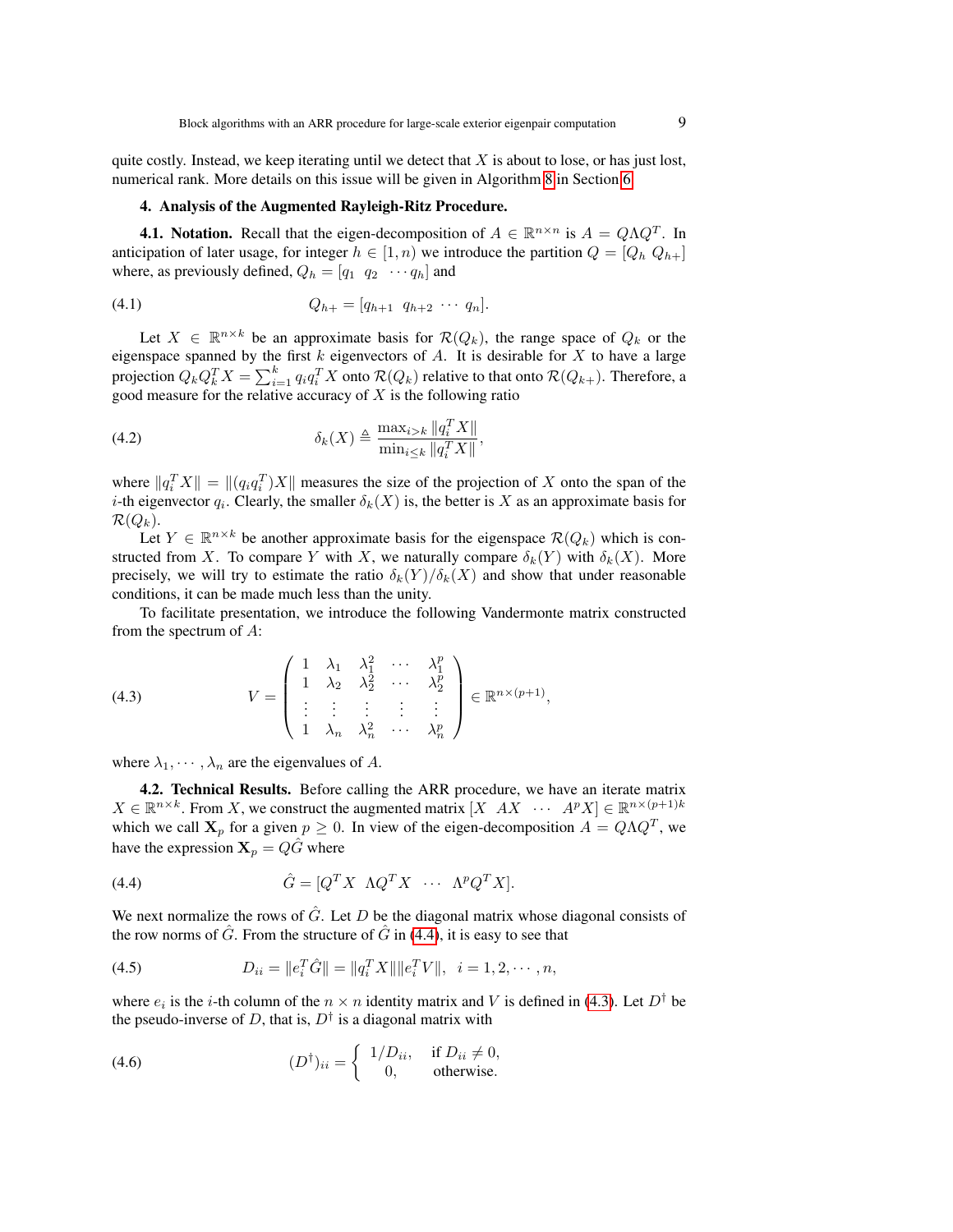quite costly. Instead, we keep iterating until we detect that $X$ is about to lose, or has just lost, numerical rank. More details on this issue will be given in Algorithm 8 in Section 6.

## 4. Analysis of the Augmented Rayleigh-Ritz Procedure.

**4.1. Notation.** Recall that the eigen-decomposition of $A \in \mathbb{R}^{n\times n}$ is $A = Q\Lambda Q^T$. In anticipation of later usage, for integer $h \in [1, n)$ we introduce the partition $Q = [Q_h \; Q_{h+}]$ where, as previously defined, $Q_h = [q_1 \;\; q_2 \;\; \cdots q_h]$ and

$$Q_{h+} = [q_{h+1} \;\; q_{h+2} \;\; \cdots \;\; q_n]. \tag{4.1}$$

Let $X \in \mathbb{R}^{n\times k}$ be an approximate basis for $\mathcal{R}(Q_k)$, the range space of $Q_k$ or the eigenspace spanned by the first $k$ eigenvectors of $A$. It is desirable for $X$ to have a large projection $Q_k Q_k^T X = \sum_{i=1}^{k} q_i q_i^T X$ onto $\mathcal{R}(Q_k)$ relative to that onto $\mathcal{R}(Q_{k+})$. Therefore, a good measure for the relative accuracy of $X$ is the following ratio

$$\delta_k(X) \triangleq \frac{\max_{i>k} \|q_i^T X\|}{\min_{i\le k} \|q_i^T X\|}, \tag{4.2}$$

where $\|q_i^T X\| = \|(q_i q_i^T)X\|$ measures the size of the projection of $X$ onto the span of the $i$-th eigenvector $q_i$. Clearly, the smaller $\delta_k(X)$ is, the better is $X$ as an approximate basis for $\mathcal{R}(Q_k)$.

Let $Y \in \mathbb{R}^{n\times k}$ be another approximate basis for the eigenspace $\mathcal{R}(Q_k)$ which is constructed from $X$. To compare $Y$ with $X$, we naturally compare $\delta_k(Y)$ with $\delta_k(X)$. More precisely, we will try to estimate the ratio $\delta_k(Y)/\delta_k(X)$ and show that under reasonable conditions, it can be made much less than the unity.

To facilitate presentation, we introduce the following Vandermonde matrix constructed from the spectrum of $A$:

$$V = \begin{pmatrix} 1 & \lambda_1 & \lambda_1^2 & \cdots & \lambda_1^p \\ 1 & \lambda_2 & \lambda_2^2 & \cdots & \lambda_2^p \\ \vdots & \vdots & \vdots & \vdots & \vdots \\ 1 & \lambda_n & \lambda_n^2 & \cdots & \lambda_n^p \end{pmatrix} \in \mathbb{R}^{n\times(p+1)}, \tag{4.3}$$

where $\lambda_1, \cdots, \lambda_n$ are the eigenvalues of $A$.

**4.2. Technical Results.** Before calling the ARR procedure, we have an iterate matrix $X \in \mathbb{R}^{n\times k}$. From $X$, we construct the augmented matrix $[X \;\; AX \;\; \cdots \;\; A^p X] \in \mathbb{R}^{n\times(p+1)k}$ which we call $\mathbf{X}_p$ for a given $p \ge 0$. In view of the eigen-decomposition $A = Q\Lambda Q^T$, we have the expression $\mathbf{X}_p = Q\hat{G}$ where

$$\hat{G} = [Q^T X \;\; \Lambda Q^T X \;\; \cdots \;\; \Lambda^p Q^T X]. \tag{4.4}$$

We next normalize the rows of $\hat{G}$. Let $D$ be the diagonal matrix whose diagonal consists of the row norms of $\hat{G}$. From the structure of $\hat{G}$ in (4.4), it is easy to see that

$$D_{ii} = \|e_i^T \hat{G}\| = \|q_i^T X\| \|e_i^T V\|, \;\; i = 1, 2, \cdots, n, \tag{4.5}$$

where $e_i$ is the $i$-th column of the $n \times n$ identity matrix and $V$ is defined in (4.3). Let $D^\dagger$ be the pseudo-inverse of $D$, that is, $D^\dagger$ is a diagonal matrix with

$$(D^\dagger)_{ii} = \begin{cases} 1/D_{ii}, & \text{if } D_{ii} \neq 0, \\ 0, & \text{otherwise}. \end{cases} \tag{4.6}$$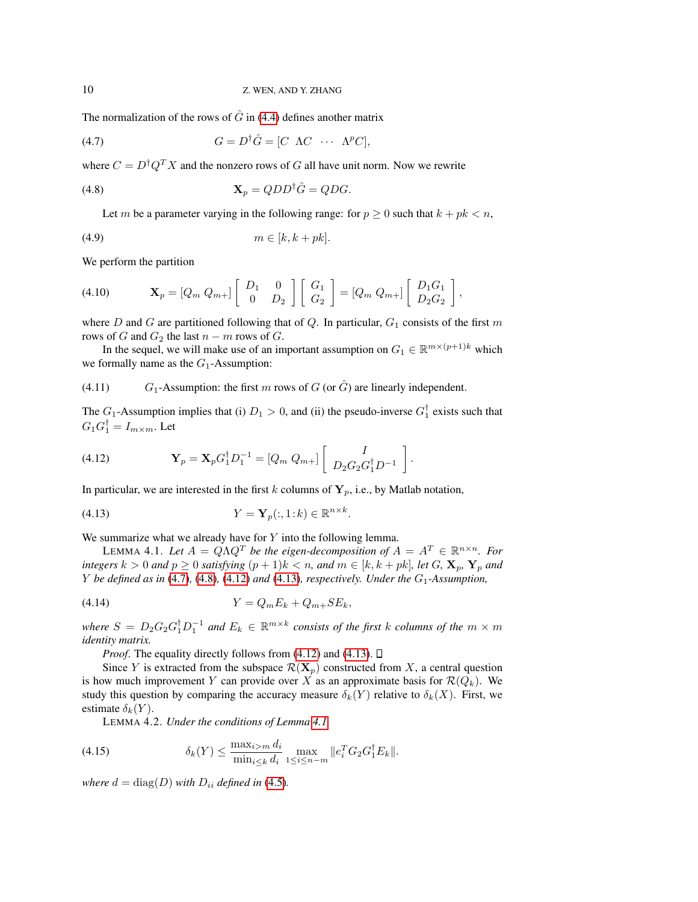The normalization of the rows of $\hat{G}$ in (4.4) defines another matrix

$$G = D^{\dagger}\hat{G} = [C \;\; \Lambda C \;\; \cdots \;\; \Lambda^p C], \tag{4.7}$$

where $C = D^{\dagger}Q^T X$ and the nonzero rows of $G$ all have unit norm. Now we rewrite

$$\mathbf{X}_p = QDD^{\dagger}\hat{G} = QDG. \tag{4.8}$$

Let $m$ be a parameter varying in the following range: for $p \geq 0$ such that $k + pk < n$,

$$m \in [k, k + pk]. \tag{4.9}$$

We perform the partition

$$\mathbf{X}_p = [Q_m \; Q_{m+}] \begin{bmatrix} D_1 & 0 \\ 0 & D_2 \end{bmatrix} \begin{bmatrix} G_1 \\ G_2 \end{bmatrix} = [Q_m \; Q_{m+}] \begin{bmatrix} D_1 G_1 \\ D_2 G_2 \end{bmatrix}, \tag{4.10}$$

where $D$ and $G$ are partitioned following that of $Q$. In particular, $G_1$ consists of the first $m$ rows of $G$ and $G_2$ the last $n - m$ rows of $G$.

In the sequel, we will make use of an important assumption on $G_1 \in \mathbb{R}^{m \times (p+1)k}$ which we formally name as the $G_1$-Assumption:

(4.11) $\quad$ $G_1$-Assumption: the first $m$ rows of $G$ (or $\hat{G}$) are linearly independent.

The $G_1$-Assumption implies that (i) $D_1 > 0$, and (ii) the pseudo-inverse $G_1^{\dagger}$ exists such that $G_1 G_1^{\dagger} = I_{m \times m}$. Let

$$\mathbf{Y}_p = \mathbf{X}_p G_1^{\dagger} D_1^{-1} = [Q_m \; Q_{m+}] \begin{bmatrix} I \\ D_2 G_2 G_1^{\dagger} D^{-1} \end{bmatrix}. \tag{4.12}$$

In particular, we are interested in the first $k$ columns of $\mathbf{Y}_p$, i.e., by Matlab notation,

$$Y = \mathbf{Y}_p(:, 1\!:\!k) \in \mathbb{R}^{n \times k}. \tag{4.13}$$

We summarize what we already have for $Y$ into the following lemma.

LEMMA 4.1. *Let $A = Q\Lambda Q^T$ be the eigen-decomposition of $A = A^T \in \mathbb{R}^{n \times n}$. For integers $k > 0$ and $p \geq 0$ satisfying $(p+1)k < n$, and $m \in [k, k + pk]$, let $G$, $\mathbf{X}_p$, $\mathbf{Y}_p$ and $Y$ be defined as in (4.7), (4.8), (4.12) and (4.13), respectively. Under the $G_1$-Assumption,*

$$Y = Q_m E_k + Q_{m+} S E_k, \tag{4.14}$$

*where $S = D_2 G_2 G_1^{\dagger} D_1^{-1}$ and $E_k \in \mathbb{R}^{m \times k}$ consists of the first $k$ columns of the $m \times m$ identity matrix.*

*Proof*. The equality directly follows from (4.12) and (4.13). □

Since $Y$ is extracted from the subspace $\mathcal{R}(\mathbf{X}_p)$ constructed from $X$, a central question is how much improvement $Y$ can provide over $X$ as an approximate basis for $\mathcal{R}(Q_k)$. We study this question by comparing the accuracy measure $\delta_k(Y)$ relative to $\delta_k(X)$. First, we estimate $\delta_k(Y)$.

LEMMA 4.2. *Under the conditions of Lemma 4.1*

$$\delta_k(Y) \leq \frac{\max_{i>m} d_i}{\min_{i \leq k} d_i} \max_{1 \leq i \leq n-m} \|e_i^T G_2 G_1^{\dagger} E_k\|. \tag{4.15}$$

*where $d = \operatorname{diag}(D)$ with $D_{ii}$ defined in (4.5).*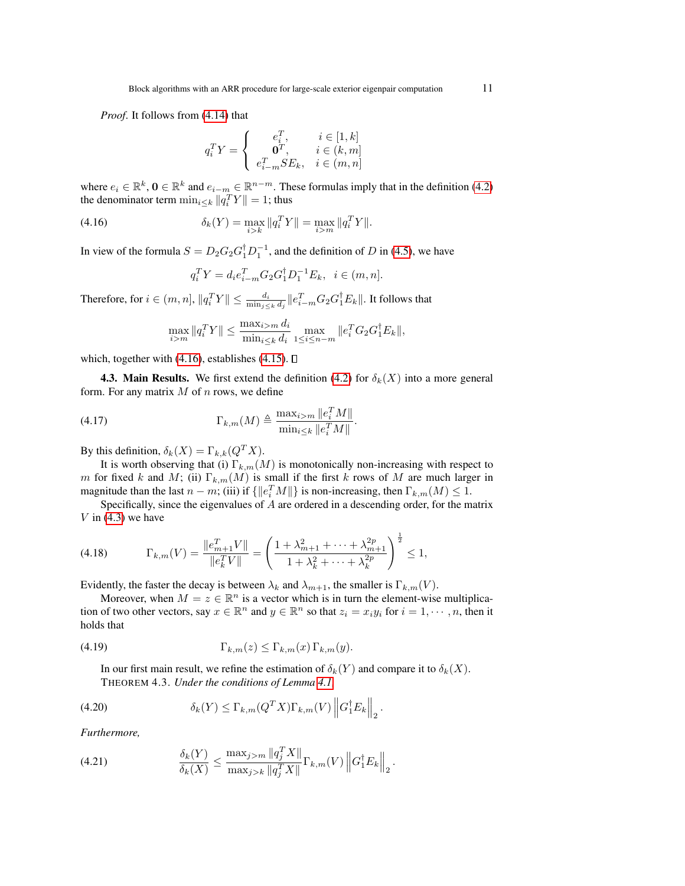*Proof*. It follows from (4.14) that

$$q_i^T Y = \begin{cases} e_i^T, & i \in [1,k] \\ \mathbf{0}^T, & i \in (k,m] \\ e_{i-m}^T S E_k, & i \in (m,n] \end{cases}$$

where $e_i \in \mathbb{R}^k$, $\mathbf{0} \in \mathbb{R}^k$ and $e_{i-m} \in \mathbb{R}^{n-m}$. These formulas imply that in the definition (4.2) the denominator term $\min_{i\le k} \|q_i^T Y\| = 1$; thus

$$\delta_k(Y) = \max_{i>k} \|q_i^T Y\| = \max_{i>m} \|q_i^T Y\|. \tag{4.16}$$

In view of the formula $S = D_2 G_2 G_1^\dagger D_1^{-1}$, and the definition of $D$ in (4.5), we have

$$q_i^T Y = d_i e_{i-m}^T G_2 G_1^\dagger D_1^{-1} E_k, \quad i \in (m,n].$$

Therefore, for $i \in (m,n]$, $\|q_i^T Y\| \le \frac{d_i}{\min_{j\le k} d_j} \|e_{i-m}^T G_2 G_1^\dagger E_k\|$. It follows that

$$\max_{i>m} \|q_i^T Y\| \le \frac{\max_{i>m} d_i}{\min_{i\le k} d_i} \max_{1\le i\le n-m} \|e_i^T G_2 G_1^\dagger E_k\|,$$

which, together with (4.16), establishes (4.15). □

**4.3. Main Results.** We first extend the definition (4.2) for $\delta_k(X)$ into a more general form. For any matrix $M$ of $n$ rows, we define

$$\Gamma_{k,m}(M) \triangleq \frac{\max_{i>m} \|e_i^T M\|}{\min_{i\le k} \|e_i^T M\|}. \tag{4.17}$$

By this definition, $\delta_k(X) = \Gamma_{k,k}(Q^T X)$.

It is worth observing that (i) $\Gamma_{k,m}(M)$ is monotonically non-increasing with respect to $m$ for fixed $k$ and $M$; (ii) $\Gamma_{k,m}(M)$ is small if the first $k$ rows of $M$ are much larger in magnitude than the last $n-m$; (iii) if $\{\|e_i^T M\|\}$ is non-increasing, then $\Gamma_{k,m}(M) \le 1$.

Specifically, since the eigenvalues of $A$ are ordered in a descending order, for the matrix $V$ in (4.3) we have

$$\Gamma_{k,m}(V) = \frac{\|e_{m+1}^T V\|}{\|e_k^T V\|} = \left( \frac{1 + \lambda_{m+1}^2 + \cdots + \lambda_{m+1}^{2p}}{1 + \lambda_k^2 + \cdots + \lambda_k^{2p}} \right)^{\frac{1}{2}} \le 1, \tag{4.18}$$

Evidently, the faster the decay is between $\lambda_k$ and $\lambda_{m+1}$, the smaller is $\Gamma_{k,m}(V)$.

Moreover, when $M = z \in \mathbb{R}^n$ is a vector which is in turn the element-wise multiplication of two other vectors, say $x \in \mathbb{R}^n$ and $y \in \mathbb{R}^n$ so that $z_i = x_i y_i$ for $i = 1, \cdots, n$, then it holds that

$$\Gamma_{k,m}(z) \le \Gamma_{k,m}(x)\, \Gamma_{k,m}(y). \tag{4.19}$$

In our first main result, we refine the estimation of $\delta_k(Y)$ and compare it to $\delta_k(X)$.

THEOREM 4.3. *Under the conditions of Lemma 4.1,*

$$\delta_k(Y) \le \Gamma_{k,m}(Q^T X) \Gamma_{k,m}(V) \left\| G_1^\dagger E_k \right\|_2. \tag{4.20}$$

*Furthermore,*

$$\frac{\delta_k(Y)}{\delta_k(X)} \le \frac{\max_{j>m} \|q_j^T X\|}{\max_{j>k} \|q_j^T X\|} \Gamma_{k,m}(V) \left\| G_1^\dagger E_k \right\|_2. \tag{4.21}$$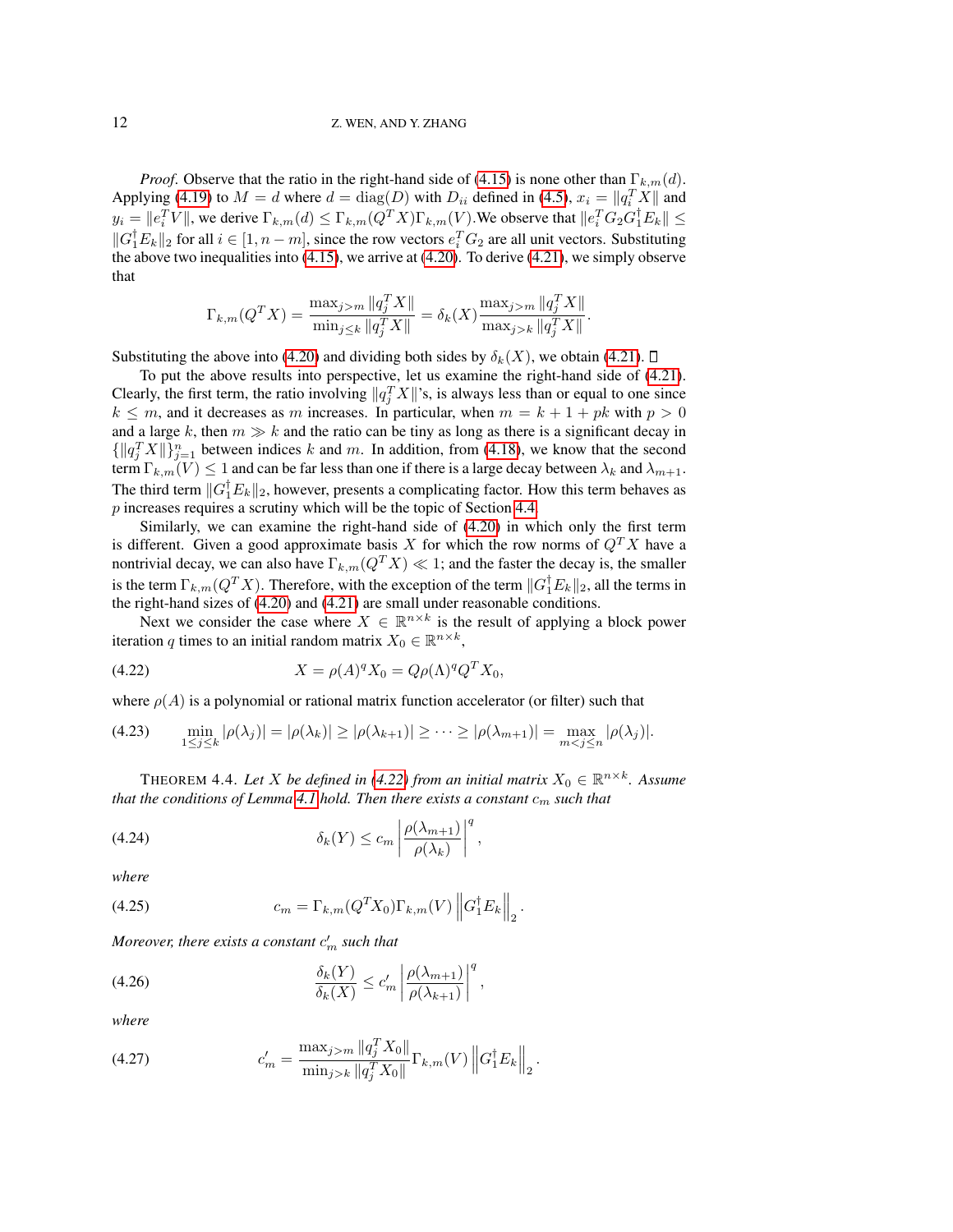*Proof*. Observe that the ratio in the right-hand side of (4.15) is none other than $\Gamma_{k,m}(d)$. Applying (4.19) to $M = d$ where $d = \mathrm{diag}(D)$ with $D_{ii}$ defined in (4.5), $x_i = \|q_i^T X\|$ and $y_i = \|e_i^T V\|$, we derive $\Gamma_{k,m}(d) \le \Gamma_{k,m}(Q^T X)\Gamma_{k,m}(V)$.We observe that $\|e_i^T G_2 G_1^\dagger E_k\| \le \|G_1^\dagger E_k\|_2$ for all $i \in [1, n-m]$, since the row vectors $e_i^T G_2$ are all unit vectors. Substituting the above two inequalities into (4.15), we arrive at (4.20). To derive (4.21), we simply observe that

$$\Gamma_{k,m}(Q^T X) = \frac{\max_{j>m} \|q_j^T X\|}{\min_{j\le k} \|q_j^T X\|} = \delta_k(X)\frac{\max_{j>m} \|q_j^T X\|}{\max_{j>k} \|q_j^T X\|}.$$

Substituting the above into (4.20) and dividing both sides by $\delta_k(X)$, we obtain (4.21). ◻

To put the above results into perspective, let us examine the right-hand side of (4.21). Clearly, the first term, the ratio involving $\|q_j^T X\|$'s, is always less than or equal to one since $k \le m$, and it decreases as $m$ increases. In particular, when $m = k + 1 + pk$ with $p > 0$ and a large $k$, then $m \gg k$ and the ratio can be tiny as long as there is a significant decay in $\{\|q_j^T X\|\}_{j=1}^n$ between indices $k$ and $m$. In addition, from (4.18), we know that the second term $\Gamma_{k,m}(V) \le 1$ and can be far less than one if there is a large decay between $\lambda_k$ and $\lambda_{m+1}$. The third term $\|G_1^\dagger E_k\|_2$, however, presents a complicating factor. How this term behaves as $p$ increases requires a scrutiny which will be the topic of Section 4.4.

Similarly, we can examine the right-hand side of (4.20) in which only the first term is different. Given a good approximate basis $X$ for which the row norms of $Q^T X$ have a nontrivial decay, we can also have $\Gamma_{k,m}(Q^T X) \ll 1$; and the faster the decay is, the smaller is the term $\Gamma_{k,m}(Q^T X)$. Therefore, with the exception of the term $\|G_1^\dagger E_k\|_2$, all the terms in the right-hand sizes of (4.20) and (4.21) are small under reasonable conditions.

Next we consider the case where $X \in \mathbb{R}^{n\times k}$ is the result of applying a block power iteration $q$ times to an initial random matrix $X_0 \in \mathbb{R}^{n\times k}$,

$$X = \rho(A)^q X_0 = Q\rho(\Lambda)^q Q^T X_0, \tag{4.22}$$

where $\rho(A)$ is a polynomial or rational matrix function accelerator (or filter) such that

$$\min_{1\le j\le k} |\rho(\lambda_j)| = |\rho(\lambda_k)| \ge |\rho(\lambda_{k+1})| \ge \cdots \ge |\rho(\lambda_{m+1})| = \max_{m<j\le n} |\rho(\lambda_j)|. \tag{4.23}$$

THEOREM 4.4. *Let $X$ be defined in (4.22) from an initial matrix $X_0 \in \mathbb{R}^{n\times k}$. Assume that the conditions of Lemma 4.1 hold. Then there exists a constant $c_m$ such that*

$$\delta_k(Y) \le c_m \left|\frac{\rho(\lambda_{m+1})}{\rho(\lambda_k)}\right|^q, \tag{4.24}$$

*where*

$$c_m = \Gamma_{k,m}(Q^T X_0)\Gamma_{k,m}(V)\left\|G_1^\dagger E_k\right\|_2. \tag{4.25}$$

*Moreover, there exists a constant $c'_m$ such that*

$$\frac{\delta_k(Y)}{\delta_k(X)} \le c'_m \left|\frac{\rho(\lambda_{m+1})}{\rho(\lambda_{k+1})}\right|^q, \tag{4.26}$$

*where*

$$c'_m = \frac{\max_{j>m} \|q_j^T X_0\|}{\min_{j>k} \|q_j^T X_0\|}\Gamma_{k,m}(V)\left\|G_1^\dagger E_k\right\|_2. \tag{4.27}$$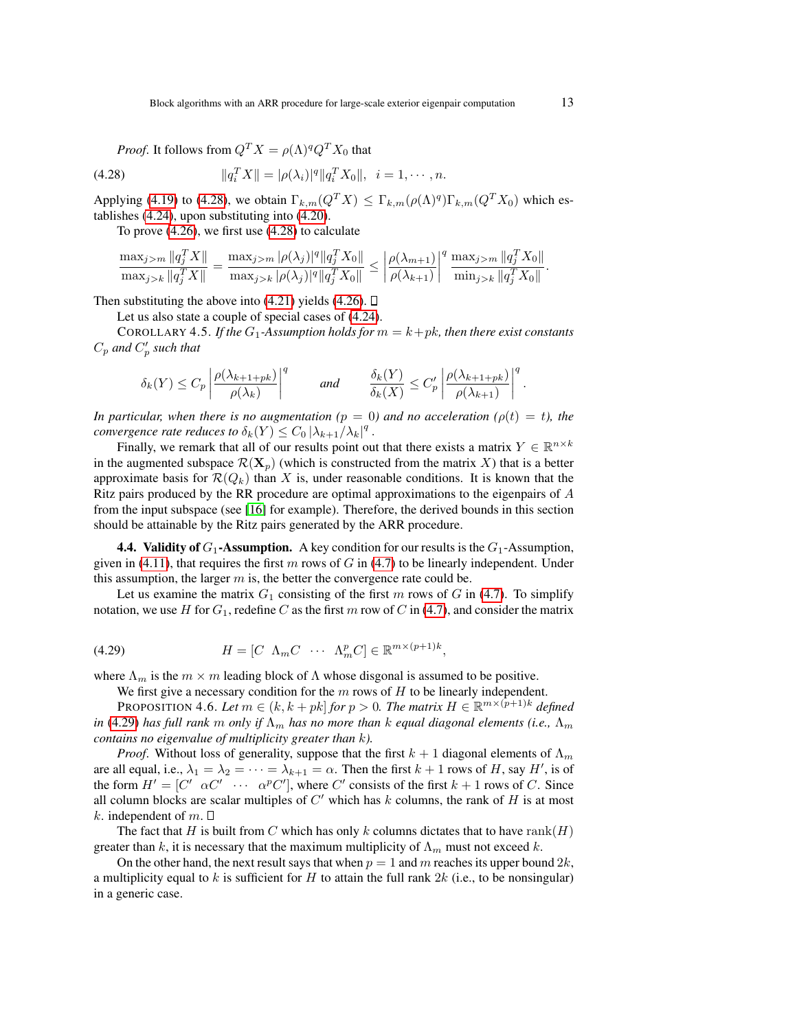*Proof.* It follows from $Q^T X = \rho(\Lambda)^q Q^T X_0$ that

$$\|q_i^T X\| = |\rho(\lambda_i)|^q \|q_i^T X_0\|, \quad i = 1, \cdots, n. \tag{4.28}$$

Applying (4.19) to (4.28), we obtain $\Gamma_{k,m}(Q^T X) \le \Gamma_{k,m}(\rho(\Lambda)^q)\Gamma_{k,m}(Q^T X_0)$ which establishes (4.24), upon substituting into (4.20).

To prove (4.26), we first use (4.28) to calculate

$$\frac{\max_{j>m} \|q_j^T X\|}{\max_{j>k} \|q_j^T X\|} = \frac{\max_{j>m} |\rho(\lambda_j)|^q \|q_j^T X_0\|}{\max_{j>k} |\rho(\lambda_j)|^q \|q_j^T X_0\|} \le \left|\frac{\rho(\lambda_{m+1})}{\rho(\lambda_{k+1})}\right|^q \frac{\max_{j>m} \|q_j^T X_0\|}{\min_{j>k} \|q_j^T X_0\|}.$$

Then substituting the above into (4.21) yields (4.26). ∎

Let us also state a couple of special cases of (4.24).

COROLLARY 4.5. *If the $G_1$-Assumption holds for $m = k+pk$, then there exist constants $C_p$ and $C_p'$ such that*

$$\delta_k(Y) \le C_p \left|\frac{\rho(\lambda_{k+1+pk})}{\rho(\lambda_k)}\right|^q \qquad \textit{and} \qquad \frac{\delta_k(Y)}{\delta_k(X)} \le C_p' \left|\frac{\rho(\lambda_{k+1+pk})}{\rho(\lambda_{k+1})}\right|^q.$$

*In particular, when there is no augmentation ($p = 0$) and no acceleration ($\rho(t) = t$), the convergence rate reduces to $\delta_k(Y) \le C_0 \, |\lambda_{k+1}/\lambda_k|^q$.*

Finally, we remark that all of our results point out that there exists a matrix $Y \in \mathbb{R}^{n\times k}$ in the augmented subspace $\mathcal{R}(\mathbf{X}_p)$ (which is constructed from the matrix $X$) that is a better approximate basis for $\mathcal{R}(Q_k)$ than $X$ is, under reasonable conditions. It is known that the Ritz pairs produced by the RR procedure are optimal approximations to the eigenpairs of $A$ from the input subspace (see [16] for example). Therefore, the derived bounds in this section should be attainable by the Ritz pairs generated by the ARR procedure.

**4.4. Validity of $G_1$-Assumption.** A key condition for our results is the $G_1$-Assumption, given in (4.11), that requires the first $m$ rows of $G$ in (4.7) to be linearly independent. Under this assumption, the larger $m$ is, the better the convergence rate could be.

Let us examine the matrix $G_1$ consisting of the first $m$ rows of $G$ in (4.7). To simplify notation, we use $H$ for $G_1$, redefine $C$ as the first $m$ row of $C$ in (4.7), and consider the matrix

$$H = [C \;\; \Lambda_m C \;\; \cdots \;\; \Lambda_m^p C] \in \mathbb{R}^{m\times(p+1)k}, \tag{4.29}$$

where $\Lambda_m$ is the $m \times m$ leading block of $\Lambda$ whose disgonal is assumed to be positive.

We first give a necessary condition for the $m$ rows of $H$ to be linearly independent.

PROPOSITION 4.6. *Let $m \in (k, k+pk]$ for $p > 0$. The matrix $H \in \mathbb{R}^{m\times(p+1)k}$ defined in (4.29) has full rank $m$ only if $\Lambda_m$ has no more than $k$ equal diagonal elements (i.e., $\Lambda_m$ contains no eigenvalue of multiplicity greater than $k$).*

*Proof.* Without loss of generality, suppose that the first $k+1$ diagonal elements of $\Lambda_m$ are all equal, i.e., $\lambda_1 = \lambda_2 = \cdots = \lambda_{k+1} = \alpha$. Then the first $k+1$ rows of $H$, say $H'$, is of the form $H' = [C' \;\; \alpha C' \;\; \cdots \;\; \alpha^p C']$, where $C'$ consists of the first $k+1$ rows of $C$. Since all column blocks are scalar multiples of $C'$ which has $k$ columns, the rank of $H$ is at most $k$. independent of $m$. ∎

The fact that $H$ is built from $C$ which has only $k$ columns dictates that to have $\operatorname{rank}(H)$ greater than $k$, it is necessary that the maximum multiplicity of $\Lambda_m$ must not exceed $k$.

On the other hand, the next result says that when $p = 1$ and $m$ reaches its upper bound $2k$, a multiplicity equal to $k$ is sufficient for $H$ to attain the full rank $2k$ (i.e., to be nonsingular) in a generic case.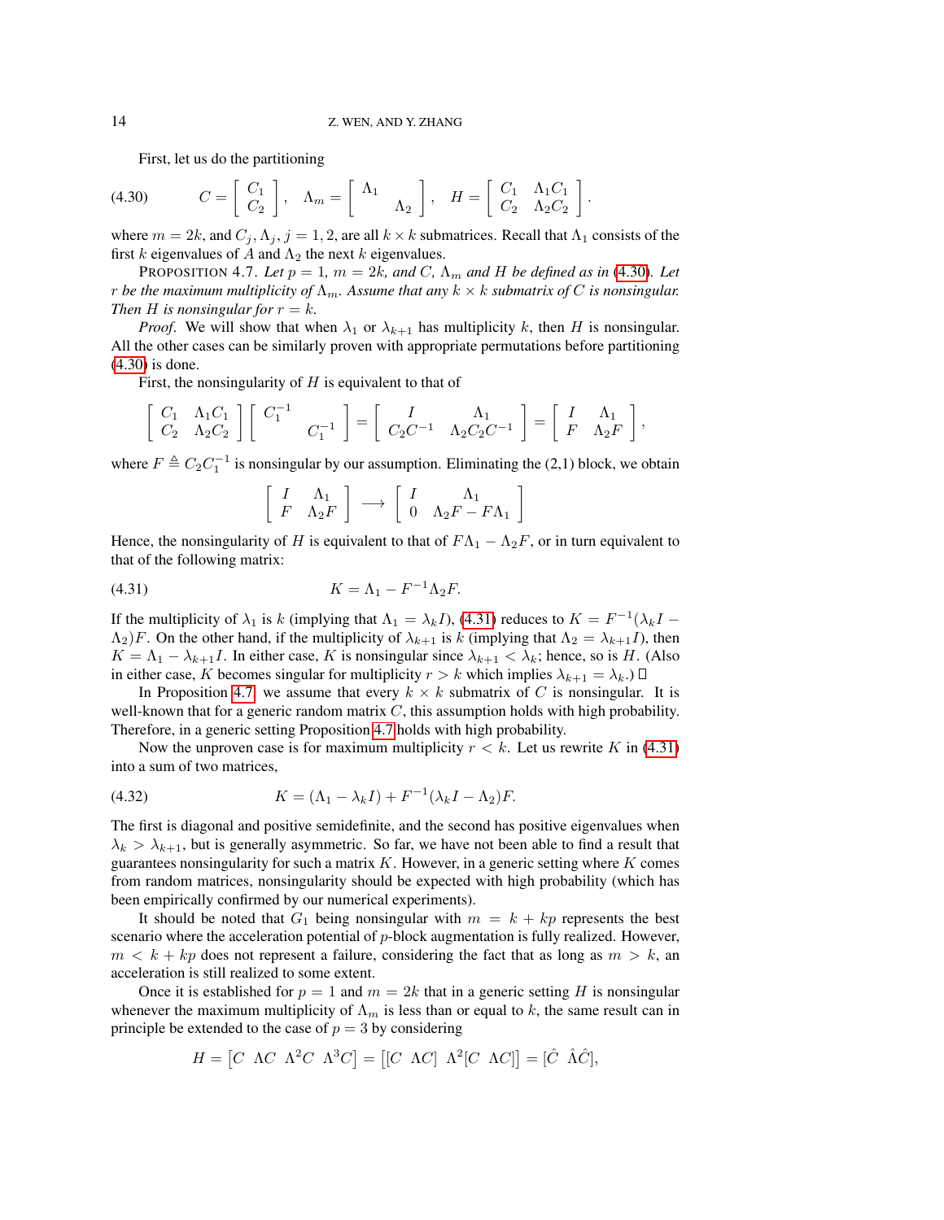First, let us do the partitioning

$$
C = \begin{bmatrix} C_1 \\ C_2 \end{bmatrix}, \quad \Lambda_m = \begin{bmatrix} \Lambda_1 & \\ & \Lambda_2 \end{bmatrix}, \quad H = \begin{bmatrix} C_1 & \Lambda_1 C_1 \\ C_2 & \Lambda_2 C_2 \end{bmatrix}. \tag{4.30}
$$

where $m = 2k$, and $C_j, \Lambda_j, j = 1, 2$, are all $k \times k$ submatrices. Recall that $\Lambda_1$ consists of the first $k$ eigenvalues of $A$ and $\Lambda_2$ the next $k$ eigenvalues.

PROPOSITION 4.7. *Let $p = 1$, $m = 2k$, and $C$, $\Lambda_m$ and $H$ be defined as in (4.30). Let $r$ be the maximum multiplicity of $\Lambda_m$. Assume that any $k \times k$ submatrix of $C$ is nonsingular. Then $H$ is nonsingular for $r = k$.*

*Proof.* We will show that when $\lambda_1$ or $\lambda_{k+1}$ has multiplicity $k$, then $H$ is nonsingular. All the other cases can be similarly proven with appropriate permutations before partitioning (4.30) is done.

First, the nonsingularity of $H$ is equivalent to that of

$$
\begin{bmatrix} C_1 & \Lambda_1 C_1 \\ C_2 & \Lambda_2 C_2 \end{bmatrix} \begin{bmatrix} C_1^{-1} & \\ & C_1^{-1} \end{bmatrix} = \begin{bmatrix} I & \Lambda_1 \\ C_2 C^{-1} & \Lambda_2 C_2 C^{-1} \end{bmatrix} = \begin{bmatrix} I & \Lambda_1 \\ F & \Lambda_2 F \end{bmatrix},
$$

where $F \triangleq C_2 C_1^{-1}$ is nonsingular by our assumption. Eliminating the (2,1) block, we obtain

$$
\begin{bmatrix} I & \Lambda_1 \\ F & \Lambda_2 F \end{bmatrix} \longrightarrow \begin{bmatrix} I & \Lambda_1 \\ 0 & \Lambda_2 F - F \Lambda_1 \end{bmatrix}
$$

Hence, the nonsingularity of $H$ is equivalent to that of $F\Lambda_1 - \Lambda_2 F$, or in turn equivalent to that of the following matrix:

$$
K = \Lambda_1 - F^{-1} \Lambda_2 F. \tag{4.31}
$$

If the multiplicity of $\lambda_1$ is $k$ (implying that $\Lambda_1 = \lambda_k I$), (4.31) reduces to $K = F^{-1}(\lambda_k I - \Lambda_2)F$. On the other hand, if the multiplicity of $\lambda_{k+1}$ is $k$ (implying that $\Lambda_2 = \lambda_{k+1} I$), then $K = \Lambda_1 - \lambda_{k+1} I$. In either case, $K$ is nonsingular since $\lambda_{k+1} < \lambda_k$; hence, so is $H$. (Also in either case, $K$ becomes singular for multiplicity $r > k$ which implies $\lambda_{k+1} = \lambda_k$.) □

In Proposition 4.7 we assume that every $k \times k$ submatrix of $C$ is nonsingular. It is well-known that for a generic random matrix $C$, this assumption holds with high probability. Therefore, in a generic setting Proposition 4.7 holds with high probability.

Now the unproven case is for maximum multiplicity $r < k$. Let us rewrite $K$ in (4.31) into a sum of two matrices,

$$
K = (\Lambda_1 - \lambda_k I) + F^{-1}(\lambda_k I - \Lambda_2)F. \tag{4.32}
$$

The first is diagonal and positive semidefinite, and the second has positive eigenvalues when $\lambda_k > \lambda_{k+1}$, but is generally asymmetric. So far, we have not been able to find a result that guarantees nonsingularity for such a matrix $K$. However, in a generic setting where $K$ comes from random matrices, nonsingularity should be expected with high probability (which has been empirically confirmed by our numerical experiments).

It should be noted that $G_1$ being nonsingular with $m = k + kp$ represents the best scenario where the acceleration potential of $p$-block augmentation is fully realized. However, $m < k + kp$ does not represent a failure, considering the fact that as long as $m > k$, an acceleration is still realized to some extent.

Once it is established for $p = 1$ and $m = 2k$ that in a generic setting $H$ is nonsingular whenever the maximum multiplicity of $\Lambda_m$ is less than or equal to $k$, the same result can in principle be extended to the case of $p = 3$ by considering

$$
H = \begin{bmatrix} C & \Lambda C & \Lambda^2 C & \Lambda^3 C \end{bmatrix} = \begin{bmatrix} [C \;\; \Lambda C] & \Lambda^2 [C \;\; \Lambda C] \end{bmatrix} = [\hat{C} \;\; \hat{\Lambda}\hat{C}],
$$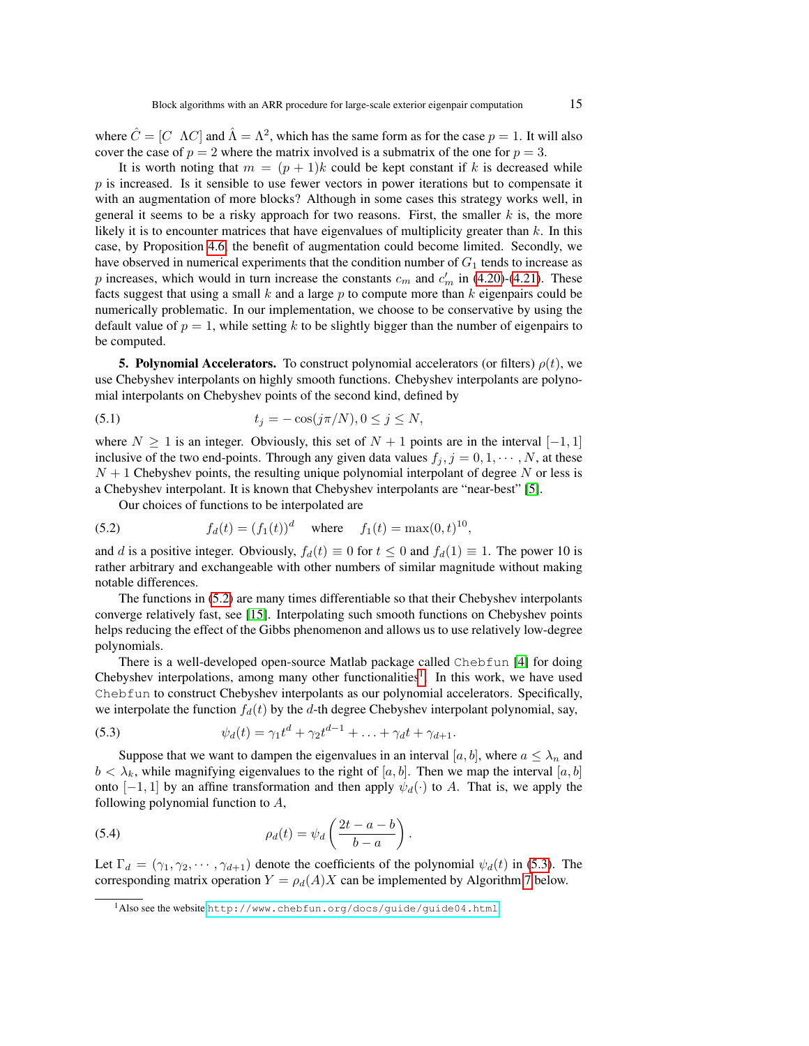where $\hat{C} = [C \;\; \Lambda C]$ and $\hat{\Lambda} = \Lambda^2$, which has the same form as for the case $p = 1$. It will also cover the case of $p = 2$ where the matrix involved is a submatrix of the one for $p = 3$.

It is worth noting that $m = (p + 1)k$ could be kept constant if $k$ is decreased while $p$ is increased. Is it sensible to use fewer vectors in power iterations but to compensate it with an augmentation of more blocks? Although in some cases this strategy works well, in general it seems to be a risky approach for two reasons. First, the smaller $k$ is, the more likely it is to encounter matrices that have eigenvalues of multiplicity greater than $k$. In this case, by Proposition 4.6, the benefit of augmentation could become limited. Secondly, we have observed in numerical experiments that the condition number of $G_1$ tends to increase as $p$ increases, which would in turn increase the constants $c_m$ and $c'_m$ in (4.20)-(4.21). These facts suggest that using a small $k$ and a large $p$ to compute more than $k$ eigenpairs could be numerically problematic. In our implementation, we choose to be conservative by using the default value of $p = 1$, while setting $k$ to be slightly bigger than the number of eigenpairs to be computed.

**5. Polynomial Accelerators.** To construct polynomial accelerators (or filters) $\rho(t)$, we use Chebyshev interpolants on highly smooth functions. Chebyshev interpolants are polynomial interpolants on Chebyshev points of the second kind, defined by

$$t_j = -\cos(j\pi/N), 0 \le j \le N, \tag{5.1}$$

where $N \ge 1$ is an integer. Obviously, this set of $N + 1$ points are in the interval $[-1, 1]$ inclusive of the two end-points. Through any given data values $f_j, j = 0, 1, \cdots, N$, at these $N + 1$ Chebyshev points, the resulting unique polynomial interpolant of degree $N$ or less is a Chebyshev interpolant. It is known that Chebyshev interpolants are "near-best" [5].

Our choices of functions to be interpolated are

$$f_d(t) = (f_1(t))^d \quad \text{where} \quad f_1(t) = \max(0, t)^{10}, \tag{5.2}$$

and $d$ is a positive integer. Obviously, $f_d(t) \equiv 0$ for $t \le 0$ and $f_d(1) \equiv 1$. The power 10 is rather arbitrary and exchangeable with other numbers of similar magnitude without making notable differences.

The functions in (5.2) are many times differentiable so that their Chebyshev interpolants converge relatively fast, see [15]. Interpolating such smooth functions on Chebyshev points helps reducing the effect of the Gibbs phenomenon and allows us to use relatively low-degree polynomials.

There is a well-developed open-source Matlab package called Chebfun [4] for doing Chebyshev interpolations, among many other functionalities[1]. In this work, we have used Chebfun to construct Chebyshev interpolants as our polynomial accelerators. Specifically, we interpolate the function $f_d(t)$ by the $d$-th degree Chebyshev interpolant polynomial, say,

$$\psi_d(t) = \gamma_1 t^d + \gamma_2 t^{d-1} + \ldots + \gamma_d t + \gamma_{d+1}. \tag{5.3}$$

Suppose that we want to dampen the eigenvalues in an interval $[a, b]$, where $a \le \lambda_n$ and $b < \lambda_k$, while magnifying eigenvalues to the right of $[a, b]$. Then we map the interval $[a, b]$ onto $[-1, 1]$ by an affine transformation and then apply $\psi_d(\cdot)$ to $A$. That is, we apply the following polynomial function to $A$,

$$\rho_d(t) = \psi_d\left(\frac{2t - a - b}{b - a}\right). \tag{5.4}$$

Let $\Gamma_d = (\gamma_1, \gamma_2, \cdots, \gamma_{d+1})$ denote the coefficients of the polynomial $\psi_d(t)$ in (5.3). The corresponding matrix operation $Y = \rho_d(A)X$ can be implemented by Algorithm 7 below.

[1] Also see the website http://www.chebfun.org/docs/guide/guide04.html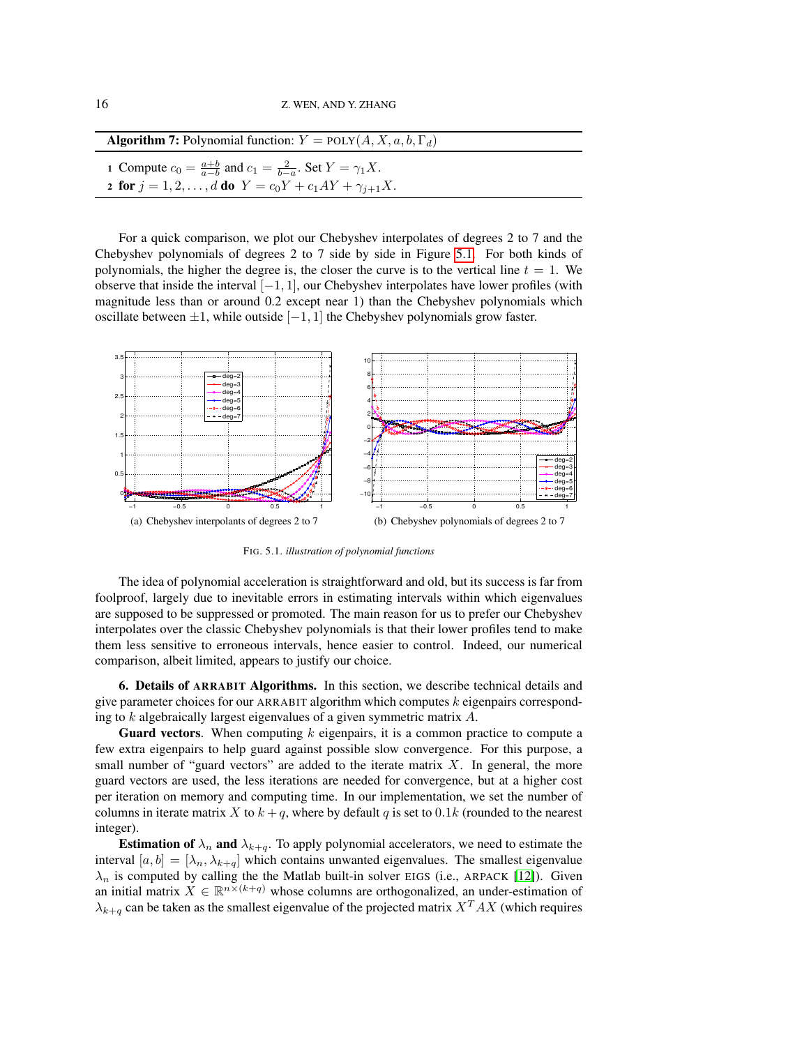**Algorithm 7:** Polynomial function: $Y = \text{POLY}(A, X, a, b, \Gamma_d)$

1 Compute $c_0 = \frac{a+b}{a-b}$ and $c_1 = \frac{2}{b-a}$. Set $Y = \gamma_1 X$.
2 **for** $j = 1, 2, \dots, d$ **do** $Y = c_0 Y + c_1 AY + \gamma_{j+1} X$.

For a quick comparison, we plot our Chebyshev interpolates of degrees 2 to 7 and the Chebyshev polynomials of degrees 2 to 7 side by side in Figure 5.1. For both kinds of polynomials, the higher the degree is, the closer the curve is to the vertical line $t = 1$. We observe that inside the interval $[-1, 1]$, our Chebyshev interpolates have lower profiles (with magnitude less than or around 0.2 except near 1) than the Chebyshev polynomials which oscillate between $\pm 1$, while outside $[-1, 1]$ the Chebyshev polynomials grow faster.

(a) Chebyshev interpolants of degrees 2 to 7

(b) Chebyshev polynomials of degrees 2 to 7

FIG. 5.1. *illustration of polynomial functions*

The idea of polynomial acceleration is straightforward and old, but its success is far from foolproof, largely due to inevitable errors in estimating intervals within which eigenvalues are supposed to be suppressed or promoted. The main reason for us to prefer our Chebyshev interpolates over the classic Chebyshev polynomials is that their lower profiles tend to make them less sensitive to erroneous intervals, hence easier to control. Indeed, our numerical comparison, albeit limited, appears to justify our choice.

## 6. Details of ARRABIT Algorithms.

In this section, we describe technical details and give parameter choices for our ARRABIT algorithm which computes $k$ eigenpairs corresponding to $k$ algebraically largest eigenvalues of a given symmetric matrix $A$.

**Guard vectors**. When computing $k$ eigenpairs, it is a common practice to compute a few extra eigenpairs to help guard against possible slow convergence. For this purpose, a small number of "guard vectors" are added to the iterate matrix $X$. In general, the more guard vectors are used, the less iterations are needed for convergence, but at a higher cost per iteration on memory and computing time. In our implementation, we set the number of columns in iterate matrix $X$ to $k + q$, where by default $q$ is set to $0.1k$ (rounded to the nearest integer).

**Estimation of $\lambda_n$ and $\lambda_{k+q}$**. To apply polynomial accelerators, we need to estimate the interval $[a, b] = [\lambda_n, \lambda_{k+q}]$ which contains unwanted eigenvalues. The smallest eigenvalue $\lambda_n$ is computed by calling the the Matlab built-in solver EIGS (i.e., ARPACK [12]). Given an initial matrix $X \in \mathbb{R}^{n \times (k+q)}$ whose columns are orthogonalized, an under-estimation of $\lambda_{k+q}$ can be taken as the smallest eigenvalue of the projected matrix $X^T AX$ (which requires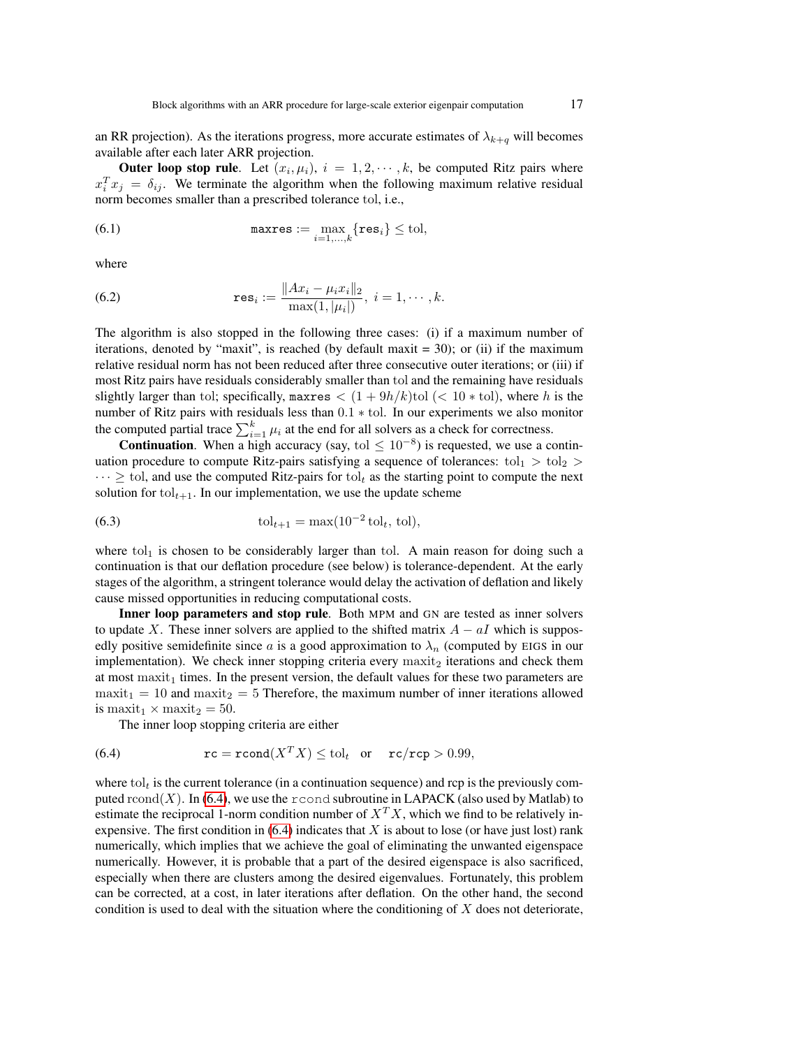an RR projection). As the iterations progress, more accurate estimates of $\lambda_{k+q}$ will becomes available after each later ARR projection.

**Outer loop stop rule**. Let $(x_i, \mu_i)$, $i = 1, 2, \cdots, k$, be computed Ritz pairs where $x_i^T x_j = \delta_{ij}$. We terminate the algorithm when the following maximum relative residual norm becomes smaller than a prescribed tolerance $\mathrm{tol}$, i.e.,

$$\texttt{maxres} := \max_{i=1,\ldots,k} \{\texttt{res}_i\} \leq \mathrm{tol}, \tag{6.1}$$

where

$$\texttt{res}_i := \frac{\|Ax_i - \mu_i x_i\|_2}{\max(1, |\mu_i|)}, \ i = 1, \cdots, k. \tag{6.2}$$

The algorithm is also stopped in the following three cases: (i) if a maximum number of iterations, denoted by "maxit", is reached (by default maxit = 30); or (ii) if the maximum relative residual norm has not been reduced after three consecutive outer iterations; or (iii) if most Ritz pairs have residuals considerably smaller than $\mathrm{tol}$ and the remaining have residuals slightly larger than $\mathrm{tol}$; specifically, $\texttt{maxres} < (1 + 9h/k)\mathrm{tol}$ $(< 10 * \mathrm{tol})$, where $h$ is the number of Ritz pairs with residuals less than $0.1 * \mathrm{tol}$. In our experiments we also monitor the computed partial trace $\sum_{i=1}^{k} \mu_i$ at the end for all solvers as a check for correctness.

**Continuation**. When a high accuracy (say, $\mathrm{tol} \leq 10^{-8}$) is requested, we use a continuation procedure to compute Ritz-pairs satisfying a sequence of tolerances: $\mathrm{tol}_1 > \mathrm{tol}_2 > \cdots \geq \mathrm{tol}$, and use the computed Ritz-pairs for $\mathrm{tol}_t$ as the starting point to compute the next solution for $\mathrm{tol}_{t+1}$. In our implementation, we use the update scheme

$$\mathrm{tol}_{t+1} = \max(10^{-2}\,\mathrm{tol}_t, \ \mathrm{tol}), \tag{6.3}$$

where $\mathrm{tol}_1$ is chosen to be considerably larger than $\mathrm{tol}$. A main reason for doing such a continuation is that our deflation procedure (see below) is tolerance-dependent. At the early stages of the algorithm, a stringent tolerance would delay the activation of deflation and likely cause missed opportunities in reducing computational costs.

**Inner loop parameters and stop rule**. Both MPM and GN are tested as inner solvers to update $X$. These inner solvers are applied to the shifted matrix $A - aI$ which is supposedly positive semidefinite since $a$ is a good approximation to $\lambda_n$ (computed by EIGS in our implementation). We check inner stopping criteria every $\mathrm{maxit}_2$ iterations and check them at most $\mathrm{maxit}_1$ times. In the present version, the default values for these two parameters are $\mathrm{maxit}_1 = 10$ and $\mathrm{maxit}_2 = 5$ Therefore, the maximum number of inner iterations allowed is $\mathrm{maxit}_1 \times \mathrm{maxit}_2 = 50$.

The inner loop stopping criteria are either

$$\texttt{rc} = \texttt{rcond}(X^T X) \leq \mathrm{tol}_t \quad \text{or} \quad \texttt{rc}/\texttt{rcp} > 0.99, \tag{6.4}$$

where $\mathrm{tol}_t$ is the current tolerance (in a continuation sequence) and rcp is the previously computed $\mathrm{rcond}(X)$. In (6.4), we use the rcond subroutine in LAPACK (also used by Matlab) to estimate the reciprocal 1-norm condition number of $X^T X$, which we find to be relatively inexpensive. The first condition in (6.4) indicates that $X$ is about to lose (or have just lost) rank numerically, which implies that we achieve the goal of eliminating the unwanted eigenspace numerically. However, it is probable that a part of the desired eigenspace is also sacrificed, especially when there are clusters among the desired eigenvalues. Fortunately, this problem can be corrected, at a cost, in later iterations after deflation. On the other hand, the second condition is used to deal with the situation where the conditioning of $X$ does not deteriorate,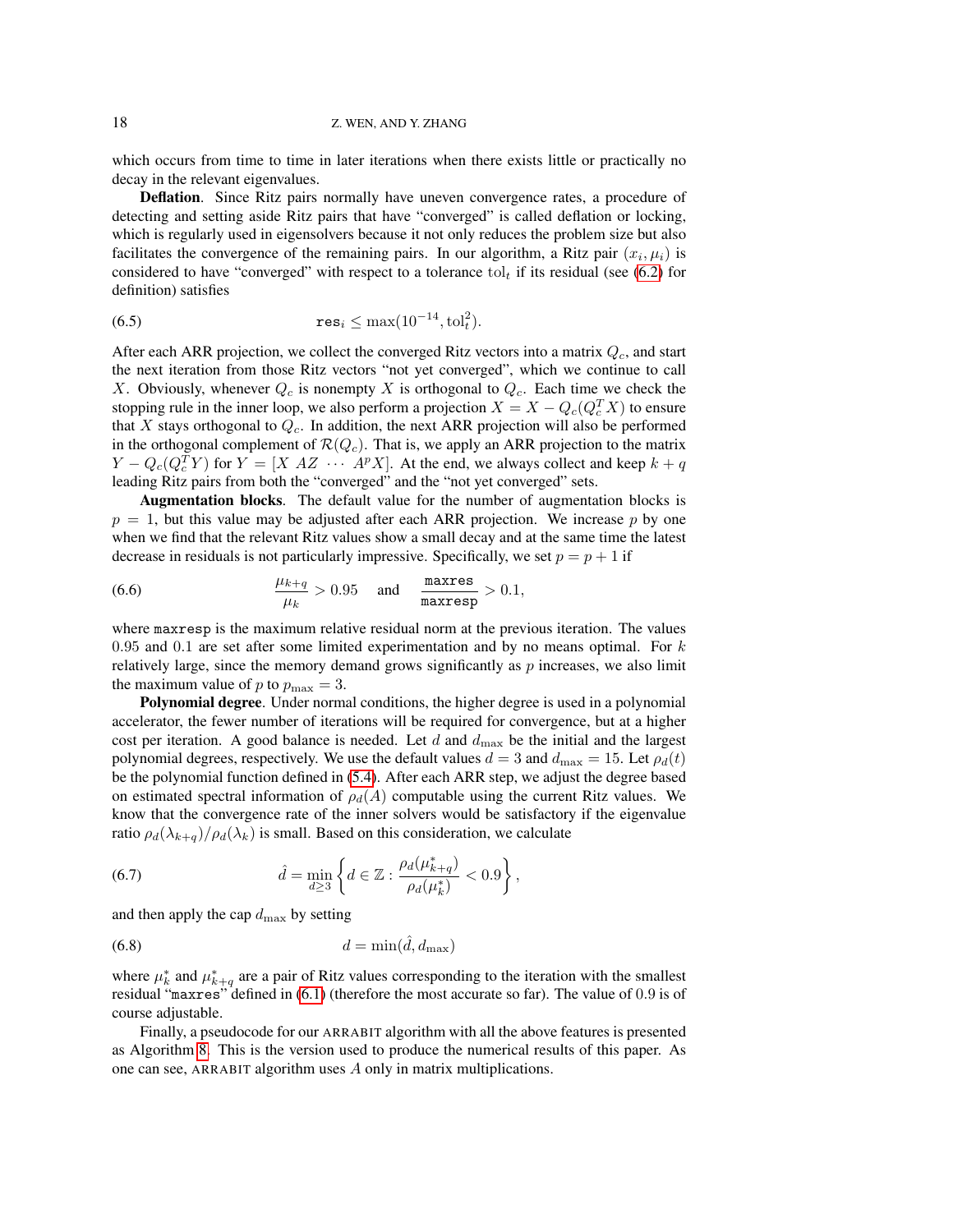which occurs from time to time in later iterations when there exists little or practically no decay in the relevant eigenvalues.

**Deflation**. Since Ritz pairs normally have uneven convergence rates, a procedure of detecting and setting aside Ritz pairs that have "converged" is called deflation or locking, which is regularly used in eigensolvers because it not only reduces the problem size but also facilitates the convergence of the remaining pairs. In our algorithm, a Ritz pair $(x_i, \mu_i)$ is considered to have "converged" with respect to a tolerance $\mathrm{tol}_t$ if its residual (see (6.2) for definition) satisfies

$$\texttt{res}_i \le \max(10^{-14}, \mathrm{tol}_t^2). \tag{6.5}$$

After each ARR projection, we collect the converged Ritz vectors into a matrix $Q_c$, and start the next iteration from those Ritz vectors "not yet converged", which we continue to call $X$. Obviously, whenever $Q_c$ is nonempty $X$ is orthogonal to $Q_c$. Each time we check the stopping rule in the inner loop, we also perform a projection $X = X - Q_c(Q_c^T X)$ to ensure that $X$ stays orthogonal to $Q_c$. In addition, the next ARR projection will also be performed in the orthogonal complement of $\mathcal{R}(Q_c)$. That is, we apply an ARR projection to the matrix $Y - Q_c(Q_c^T Y)$ for $Y = [X \;\; AZ \;\; \cdots \;\; A^p X]$. At the end, we always collect and keep $k + q$ leading Ritz pairs from both the "converged" and the "not yet converged" sets.

**Augmentation blocks**. The default value for the number of augmentation blocks is $p = 1$, but this value may be adjusted after each ARR projection. We increase $p$ by one when we find that the relevant Ritz values show a small decay and at the same time the latest decrease in residuals is not particularly impressive. Specifically, we set $p = p + 1$ if

$$\frac{\mu_{k+q}}{\mu_k} > 0.95 \quad \text{and} \quad \frac{\texttt{maxres}}{\texttt{maxresp}} > 0.1, \tag{6.6}$$

where `maxresp` is the maximum relative residual norm at the previous iteration. The values 0.95 and 0.1 are set after some limited experimentation and by no means optimal. For $k$ relatively large, since the memory demand grows significantly as $p$ increases, we also limit the maximum value of $p$ to $p_{\max} = 3$.

**Polynomial degree**. Under normal conditions, the higher degree is used in a polynomial accelerator, the fewer number of iterations will be required for convergence, but at a higher cost per iteration. A good balance is needed. Let $d$ and $d_{\max}$ be the initial and the largest polynomial degrees, respectively. We use the default values $d = 3$ and $d_{\max} = 15$. Let $\rho_d(t)$ be the polynomial function defined in (5.4). After each ARR step, we adjust the degree based on estimated spectral information of $\rho_d(A)$ computable using the current Ritz values. We know that the convergence rate of the inner solvers would be satisfactory if the eigenvalue ratio $\rho_d(\lambda_{k+q})/\rho_d(\lambda_k)$ is small. Based on this consideration, we calculate

$$\hat{d} = \min_{d \ge 3} \left\{ d \in \mathbb{Z} : \frac{\rho_d(\mu_{k+q}^*)}{\rho_d(\mu_k^*)} < 0.9 \right\}, \tag{6.7}$$

and then apply the cap $d_{\max}$ by setting

$$d = \min(\hat{d}, d_{\max}) \tag{6.8}$$

where $\mu_k^*$ and $\mu_{k+q}^*$ are a pair of Ritz values corresponding to the iteration with the smallest residual "`maxres`" defined in (6.1) (therefore the most accurate so far). The value of 0.9 is of course adjustable.

Finally, a pseudocode for our ARRABIT algorithm with all the above features is presented as Algorithm 8. This is the version used to produce the numerical results of this paper. As one can see, ARRABIT algorithm uses $A$ only in matrix multiplications.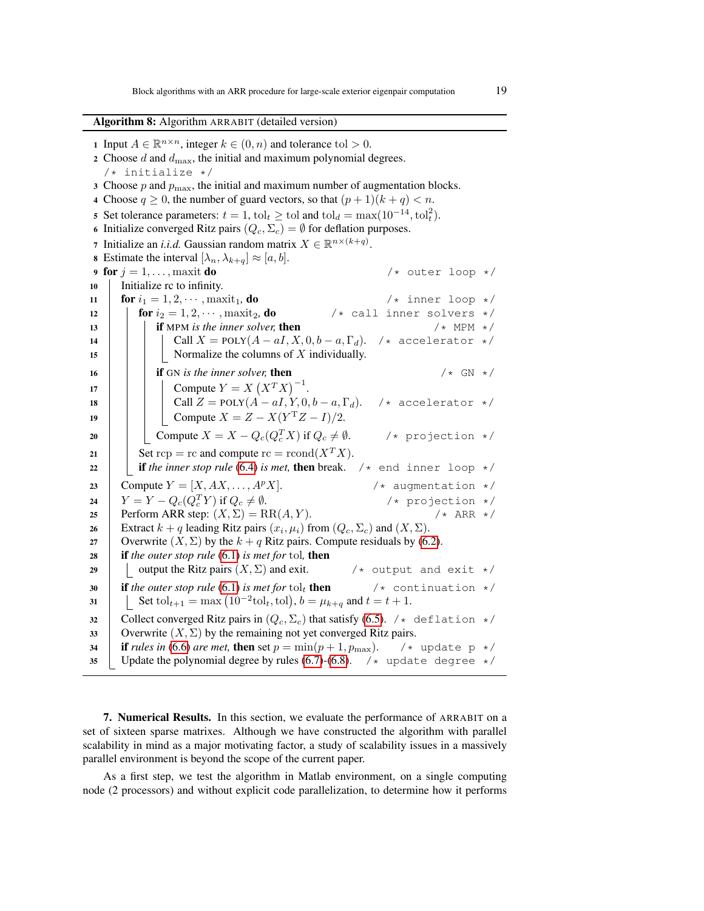**Algorithm 8:** Algorithm ARRABIT (detailed version)

```
1  Input A ∈ ℝ^{n×n}, integer k ∈ (0, n) and tolerance tol > 0.
2  Choose d and d_max, the initial and maximum polynomial degrees.
   /* initialize */
3  Choose p and p_max, the initial and maximum number of augmentation blocks.
4  Choose q ≥ 0, the number of guard vectors, so that (p + 1)(k + q) < n.
5  Set tolerance parameters: t = 1, tol_t ≥ tol and tol_d = max(10^{-14}, tol_t^2).
6  Initialize converged Ritz pairs (Q_c, Σ_c) = ∅ for deflation purposes.
7  Initialize an i.i.d. Gaussian random matrix X ∈ ℝ^{n×(k+q)}.
8  Estimate the interval [λ_n, λ_{k+q}] ≈ [a, b].
9  for j = 1, ..., maxit do                                   /* outer loop */
10     Initialize rc to infinity.
11     for i_1 = 1, 2, ..., maxit_1, do                       /* inner loop */
12         for i_2 = 1, 2, ..., maxit_2, do                   /* call inner solvers */
13             if MPM is the inner solver, then               /* MPM */
14                 Call X = POLY(A − aI, X, 0, b − a, Γ_d).   /* accelerator */
15                 Normalize the columns of X individually.
16             if GN is the inner solver, then                /* GN */
17                 Compute Y = X (X^T X)^{-1}.
18                 Call Z = POLY(A − aI, Y, 0, b − a, Γ_d).   /* accelerator */
19                 Compute X = Z − X(Y^T Z − I)/2.
20             Compute X = X − Q_c(Q_c^T X) if Q_c ≠ ∅.       /* projection */
21         Set rcp = rc and compute rc = rcond(X^T X).
22         if the inner stop rule (6.4) is met, then break.   /* end inner loop */
23     Compute Y = [X, AX, ..., A^p X].                       /* augmentation */
24     Y = Y − Q_c(Q_c^T Y) if Q_c ≠ ∅.                       /* projection */
25     Perform ARR step: (X, Σ) = RR(A, Y).                   /* ARR */
26     Extract k + q leading Ritz pairs (x_i, μ_i) from (Q_c, Σ_c) and (X, Σ).
27     Overwrite (X, Σ) by the k + q Ritz pairs. Compute residuals by (6.2).
28     if the outer stop rule (6.1) is met for tol, then
29         output the Ritz pairs (X, Σ) and exit.             /* output and exit */
30     if the outer stop rule (6.1) is met for tol_t then     /* continuation */
31         Set tol_{t+1} = max(10^{-2} tol_t, tol), b = μ_{k+q} and t = t + 1.
32     Collect converged Ritz pairs in (Q_c, Σ_c) that satisfy (6.5).  /* deflation */
33     Overwrite (X, Σ) by the remaining not yet converged Ritz pairs.
34     if rules in (6.6) are met, then set p = min(p + 1, p_max).      /* update p */
35     Update the polynomial degree by rules (6.7)-(6.8).     /* update degree */
```

**7. Numerical Results.** In this section, we evaluate the performance of ARRABIT on a set of sixteen sparse matrixes. Although we have constructed the algorithm with parallel scalability in mind as a major motivating factor, a study of scalability issues in a massively parallel environment is beyond the scope of the current paper.

As a first step, we test the algorithm in Matlab environment, on a single computing node (2 processors) and without explicit code parallelization, to determine how it performs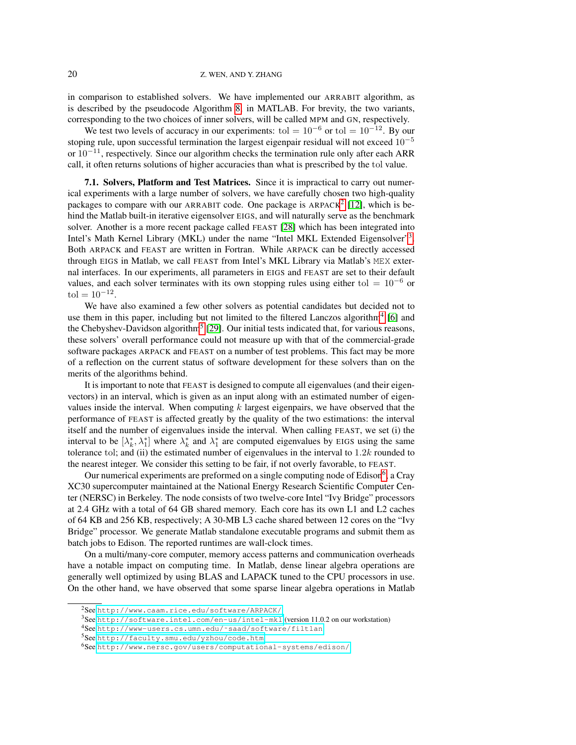in comparison to established solvers. We have implemented our ARRABIT algorithm, as is described by the pseudocode Algorithm 8, in MATLAB. For brevity, the two variants, corresponding to the two choices of inner solvers, will be called MPM and GN, respectively.

We test two levels of accuracy in our experiments: $\text{tol} = 10^{-6}$ or $\text{tol} = 10^{-12}$. By our stoping rule, upon successful termination the largest eigenpair residual will not exceed $10^{-5}$ or $10^{-11}$, respectively. Since our algorithm checks the termination rule only after each ARR call, it often returns solutions of higher accuracies than what is prescribed by the tol value.

**7.1. Solvers, Platform and Test Matrices.** Since it is impractical to carry out numerical experiments with a large number of solvers, we have carefully chosen two high-quality packages to compare with our ARRABIT code. One package is ARPACK[2] [12], which is behind the Matlab built-in iterative eigensolver EIGS, and will naturally serve as the benchmark solver. Another is a more recent package called FEAST [28] which has been integrated into Intel's Math Kernel Library (MKL) under the name "Intel MKL Extended Eigensolver"[3]. Both ARPACK and FEAST are written in Fortran. While ARPACK can be directly accessed through EIGS in Matlab, we call FEAST from Intel's MKL Library via Matlab's MEX external interfaces. In our experiments, all parameters in EIGS and FEAST are set to their default values, and each solver terminates with its own stopping rules using either $\text{tol} = 10^{-6}$ or $\text{tol} = 10^{-12}$.

We have also examined a few other solvers as potential candidates but decided not to use them in this paper, including but not limited to the filtered Lanczos algorithm[4] [6] and the Chebyshev-Davidson algorithm[5] [29]. Our initial tests indicated that, for various reasons, these solvers' overall performance could not measure up with that of the commercial-grade software packages ARPACK and FEAST on a number of test problems. This fact may be more of a reflection on the current status of software development for these solvers than on the merits of the algorithms behind.

It is important to note that FEAST is designed to compute all eigenvalues (and their eigenvectors) in an interval, which is given as an input along with an estimated number of eigenvalues inside the interval. When computing $k$ largest eigenpairs, we have observed that the performance of FEAST is affected greatly by the quality of the two estimations: the interval itself and the number of eigenvalues inside the interval. When calling FEAST, we set (i) the interval to be $[\lambda_k^*, \lambda_1^*]$ where $\lambda_k^*$ and $\lambda_1^*$ are computed eigenvalues by EIGS using the same tolerance tol; and (ii) the estimated number of eigenvalues in the interval to $1.2k$ rounded to the nearest integer. We consider this setting to be fair, if not overly favorable, to FEAST.

Our numerical experiments are preformed on a single computing node of Edison[6], a Cray XC30 supercomputer maintained at the National Energy Research Scientific Computer Center (NERSC) in Berkeley. The node consists of two twelve-core Intel "Ivy Bridge" processors at 2.4 GHz with a total of 64 GB shared memory. Each core has its own L1 and L2 caches of 64 KB and 256 KB, respectively; A 30-MB L3 cache shared between 12 cores on the "Ivy Bridge" processor. We generate Matlab standalone executable programs and submit them as batch jobs to Edison. The reported runtimes are wall-clock times.

On a multi/many-core computer, memory access patterns and communication overheads have a notable impact on computing time. In Matlab, dense linear algebra operations are generally well optimized by using BLAS and LAPACK tuned to the CPU processors in use. On the other hand, we have observed that some sparse linear algebra operations in Matlab

[2] See http://www.caam.rice.edu/software/ARPACK/

[3] See http://software.intel.com/en-us/intel-mkl (version 11.0.2 on our workstation)

[4] See http://www-users.cs.umn.edu/~saad/software/filtlan

[5] See http://faculty.smu.edu/yzhou/code.htm

[6] See http://www.nersc.gov/users/computational-systems/edison/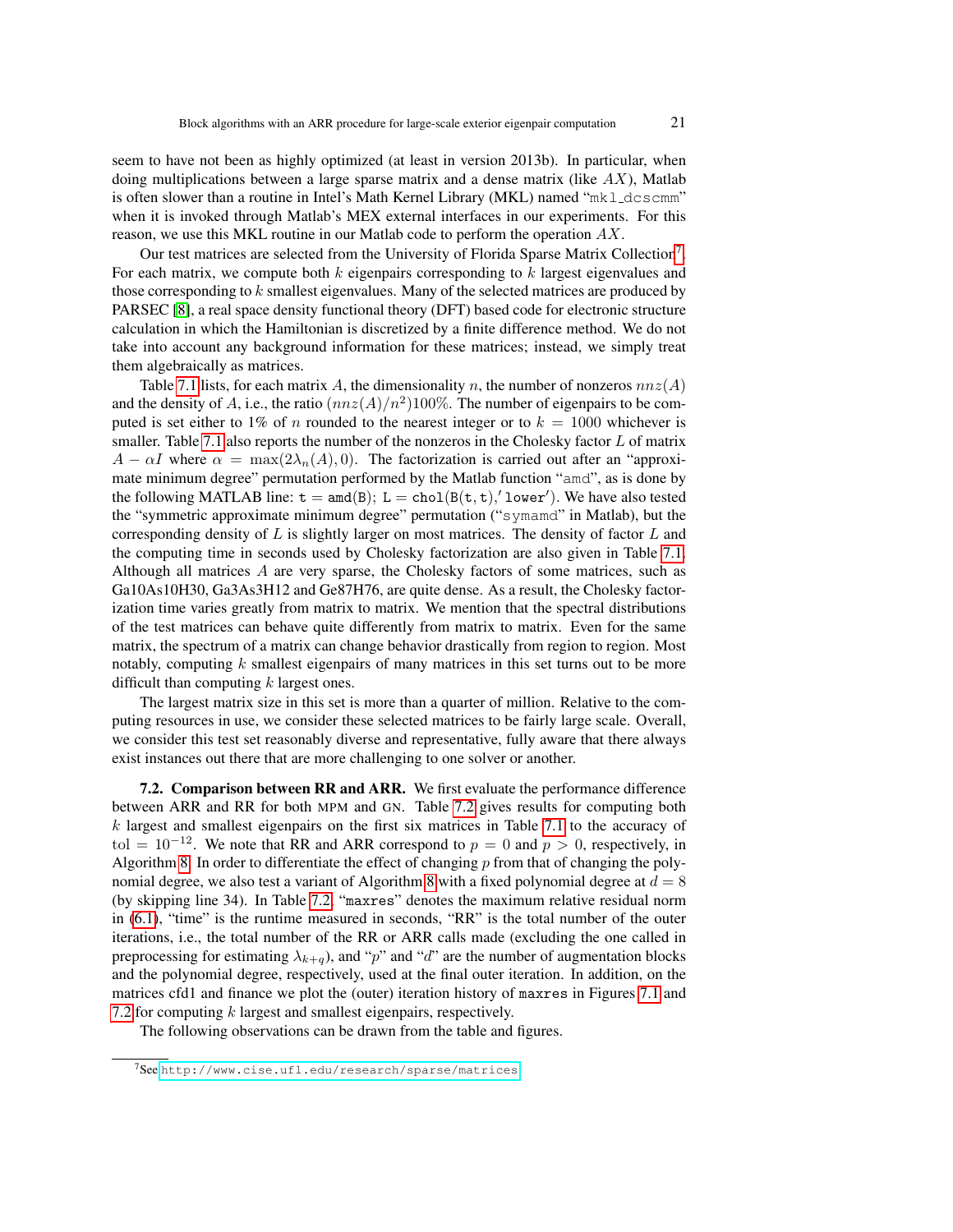seem to have not been as highly optimized (at least in version 2013b). In particular, when doing multiplications between a large sparse matrix and a dense matrix (like $AX$), Matlab is often slower than a routine in Intel's Math Kernel Library (MKL) named "mkl_dcscmm" when it is invoked through Matlab's MEX external interfaces in our experiments. For this reason, we use this MKL routine in our Matlab code to perform the operation $AX$.

Our test matrices are selected from the University of Florida Sparse Matrix Collection[7]. For each matrix, we compute both $k$ eigenpairs corresponding to $k$ largest eigenvalues and those corresponding to $k$ smallest eigenvalues. Many of the selected matrices are produced by PARSEC [8], a real space density functional theory (DFT) based code for electronic structure calculation in which the Hamiltonian is discretized by a finite difference method. We do not take into account any background information for these matrices; instead, we simply treat them algebraically as matrices.

Table 7.1 lists, for each matrix $A$, the dimensionality $n$, the number of nonzeros $nnz(A)$ and the density of $A$, i.e., the ratio $(nnz(A)/n^2)100\%$. The number of eigenpairs to be computed is set either to 1% of $n$ rounded to the nearest integer or to $k = 1000$ whichever is smaller. Table 7.1 also reports the number of the nonzeros in the Cholesky factor $L$ of matrix $A - \alpha I$ where $\alpha = \max(2\lambda_n(A), 0)$. The factorization is carried out after an "approximate minimum degree" permutation performed by the Matlab function "amd", as is done by the following MATLAB line: $\mathtt{t = amd(B);\ L = chol(B(t,t),'lower')}$. We have also tested the "symmetric approximate minimum degree" permutation ("symamd" in Matlab), but the corresponding density of $L$ is slightly larger on most matrices. The density of factor $L$ and the computing time in seconds used by Cholesky factorization are also given in Table 7.1. Although all matrices $A$ are very sparse, the Cholesky factors of some matrices, such as Ga10As10H30, Ga3As3H12 and Ge87H76, are quite dense. As a result, the Cholesky factorization time varies greatly from matrix to matrix. We mention that the spectral distributions of the test matrices can behave quite differently from matrix to matrix. Even for the same matrix, the spectrum of a matrix can change behavior drastically from region to region. Most notably, computing $k$ smallest eigenpairs of many matrices in this set turns out to be more difficult than computing $k$ largest ones.

The largest matrix size in this set is more than a quarter of million. Relative to the computing resources in use, we consider these selected matrices to be fairly large scale. Overall, we consider this test set reasonably diverse and representative, fully aware that there always exist instances out there that are more challenging to one solver or another.

**7.2. Comparison between RR and ARR.** We first evaluate the performance difference between ARR and RR for both MPM and GN. Table 7.2 gives results for computing both $k$ largest and smallest eigenpairs on the first six matrices in Table 7.1 to the accuracy of $\mathrm{tol} = 10^{-12}$. We note that RR and ARR correspond to $p = 0$ and $p > 0$, respectively, in Algorithm 8. In order to differentiate the effect of changing $p$ from that of changing the polynomial degree, we also test a variant of Algorithm 8 with a fixed polynomial degree at $d = 8$ (by skipping line 34). In Table 7.2 "maxres" denotes the maximum relative residual norm in (6.1), "time" is the runtime measured in seconds, "RR" is the total number of the outer iterations, i.e., the total number of the RR or ARR calls made (excluding the one called in preprocessing for estimating $\lambda_{k+q}$), and "$p$" and "$d$" are the number of augmentation blocks and the polynomial degree, respectively, used at the final outer iteration. In addition, on the matrices cfd1 and finance we plot the (outer) iteration history of maxres in Figures 7.1 and 7.2 for computing $k$ largest and smallest eigenpairs, respectively.

The following observations can be drawn from the table and figures.

[7] See http://www.cise.ufl.edu/research/sparse/matrices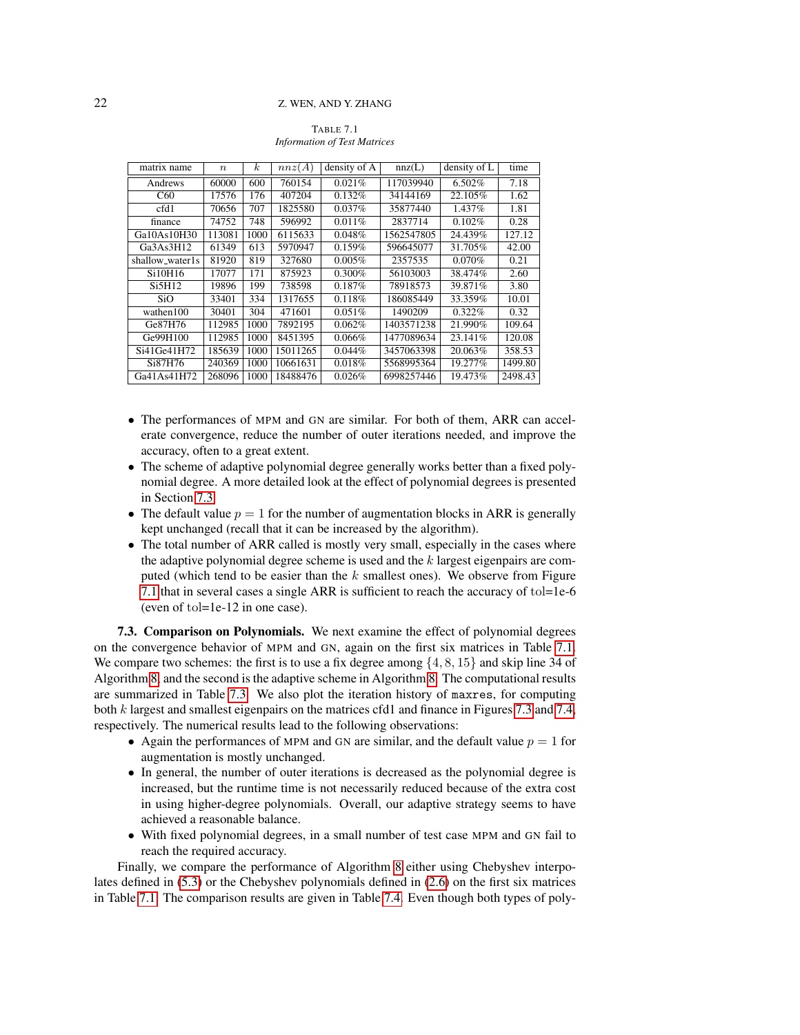TABLE 7.1
*Information of Test Matrices*

| matrix name | $n$ | $k$ | $nnz(A)$ | density of A | nnz(L) | density of L | time |
|---|---|---|---|---|---|---|---|
| Andrews | 60000 | 600 | 760154 | 0.021% | 117039940 | 6.502% | 7.18 |
| C60 | 17576 | 176 | 407204 | 0.132% | 34144169 | 22.105% | 1.62 |
| cfd1 | 70656 | 707 | 1825580 | 0.037% | 35877440 | 1.437% | 1.81 |
| finance | 74752 | 748 | 596992 | 0.011% | 2837714 | 0.102% | 0.28 |
| Ga10As10H30 | 113081 | 1000 | 6115633 | 0.048% | 1562547805 | 24.439% | 127.12 |
| Ga3As3H12 | 61349 | 613 | 5970947 | 0.159% | 596645077 | 31.705% | 42.00 |
| shallow_water1s | 81920 | 819 | 327680 | 0.005% | 2357535 | 0.070% | 0.21 |
| Si10H16 | 17077 | 171 | 875923 | 0.300% | 56103003 | 38.474% | 2.60 |
| Si5H12 | 19896 | 199 | 738598 | 0.187% | 78918573 | 39.871% | 3.80 |
| SiO | 33401 | 334 | 1317655 | 0.118% | 186085449 | 33.359% | 10.01 |
| wathen100 | 30401 | 304 | 471601 | 0.051% | 1490209 | 0.322% | 0.32 |
| Ge87H76 | 112985 | 1000 | 7892195 | 0.062% | 1403571238 | 21.990% | 109.64 |
| Ge99H100 | 112985 | 1000 | 8451395 | 0.066% | 1477089634 | 23.141% | 120.08 |
| Si41Ge41H72 | 185639 | 1000 | 15011265 | 0.044% | 3457063398 | 20.063% | 358.53 |
| Si87H76 | 240369 | 1000 | 10661631 | 0.018% | 5568995364 | 19.277% | 1499.80 |
| Ga41As41H72 | 268096 | 1000 | 18488476 | 0.026% | 6998257446 | 19.473% | 2498.43 |

- The performances of MPM and GN are similar. For both of them, ARR can accelerate convergence, reduce the number of outer iterations needed, and improve the accuracy, often to a great extent.
- The scheme of adaptive polynomial degree generally works better than a fixed polynomial degree. A more detailed look at the effect of polynomial degrees is presented in Section 7.3.
- The default value $p = 1$ for the number of augmentation blocks in ARR is generally kept unchanged (recall that it can be increased by the algorithm).
- The total number of ARR called is mostly very small, especially in the cases where the adaptive polynomial degree scheme is used and the $k$ largest eigenpairs are computed (which tend to be easier than the $k$ smallest ones). We observe from Figure 7.1 that in several cases a single ARR is sufficient to reach the accuracy of tol=1e-6 (even of tol=1e-12 in one case).

**7.3. Comparison on Polynomials.** We next examine the effect of polynomial degrees on the convergence behavior of MPM and GN, again on the first six matrices in Table 7.1. We compare two schemes: the first is to use a fix degree among $\{4, 8, 15\}$ and skip line 34 of Algorithm 8, and the second is the adaptive scheme in Algorithm 8. The computational results are summarized in Table 7.3. We also plot the iteration history of `maxres`, for computing both $k$ largest and smallest eigenpairs on the matrices cfd1 and finance in Figures 7.3 and 7.4, respectively. The numerical results lead to the following observations:

- Again the performances of MPM and GN are similar, and the default value $p = 1$ for augmentation is mostly unchanged.
- In general, the number of outer iterations is decreased as the polynomial degree is increased, but the runtime time is not necessarily reduced because of the extra cost in using higher-degree polynomials. Overall, our adaptive strategy seems to have achieved a reasonable balance.
- With fixed polynomial degrees, in a small number of test case MPM and GN fail to reach the required accuracy.

Finally, we compare the performance of Algorithm 8 either using Chebyshev interpolates defined in (5.3) or the Chebyshev polynomials defined in (2.6) on the first six matrices in Table 7.1. The comparison results are given in Table 7.4. Even though both types of poly-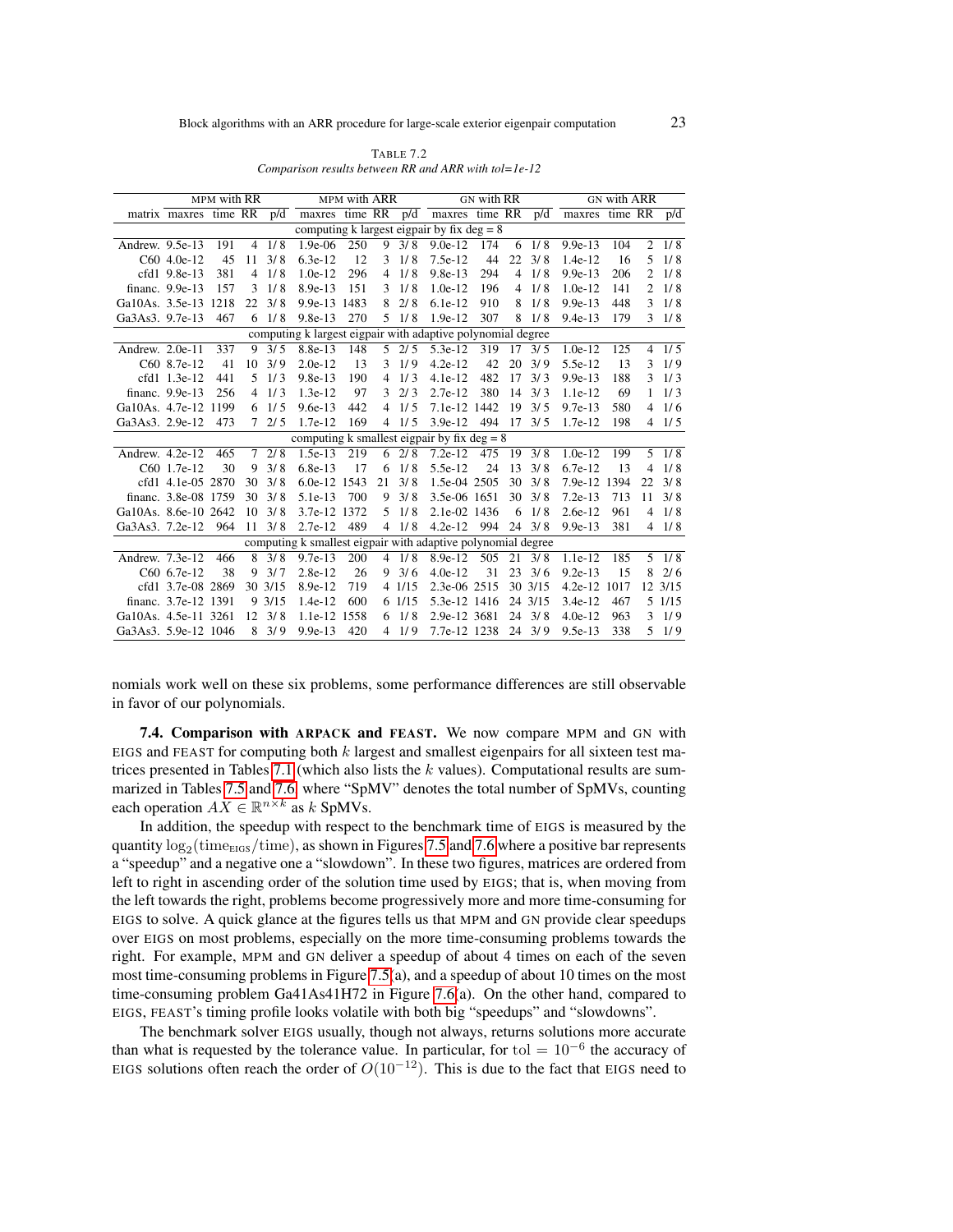TABLE 7.2
*Comparison results between RR and ARR with tol=1e-12*

| | MPM with RR | | | | MPM with ARR | | | | GN with RR | | | | GN with ARR | | | |
|---|---|---|---|---|---|---|---|---|---|---|---|---|---|---|---|---|
| matrix | maxres | time | RR | p/d | maxres | time | RR | p/d | maxres | time | RR | p/d | maxres | time | RR | p/d |
| computing k largest eigpair by fix deg = 8 | | | | | | | | | | | | | | | | |
| Andrew. | 9.5e-13 | 191 | 4 | 1/8 | 1.9e-06 | 250 | 9 | 3/8 | 9.0e-12 | 174 | 6 | 1/8 | 9.9e-13 | 104 | 2 | 1/8 |
| C60 | 4.0e-12 | 45 | 11 | 3/8 | 6.3e-12 | 12 | 3 | 1/8 | 7.5e-12 | 44 | 22 | 3/8 | 1.4e-12 | 16 | 5 | 1/8 |
| cfd1 | 9.8e-13 | 381 | 4 | 1/8 | 1.0e-12 | 296 | 4 | 1/8 | 9.8e-13 | 294 | 4 | 1/8 | 9.9e-13 | 206 | 2 | 1/8 |
| financ. | 9.9e-13 | 157 | 3 | 1/8 | 8.9e-13 | 151 | 3 | 1/8 | 1.0e-12 | 196 | 4 | 1/8 | 1.0e-12 | 141 | 2 | 1/8 |
| Ga10As. | 3.5e-13 | 1218 | 22 | 3/8 | 9.9e-13 | 1483 | 8 | 2/8 | 6.1e-12 | 910 | 8 | 1/8 | 9.9e-13 | 448 | 3 | 1/8 |
| Ga3As3. | 9.7e-13 | 467 | 6 | 1/8 | 9.8e-13 | 270 | 5 | 1/8 | 1.9e-12 | 307 | 8 | 1/8 | 9.4e-13 | 179 | 3 | 1/8 |
| computing k largest eigpair with adaptive polynomial degree | | | | | | | | | | | | | | | | |
| Andrew. | 2.0e-11 | 337 | 9 | 3/5 | 8.8e-13 | 148 | 5 | 2/5 | 5.3e-12 | 319 | 17 | 3/5 | 1.0e-12 | 125 | 4 | 1/5 |
| C60 | 8.7e-12 | 41 | 10 | 3/9 | 2.0e-12 | 13 | 3 | 1/9 | 4.2e-12 | 42 | 20 | 3/9 | 5.5e-12 | 13 | 3 | 1/9 |
| cfd1 | 1.3e-12 | 441 | 5 | 1/3 | 9.8e-13 | 190 | 4 | 1/3 | 4.1e-12 | 482 | 17 | 3/3 | 9.9e-13 | 188 | 3 | 1/3 |
| financ. | 9.9e-13 | 256 | 4 | 1/3 | 1.3e-12 | 97 | 3 | 2/3 | 2.7e-12 | 380 | 14 | 3/3 | 1.1e-12 | 69 | 1 | 1/3 |
| Ga10As. | 4.7e-12 | 1199 | 6 | 1/5 | 9.6e-13 | 442 | 4 | 1/5 | 7.1e-12 | 1442 | 19 | 3/5 | 9.7e-13 | 580 | 4 | 1/6 |
| Ga3As3. | 2.9e-12 | 473 | 7 | 2/5 | 1.7e-12 | 169 | 4 | 1/5 | 3.9e-12 | 494 | 17 | 3/5 | 1.7e-12 | 198 | 4 | 1/5 |
| computing k smallest eigpair by fix deg = 8 | | | | | | | | | | | | | | | | |
| Andrew. | 4.2e-12 | 465 | 7 | 2/8 | 1.5e-13 | 219 | 6 | 2/8 | 7.2e-12 | 475 | 19 | 3/8 | 1.0e-12 | 199 | 5 | 1/8 |
| C60 | 1.7e-12 | 30 | 9 | 3/8 | 6.8e-13 | 17 | 6 | 1/8 | 5.5e-12 | 24 | 13 | 3/8 | 6.7e-12 | 13 | 4 | 1/8 |
| cfd1 | 4.1e-05 | 2870 | 30 | 3/8 | 6.0e-12 | 1543 | 21 | 3/8 | 1.5e-04 | 2505 | 30 | 3/8 | 7.9e-12 | 1394 | 22 | 3/8 |
| financ. | 3.8e-08 | 1759 | 30 | 3/8 | 5.1e-13 | 700 | 9 | 3/8 | 3.5e-06 | 1651 | 30 | 3/8 | 7.2e-13 | 713 | 11 | 3/8 |
| Ga10As. | 8.6e-10 | 2642 | 10 | 3/8 | 3.7e-12 | 1372 | 5 | 1/8 | 2.1e-02 | 1436 | 6 | 1/8 | 2.6e-12 | 961 | 4 | 1/8 |
| Ga3As3. | 7.2e-12 | 964 | 11 | 3/8 | 2.7e-12 | 489 | 4 | 1/8 | 4.2e-12 | 994 | 24 | 3/8 | 9.9e-13 | 381 | 4 | 1/8 |
| computing k smallest eigpair with adaptive polynomial degree | | | | | | | | | | | | | | | | |
| Andrew. | 7.3e-12 | 466 | 8 | 3/8 | 9.7e-13 | 200 | 4 | 1/8 | 8.9e-12 | 505 | 21 | 3/8 | 1.1e-12 | 185 | 5 | 1/8 |
| C60 | 6.7e-12 | 38 | 9 | 3/7 | 2.8e-12 | 26 | 9 | 3/6 | 4.0e-12 | 31 | 23 | 3/6 | 9.2e-13 | 15 | 8 | 2/6 |
| cfd1 | 3.7e-08 | 2869 | 30 | 3/15 | 8.9e-12 | 719 | 4 | 1/15 | 2.3e-06 | 2515 | 30 | 3/15 | 4.2e-12 | 1017 | 12 | 3/15 |
| financ. | 3.7e-12 | 1391 | 9 | 3/15 | 1.4e-12 | 600 | 6 | 1/15 | 5.3e-12 | 1416 | 24 | 3/15 | 3.4e-12 | 467 | 5 | 1/15 |
| Ga10As. | 4.5e-11 | 3261 | 12 | 3/8 | 1.1e-12 | 1558 | 6 | 1/8 | 2.9e-12 | 3681 | 24 | 3/8 | 4.0e-12 | 963 | 3 | 1/9 |
| Ga3As3. | 5.9e-12 | 1046 | 8 | 3/9 | 9.9e-13 | 420 | 4 | 1/9 | 7.7e-12 | 1238 | 24 | 3/9 | 9.5e-13 | 338 | 5 | 1/9 |

nomials work well on these six problems, some performance differences are still observable in favor of our polynomials.

**7.4. Comparison with ARPACK and FEAST.** We now compare MPM and GN with EIGS and FEAST for computing both $k$ largest and smallest eigenpairs for all sixteen test matrices presented in Tables 7.1 (which also lists the $k$ values). Computational results are summarized in Tables 7.5 and 7.6 where "SpMV" denotes the total number of SpMVs, counting each operation $AX \in \mathbb{R}^{n\times k}$ as $k$ SpMVs.

In addition, the speedup with respect to the benchmark time of EIGS is measured by the quantity $\log_2(\text{time}_{\text{EIGS}}/\text{time})$, as shown in Figures 7.5 and 7.6 where a positive bar represents a "speedup" and a negative one a "slowdown". In these two figures, matrices are ordered from left to right in ascending order of the solution time used by EIGS; that is, when moving from the left towards the right, problems become progressively more and more time-consuming for EIGS to solve. A quick glance at the figures tells us that MPM and GN provide clear speedups over EIGS on most problems, especially on the more time-consuming problems towards the right. For example, MPM and GN deliver a speedup of about 4 times on each of the seven most time-consuming problems in Figure 7.5(a), and a speedup of about 10 times on the most time-consuming problem Ga41As41H72 in Figure 7.6(a). On the other hand, compared to EIGS, FEAST's timing profile looks volatile with both big "speedups" and "slowdowns".

The benchmark solver EIGS usually, though not always, returns solutions more accurate than what is requested by the tolerance value. In particular, for $\text{tol} = 10^{-6}$ the accuracy of EIGS solutions often reach the order of $O(10^{-12})$. This is due to the fact that EIGS need to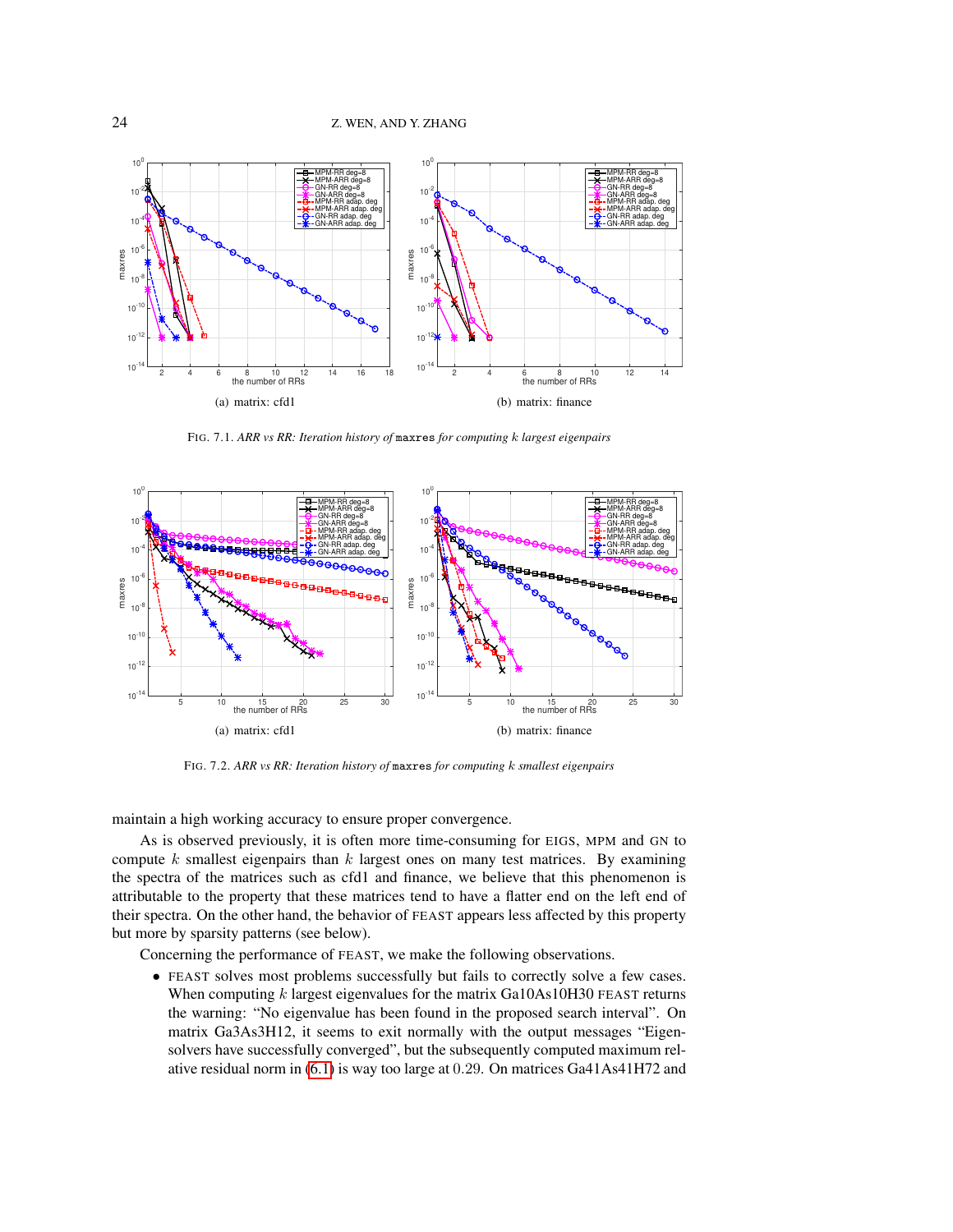(a) matrix: cfd1

(b) matrix: finance

FIG. 7.1. *ARR vs RR: Iteration history of* `maxres` *for computing $k$ largest eigenpairs*

(a) matrix: cfd1

(b) matrix: finance

FIG. 7.2. *ARR vs RR: Iteration history of* `maxres` *for computing $k$ smallest eigenpairs*

maintain a high working accuracy to ensure proper convergence.

As is observed previously, it is often more time-consuming for EIGS, MPM and GN to compute $k$ smallest eigenpairs than $k$ largest ones on many test matrices. By examining the spectra of the matrices such as cfd1 and finance, we believe that this phenomenon is attributable to the property that these matrices tend to have a flatter end on the left end of their spectra. On the other hand, the behavior of FEAST appears less affected by this property but more by sparsity patterns (see below).

Concerning the performance of FEAST, we make the following observations.

- FEAST solves most problems successfully but fails to correctly solve a few cases. When computing $k$ largest eigenvalues for the matrix Ga10As10H30 FEAST returns the warning: "No eigenvalue has been found in the proposed search interval". On matrix Ga3As3H12, it seems to exit normally with the output messages "Eigensolvers have successfully converged", but the subsequently computed maximum relative residual norm in (6.1) is way too large at $0.29$. On matrices Ga41As41H72 and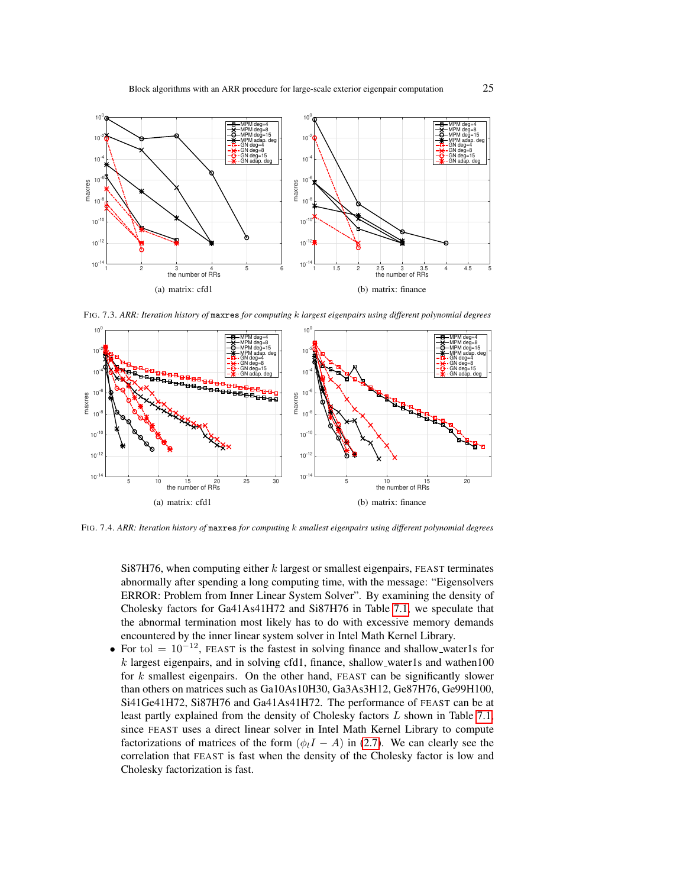(a) matrix: cfd1

(b) matrix: finance

FIG. 7.3. *ARR: Iteration history of* `maxres` *for computing $k$ largest eigenpairs using different polynomial degrees*

(a) matrix: cfd1

(b) matrix: finance

FIG. 7.4. *ARR: Iteration history of* `maxres` *for computing $k$ smallest eigenpairs using different polynomial degrees*

Si87H76, when computing either $k$ largest or smallest eigenpairs, FEAST terminates abnormally after spending a long computing time, with the message: "Eigensolvers ERROR: Problem from Inner Linear System Solver". By examining the density of Cholesky factors for Ga41As41H72 and Si87H76 in Table 7.1, we speculate that the abnormal termination most likely has to do with excessive memory demands encountered by the inner linear system solver in Intel Math Kernel Library.

- For $\mathrm{tol} = 10^{-12}$, FEAST is the fastest in solving finance and shallow_water1s for $k$ largest eigenpairs, and in solving cfd1, finance, shallow_water1s and wathen100 for $k$ smallest eigenpairs. On the other hand, FEAST can be significantly slower than others on matrices such as Ga10As10H30, Ga3As3H12, Ge87H76, Ge99H100, Si41Ge41H72, Si87H76 and Ga41As41H72. The performance of FEAST can be at least partly explained from the density of Cholesky factors $L$ shown in Table 7.1, since FEAST uses a direct linear solver in Intel Math Kernel Library to compute factorizations of matrices of the form $(\phi_l I - A)$ in (2.7). We can clearly see the correlation that FEAST is fast when the density of the Cholesky factor is low and Cholesky factorization is fast.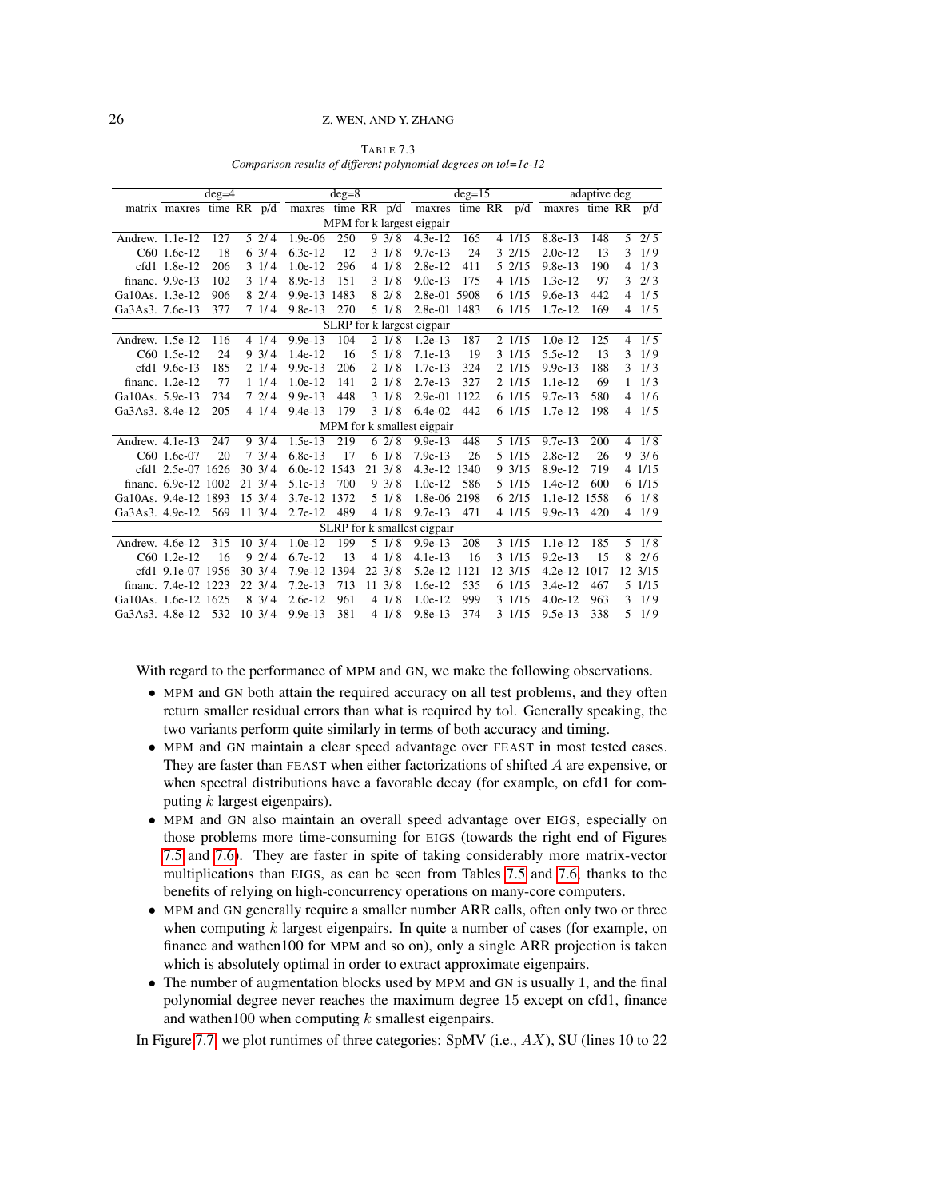TABLE 7.3
*Comparison results of different polynomial degrees on tol=1e-12*

| | deg=4 | | | | deg=8 | | | | deg=15 | | | | adaptive deg | | | |
|---|---|---|---|---|---|---|---|---|---|---|---|---|---|---|---|---|
| matrix | maxres | time | RR | p/d | maxres | time | RR | p/d | maxres | time | RR | p/d | maxres | time | RR | p/d |
| MPM for k largest eigpair | | | | | | | | | | | | | | | | |
| Andrew. | 1.1e-12 | 127 | 5 | 2/ 4 | 1.9e-06 | 250 | 9 | 3/ 8 | 4.3e-12 | 165 | 4 | 1/15 | 8.8e-13 | 148 | 5 | 2/ 5 |
| C60 | 1.6e-12 | 18 | 6 | 3/ 4 | 6.3e-12 | 12 | 3 | 1/ 8 | 9.7e-13 | 24 | 3 | 2/15 | 2.0e-12 | 13 | 3 | 1/ 9 |
| cfd1 | 1.8e-12 | 206 | 3 | 1/ 4 | 1.0e-12 | 296 | 4 | 1/ 8 | 2.8e-12 | 411 | 5 | 2/15 | 9.8e-13 | 190 | 4 | 1/ 3 |
| financ. | 9.9e-13 | 102 | 3 | 1/ 4 | 8.9e-13 | 151 | 3 | 1/ 8 | 9.0e-13 | 175 | 4 | 1/15 | 1.3e-12 | 97 | 3 | 2/ 3 |
| Ga10As. | 1.3e-12 | 906 | 8 | 2/ 4 | 9.9e-13 | 1483 | 8 | 2/ 8 | 2.8e-01 | 5908 | 6 | 1/15 | 9.6e-13 | 442 | 4 | 1/ 5 |
| Ga3As3. | 7.6e-13 | 377 | 7 | 1/ 4 | 9.8e-13 | 270 | 5 | 1/ 8 | 2.8e-01 | 1483 | 6 | 1/15 | 1.7e-12 | 169 | 4 | 1/ 5 |
| SLRP for k largest eigpair | | | | | | | | | | | | | | | | |
| Andrew. | 1.5e-12 | 116 | 4 | 1/ 4 | 9.9e-13 | 104 | 2 | 1/ 8 | 1.2e-13 | 187 | 2 | 1/15 | 1.0e-12 | 125 | 4 | 1/ 5 |
| C60 | 1.5e-12 | 24 | 9 | 3/ 4 | 1.4e-12 | 16 | 5 | 1/ 8 | 7.1e-13 | 19 | 3 | 1/15 | 5.5e-12 | 13 | 3 | 1/ 9 |
| cfd1 | 9.6e-13 | 185 | 2 | 1/ 4 | 9.9e-13 | 206 | 2 | 1/ 8 | 1.7e-13 | 324 | 2 | 1/15 | 9.9e-13 | 188 | 3 | 1/ 3 |
| financ. | 1.2e-12 | 77 | 1 | 1/ 4 | 1.0e-12 | 141 | 2 | 1/ 8 | 2.7e-13 | 327 | 2 | 1/15 | 1.1e-12 | 69 | 1 | 1/ 3 |
| Ga10As. | 5.9e-13 | 734 | 7 | 2/ 4 | 9.9e-13 | 448 | 3 | 1/ 8 | 2.9e-01 | 1122 | 6 | 1/15 | 9.7e-13 | 580 | 4 | 1/ 6 |
| Ga3As3. | 8.4e-12 | 205 | 4 | 1/ 4 | 9.4e-13 | 179 | 3 | 1/ 8 | 6.4e-02 | 442 | 6 | 1/15 | 1.7e-12 | 198 | 4 | 1/ 5 |
| MPM for k smallest eigpair | | | | | | | | | | | | | | | | |
| Andrew. | 4.1e-13 | 247 | 9 | 3/ 4 | 1.5e-13 | 219 | 6 | 2/ 8 | 9.9e-13 | 448 | 5 | 1/15 | 9.7e-13 | 200 | 4 | 1/ 8 |
| C60 | 1.6e-07 | 20 | 7 | 3/ 4 | 6.8e-13 | 17 | 6 | 1/ 8 | 7.9e-13 | 26 | 5 | 1/15 | 2.8e-12 | 26 | 9 | 3/ 6 |
| cfd1 | 2.5e-07 | 1626 | 30 | 3/ 4 | 6.0e-12 | 1543 | 21 | 3/ 8 | 4.3e-12 | 1340 | 9 | 3/15 | 8.9e-12 | 719 | 4 | 1/15 |
| financ. | 6.9e-12 | 1002 | 21 | 3/ 4 | 5.1e-13 | 700 | 9 | 3/ 8 | 1.0e-12 | 586 | 5 | 1/15 | 1.4e-12 | 600 | 6 | 1/15 |
| Ga10As. | 9.4e-12 | 1893 | 15 | 3/ 4 | 3.7e-12 | 1372 | 5 | 1/ 8 | 1.8e-06 | 2198 | 6 | 2/15 | 1.1e-12 | 1558 | 6 | 1/ 8 |
| Ga3As3. | 4.9e-12 | 569 | 11 | 3/ 4 | 2.7e-12 | 489 | 4 | 1/ 8 | 9.7e-13 | 471 | 4 | 1/15 | 9.9e-13 | 420 | 4 | 1/ 9 |
| SLRP for k smallest eigpair | | | | | | | | | | | | | | | | |
| Andrew. | 4.6e-12 | 315 | 10 | 3/ 4 | 1.0e-12 | 199 | 5 | 1/ 8 | 9.9e-13 | 208 | 3 | 1/15 | 1.1e-12 | 185 | 5 | 1/ 8 |
| C60 | 1.2e-12 | 16 | 9 | 2/ 4 | 6.7e-12 | 13 | 4 | 1/ 8 | 4.1e-13 | 16 | 3 | 1/15 | 9.2e-13 | 15 | 8 | 2/ 6 |
| cfd1 | 9.1e-07 | 1956 | 30 | 3/ 4 | 7.9e-12 | 1394 | 22 | 3/ 8 | 5.2e-12 | 1121 | 12 | 3/15 | 4.2e-12 | 1017 | 12 | 3/15 |
| financ. | 7.4e-12 | 1223 | 22 | 3/ 4 | 7.2e-13 | 713 | 11 | 3/ 8 | 1.6e-12 | 535 | 6 | 1/15 | 3.4e-12 | 467 | 5 | 1/15 |
| Ga10As. | 1.6e-12 | 1625 | 8 | 3/ 4 | 2.6e-12 | 961 | 4 | 1/ 8 | 1.0e-12 | 999 | 3 | 1/15 | 4.0e-12 | 963 | 3 | 1/ 9 |
| Ga3As3. | 4.8e-12 | 532 | 10 | 3/ 4 | 9.9e-13 | 381 | 4 | 1/ 8 | 9.8e-13 | 374 | 3 | 1/15 | 9.5e-13 | 338 | 5 | 1/ 9 |

With regard to the performance of MPM and GN, we make the following observations.

- MPM and GN both attain the required accuracy on all test problems, and they often return smaller residual errors than what is required by tol. Generally speaking, the two variants perform quite similarly in terms of both accuracy and timing.
- MPM and GN maintain a clear speed advantage over FEAST in most tested cases. They are faster than FEAST when either factorizations of shifted $A$ are expensive, or when spectral distributions have a favorable decay (for example, on cfd1 for computing $k$ largest eigenpairs).
- MPM and GN also maintain an overall speed advantage over EIGS, especially on those problems more time-consuming for EIGS (towards the right end of Figures 7.5 and 7.6). They are faster in spite of taking considerably more matrix-vector multiplications than EIGS, as can be seen from Tables 7.5 and 7.6, thanks to the benefits of relying on high-concurrency operations on many-core computers.
- MPM and GN generally require a smaller number ARR calls, often only two or three when computing $k$ largest eigenpairs. In quite a number of cases (for example, on finance and wathen100 for MPM and so on), only a single ARR projection is taken which is absolutely optimal in order to extract approximate eigenpairs.
- The number of augmentation blocks used by MPM and GN is usually 1, and the final polynomial degree never reaches the maximum degree 15 except on cfd1, finance and wathen100 when computing $k$ smallest eigenpairs.

In Figure 7.7, we plot runtimes of three categories: SpMV (i.e., $AX$), SU (lines 10 to 22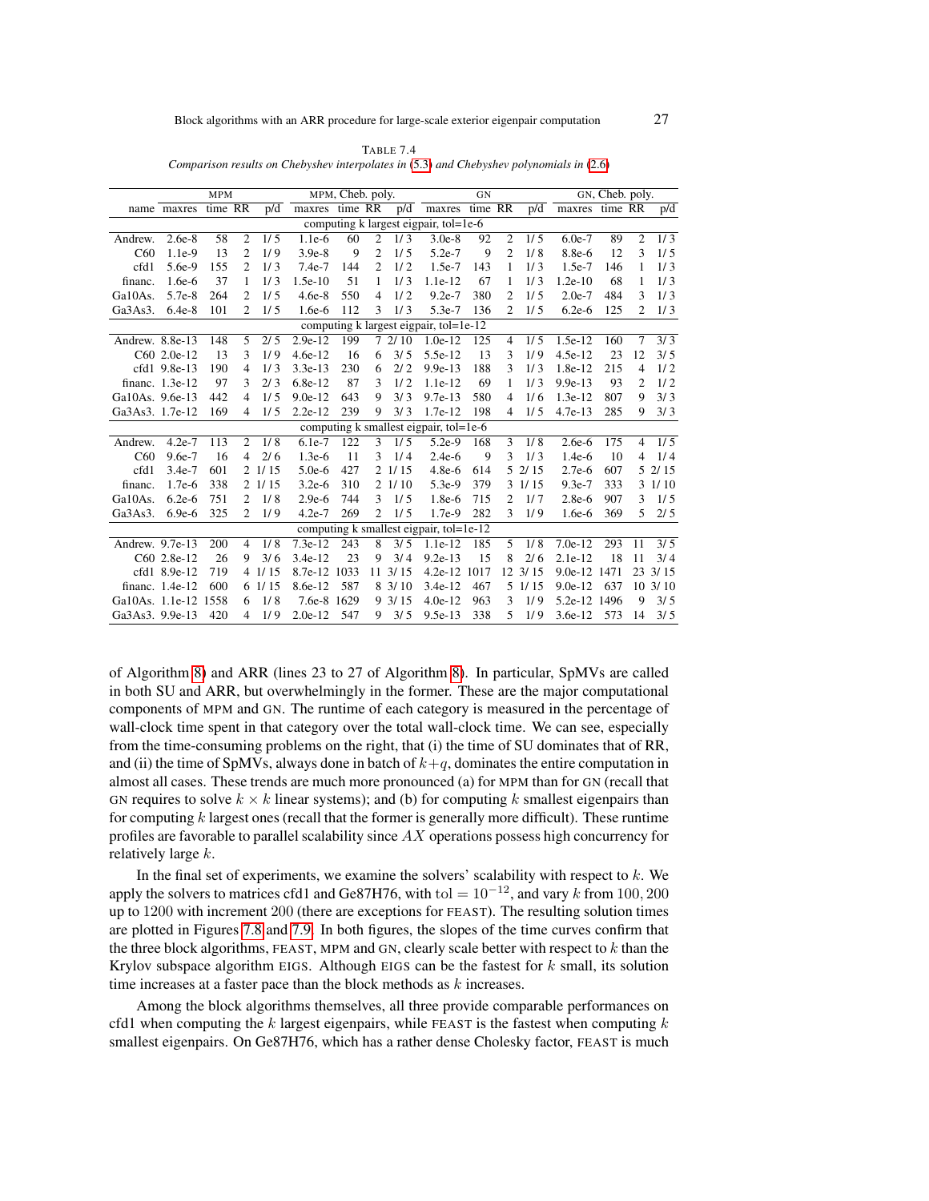TABLE 7.4
*Comparison results on Chebyshev interpolates in (5.3) and Chebyshev polynomials in (2.6)*

| | MPM | | | | MPM, Cheb. poly. | | | | GN | | | | GN, Cheb. poly. | | | |
|---|---|---|---|---|---|---|---|---|---|---|---|---|---|---|---|---|
| name | maxres | time | RR | p/d | maxres | time | RR | p/d | maxres | time | RR | p/d | maxres | time | RR | p/d |
| computing k largest eigpair, tol=1e-6 | | | | | | | | | | | | | | | | |
| Andrew. | 2.6e-8 | 58 | 2 | 1/ 5 | 1.1e-6 | 60 | 2 | 1/ 3 | 3.0e-8 | 92 | 2 | 1/ 5 | 6.0e-7 | 89 | 2 | 1/ 3 |
| C60 | 1.1e-9 | 13 | 2 | 1/ 9 | 3.9e-8 | 9 | 2 | 1/ 5 | 5.2e-7 | 9 | 2 | 1/ 8 | 8.8e-6 | 12 | 3 | 1/ 5 |
| cfd1 | 5.6e-9 | 155 | 2 | 1/ 3 | 7.4e-7 | 144 | 2 | 1/ 2 | 1.5e-7 | 143 | 1 | 1/ 3 | 1.5e-7 | 146 | 1 | 1/ 3 |
| financ. | 1.6e-6 | 37 | 1 | 1/ 3 | 1.5e-10 | 51 | 1 | 1/ 3 | 1.1e-12 | 67 | 1 | 1/ 3 | 1.2e-10 | 68 | 1 | 1/ 3 |
| Ga10As. | 5.7e-8 | 264 | 2 | 1/ 5 | 4.6e-8 | 550 | 4 | 1/ 2 | 9.2e-7 | 380 | 2 | 1/ 5 | 2.0e-7 | 484 | 3 | 1/ 3 |
| Ga3As3. | 6.4e-8 | 101 | 2 | 1/ 5 | 1.6e-6 | 112 | 3 | 1/ 3 | 5.3e-7 | 136 | 2 | 1/ 5 | 6.2e-6 | 125 | 2 | 1/ 3 |
| computing k largest eigpair, tol=1e-12 | | | | | | | | | | | | | | | | |
| Andrew. | 8.8e-13 | 148 | 5 | 2/ 5 | 2.9e-12 | 199 | 7 | 2/ 10 | 1.0e-12 | 125 | 4 | 1/ 5 | 1.5e-12 | 160 | 7 | 3/ 3 |
| C60 | 2.0e-12 | 13 | 3 | 1/ 9 | 4.6e-12 | 16 | 6 | 3/ 5 | 5.5e-12 | 13 | 3 | 1/ 9 | 4.5e-12 | 23 | 12 | 3/ 5 |
| cfd1 | 9.8e-13 | 190 | 4 | 1/ 3 | 3.3e-13 | 230 | 6 | 2/ 2 | 9.9e-13 | 188 | 3 | 1/ 3 | 1.8e-12 | 215 | 4 | 1/ 2 |
| financ. | 1.3e-12 | 97 | 3 | 2/ 3 | 6.8e-12 | 87 | 3 | 1/ 2 | 1.1e-12 | 69 | 1 | 1/ 3 | 9.9e-13 | 93 | 2 | 1/ 2 |
| Ga10As. | 9.6e-13 | 442 | 4 | 1/ 5 | 9.0e-12 | 643 | 9 | 3/ 3 | 9.7e-13 | 580 | 4 | 1/ 6 | 1.3e-12 | 807 | 9 | 3/ 3 |
| Ga3As3. | 1.7e-12 | 169 | 4 | 1/ 5 | 2.2e-12 | 239 | 9 | 3/ 3 | 1.7e-12 | 198 | 4 | 1/ 5 | 4.7e-13 | 285 | 9 | 3/ 3 |
| computing k smallest eigpair, tol=1e-6 | | | | | | | | | | | | | | | | |
| Andrew. | 4.2e-7 | 113 | 2 | 1/ 8 | 6.1e-7 | 122 | 3 | 1/ 5 | 5.2e-9 | 168 | 3 | 1/ 8 | 2.6e-6 | 175 | 4 | 1/ 5 |
| C60 | 9.6e-7 | 16 | 4 | 2/ 6 | 1.3e-6 | 11 | 3 | 1/ 4 | 2.4e-6 | 9 | 3 | 1/ 3 | 1.4e-6 | 10 | 4 | 1/ 4 |
| cfd1 | 3.4e-7 | 601 | 2 | 1/ 15 | 5.0e-6 | 427 | 2 | 1/ 15 | 4.8e-6 | 614 | 5 | 2/ 15 | 2.7e-6 | 607 | 5 | 2/ 15 |
| financ. | 1.7e-6 | 338 | 2 | 1/ 15 | 3.2e-6 | 310 | 2 | 1/ 10 | 5.3e-9 | 379 | 3 | 1/ 15 | 9.3e-7 | 333 | 3 | 1/ 10 |
| Ga10As. | 6.2e-6 | 751 | 2 | 1/ 8 | 2.9e-6 | 744 | 3 | 1/ 5 | 1.8e-6 | 715 | 2 | 1/ 7 | 2.8e-6 | 907 | 3 | 1/ 5 |
| Ga3As3. | 6.9e-6 | 325 | 2 | 1/ 9 | 4.2e-7 | 269 | 2 | 1/ 5 | 1.7e-9 | 282 | 3 | 1/ 9 | 1.6e-6 | 369 | 5 | 2/ 5 |
| computing k smallest eigpair, tol=1e-12 | | | | | | | | | | | | | | | | |
| Andrew. | 9.7e-13 | 200 | 4 | 1/ 8 | 7.3e-12 | 243 | 8 | 3/ 5 | 1.1e-12 | 185 | 5 | 1/ 8 | 7.0e-12 | 293 | 11 | 3/ 5 |
| C60 | 2.8e-12 | 26 | 9 | 3/ 6 | 3.4e-12 | 23 | 9 | 3/ 4 | 9.2e-13 | 15 | 8 | 2/ 6 | 2.1e-12 | 18 | 11 | 3/ 4 |
| cfd1 | 8.9e-12 | 719 | 4 | 1/ 15 | 8.7e-12 | 1033 | 11 | 3/ 15 | 4.2e-12 | 1017 | 12 | 3/ 15 | 9.0e-12 | 1471 | 23 | 3/ 15 |
| financ. | 1.4e-12 | 600 | 6 | 1/ 15 | 8.6e-12 | 587 | 8 | 3/ 10 | 3.4e-12 | 467 | 5 | 1/ 15 | 9.0e-12 | 637 | 10 | 3/ 10 |
| Ga10As. | 1.1e-12 | 1558 | 6 | 1/ 8 | 7.6e-8 | 1629 | 9 | 3/ 15 | 4.0e-12 | 963 | 3 | 1/ 9 | 5.2e-12 | 1496 | 9 | 3/ 5 |
| Ga3As3. | 9.9e-13 | 420 | 4 | 1/ 9 | 2.0e-12 | 547 | 9 | 3/ 5 | 9.5e-13 | 338 | 5 | 1/ 9 | 3.6e-12 | 573 | 14 | 3/ 5 |

of Algorithm 8) and ARR (lines 23 to 27 of Algorithm 8). In particular, SpMVs are called in both SU and ARR, but overwhelmingly in the former. These are the major computational components of MPM and GN. The runtime of each category is measured in the percentage of wall-clock time spent in that category over the total wall-clock time. We can see, especially from the time-consuming problems on the right, that (i) the time of SU dominates that of RR, and (ii) the time of SpMVs, always done in batch of $k+q$, dominates the entire computation in almost all cases. These trends are much more pronounced (a) for MPM than for GN (recall that GN requires to solve $k \times k$ linear systems); and (b) for computing $k$ smallest eigenpairs than for computing $k$ largest ones (recall that the former is generally more difficult). These runtime profiles are favorable to parallel scalability since $AX$ operations possess high concurrency for relatively large $k$.

In the final set of experiments, we examine the solvers' scalability with respect to $k$. We apply the solvers to matrices cfd1 and Ge87H76, with $\text{tol} = 10^{-12}$, and vary $k$ from $100, 200$ up to $1200$ with increment $200$ (there are exceptions for FEAST). The resulting solution times are plotted in Figures 7.8 and 7.9. In both figures, the slopes of the time curves confirm that the three block algorithms, FEAST, MPM and GN, clearly scale better with respect to $k$ than the Krylov subspace algorithm EIGS. Although EIGS can be the fastest for $k$ small, its solution time increases at a faster pace than the block methods as $k$ increases.

Among the block algorithms themselves, all three provide comparable performances on cfd1 when computing the $k$ largest eigenpairs, while FEAST is the fastest when computing $k$ smallest eigenpairs. On Ge87H76, which has a rather dense Cholesky factor, FEAST is much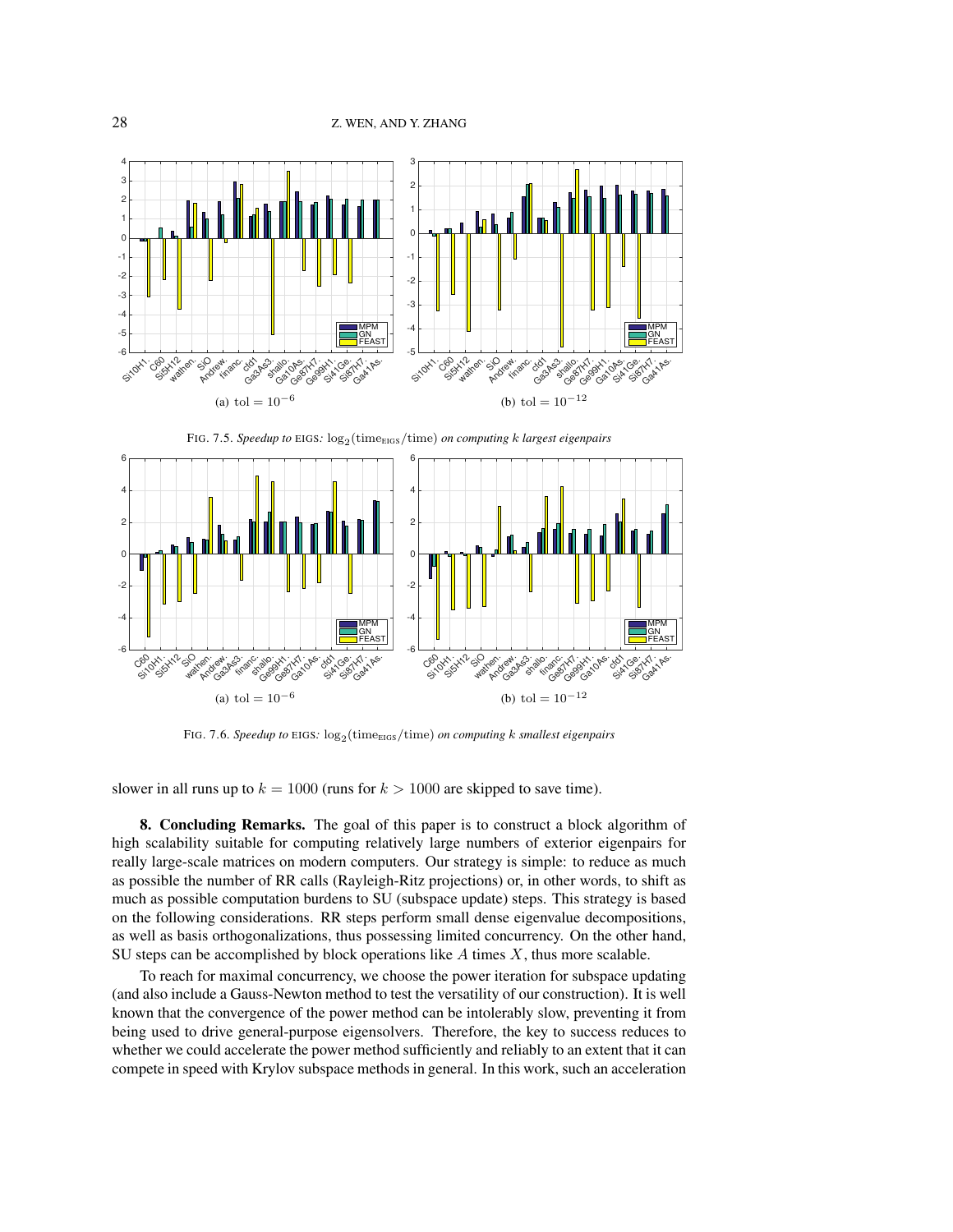(a) tol $= 10^{-6}$

(b) tol $= 10^{-12}$

FIG. 7.5. *Speedup to* EIGS*:* $\log_2(\text{time}_{\text{EIGS}}/\text{time})$ *on computing k largest eigenpairs*

(a) tol $= 10^{-6}$

(b) tol $= 10^{-12}$

FIG. 7.6. *Speedup to* EIGS*:* $\log_2(\text{time}_{\text{EIGS}}/\text{time})$ *on computing k smallest eigenpairs*

slower in all runs up to $k = 1000$ (runs for $k > 1000$ are skipped to save time).

**8. Concluding Remarks.** The goal of this paper is to construct a block algorithm of high scalability suitable for computing relatively large numbers of exterior eigenpairs for really large-scale matrices on modern computers. Our strategy is simple: to reduce as much as possible the number of RR calls (Rayleigh-Ritz projections) or, in other words, to shift as much as possible computation burdens to SU (subspace update) steps. This strategy is based on the following considerations. RR steps perform small dense eigenvalue decompositions, as well as basis orthogonalizations, thus possessing limited concurrency. On the other hand, SU steps can be accomplished by block operations like $A$ times $X$, thus more scalable.

To reach for maximal concurrency, we choose the power iteration for subspace updating (and also include a Gauss-Newton method to test the versatility of our construction). It is well known that the convergence of the power method can be intolerably slow, preventing it from being used to drive general-purpose eigensolvers. Therefore, the key to success reduces to whether we could accelerate the power method sufficiently and reliably to an extent that it can compete in speed with Krylov subspace methods in general. In this work, such an acceleration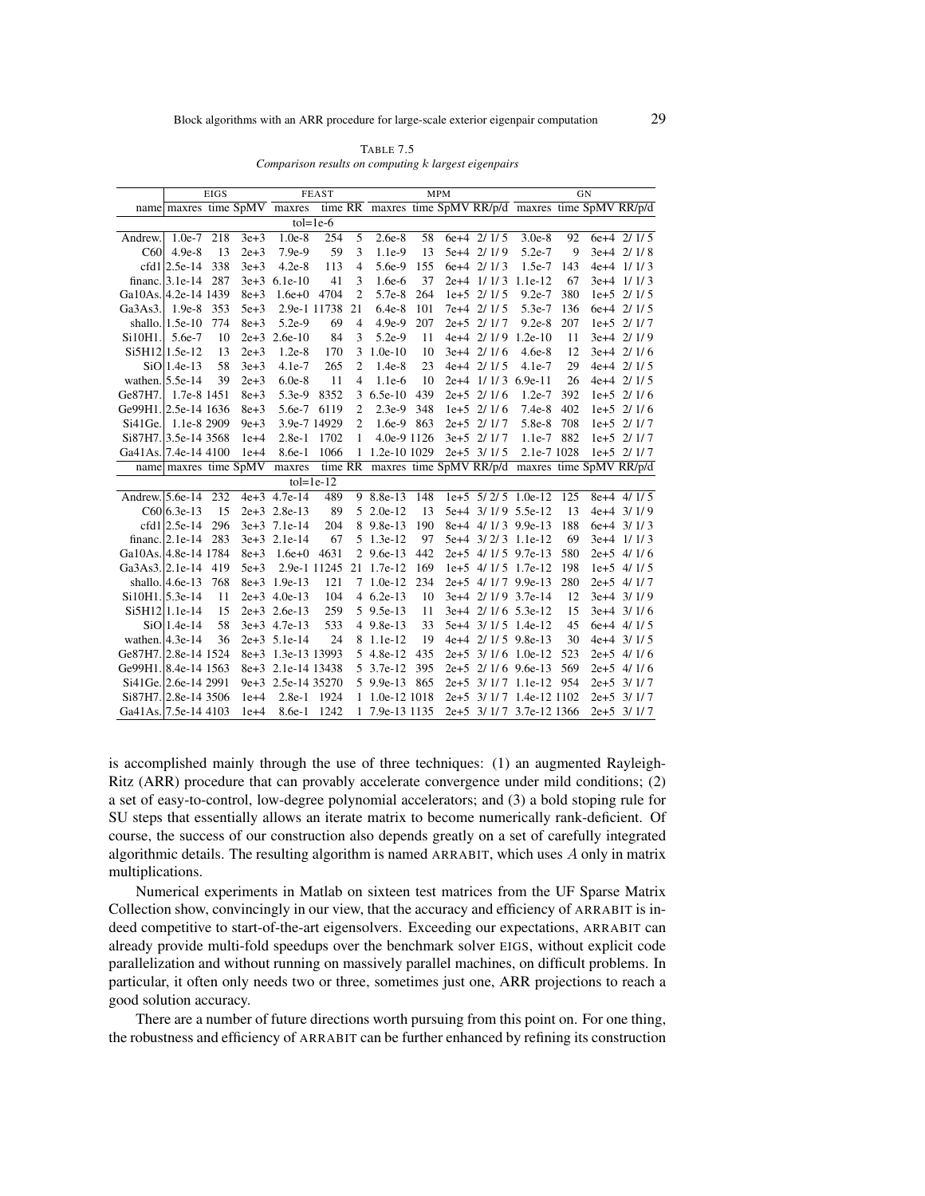TABLE 7.5
*Comparison results on computing $k$ largest eigenpairs*

| | EIGS | | | FEAST | | | MPM | | | | GN | | | |
|---|---|---|---|---|---|---|---|---|---|---|---|---|---|---|
| name | maxres | time | SpMV | maxres | time | RR | maxres | time | SpMV | RR/p/d | maxres | time | SpMV | RR/p/d |
| | | | | tol=1e-6 | | | | | | | | | | |
| Andrew. | 1.0e-7 | 218 | 3e+3 | 1.0e-8 | 254 | 5 | 2.6e-8 | 58 | 6e+4 | 2/ 1/ 5 | 3.0e-8 | 92 | 6e+4 | 2/ 1/ 5 |
| C60 | 4.9e-8 | 13 | 2e+3 | 7.9e-9 | 59 | 3 | 1.1e-9 | 13 | 5e+4 | 2/ 1/ 9 | 5.2e-7 | 9 | 3e+4 | 2/ 1/ 8 |
| cfd1 | 2.5e-14 | 338 | 3e+3 | 4.2e-8 | 113 | 4 | 5.6e-9 | 155 | 6e+4 | 2/ 1/ 3 | 1.5e-7 | 143 | 4e+4 | 1/ 1/ 3 |
| financ. | 3.1e-14 | 287 | 3e+3 | 6.1e-10 | 41 | 3 | 1.6e-6 | 37 | 2e+4 | 1/ 1/ 3 | 1.1e-12 | 67 | 3e+4 | 1/ 1/ 3 |
| Ga10As. | 4.2e-14 | 1439 | 8e+3 | 1.6e+0 | 4704 | 2 | 5.7e-8 | 264 | 1e+5 | 2/ 1/ 5 | 9.2e-7 | 380 | 1e+5 | 2/ 1/ 5 |
| Ga3As3. | 1.9e-8 | 353 | 5e+3 | 2.9e-1 | 11738 | 21 | 6.4e-8 | 101 | 7e+4 | 2/ 1/ 5 | 5.3e-7 | 136 | 6e+4 | 2/ 1/ 5 |
| shallo. | 1.5e-10 | 774 | 8e+3 | 5.2e-9 | 69 | 4 | 4.9e-9 | 207 | 2e+5 | 2/ 1/ 7 | 9.2e-8 | 207 | 1e+5 | 2/ 1/ 7 |
| Si10H1. | 5.6e-7 | 10 | 2e+3 | 2.6e-10 | 84 | 3 | 5.2e-9 | 11 | 4e+4 | 2/ 1/ 9 | 1.2e-10 | 11 | 3e+4 | 2/ 1/ 9 |
| Si5H12 | 1.5e-12 | 13 | 2e+3 | 1.2e-8 | 170 | 3 | 1.0e-10 | 10 | 3e+4 | 2/ 1/ 6 | 4.6e-8 | 12 | 3e+4 | 2/ 1/ 6 |
| SiO | 1.4e-13 | 58 | 3e+3 | 4.1e-7 | 265 | 2 | 1.4e-8 | 23 | 4e+4 | 2/ 1/ 5 | 4.1e-7 | 29 | 4e+4 | 2/ 1/ 5 |
| wathen. | 5.5e-14 | 39 | 2e+3 | 6.0e-8 | 11 | 4 | 1.1e-6 | 10 | 2e+4 | 1/ 1/ 3 | 6.9e-11 | 26 | 4e+4 | 2/ 1/ 5 |
| Ge87H7. | 1.7e-8 | 1451 | 8e+3 | 5.3e-9 | 8352 | 3 | 6.5e-10 | 439 | 2e+5 | 2/ 1/ 6 | 1.2e-7 | 392 | 1e+5 | 2/ 1/ 6 |
| Ge99H1. | 2.5e-14 | 1636 | 8e+3 | 5.6e-7 | 6119 | 2 | 2.3e-9 | 348 | 1e+5 | 2/ 1/ 6 | 7.4e-8 | 402 | 1e+5 | 2/ 1/ 6 |
| Si41Ge. | 1.1e-8 | 2909 | 9e+3 | 3.9e-7 | 14929 | 2 | 1.6e-9 | 863 | 2e+5 | 2/ 1/ 7 | 5.8e-8 | 708 | 1e+5 | 2/ 1/ 7 |
| Si87H7. | 3.5e-14 | 3568 | 1e+4 | 2.8e-1 | 1702 | 1 | 4.0e-9 | 1126 | 3e+5 | 2/ 1/ 7 | 1.1e-7 | 882 | 1e+5 | 2/ 1/ 7 |
| Ga41As. | 7.4e-14 | 4100 | 1e+4 | 8.6e-1 | 1066 | 1 | 1.2e-10 | 1029 | 2e+5 | 3/ 1/ 5 | 2.1e-7 | 1028 | 1e+5 | 2/ 1/ 7 |
| name | maxres | time | SpMV | maxres | time | RR | maxres | time | SpMV | RR/p/d | maxres | time | SpMV | RR/p/d |
| | | | | tol=1e-12 | | | | | | | | | | |
| Andrew. | 5.6e-14 | 232 | 4e+3 | 4.7e-14 | 489 | 9 | 8.8e-13 | 148 | 1e+5 | 5/ 2/ 5 | 1.0e-12 | 125 | 8e+4 | 4/ 1/ 5 |
| C60 | 6.3e-13 | 15 | 2e+3 | 2.8e-13 | 89 | 5 | 2.0e-12 | 13 | 5e+4 | 3/ 1/ 9 | 5.5e-12 | 13 | 4e+4 | 3/ 1/ 9 |
| cfd1 | 2.5e-14 | 296 | 3e+3 | 7.1e-14 | 204 | 8 | 9.8e-13 | 190 | 8e+4 | 4/ 1/ 3 | 9.9e-13 | 188 | 6e+4 | 3/ 1/ 3 |
| financ. | 2.1e-14 | 283 | 3e+3 | 2.1e-14 | 67 | 5 | 1.3e-12 | 97 | 5e+4 | 3/ 2/ 3 | 1.1e-12 | 69 | 3e+4 | 1/ 1/ 3 |
| Ga10As. | 4.8e-14 | 1784 | 8e+3 | 1.6e+0 | 4631 | 2 | 9.6e-13 | 442 | 2e+5 | 4/ 1/ 5 | 9.7e-13 | 580 | 2e+5 | 4/ 1/ 6 |
| Ga3As3. | 2.1e-14 | 419 | 5e+3 | 2.9e-1 | 11245 | 21 | 1.7e-12 | 169 | 1e+5 | 4/ 1/ 5 | 1.7e-12 | 198 | 1e+5 | 4/ 1/ 5 |
| shallo. | 4.6e-13 | 768 | 8e+3 | 1.9e-13 | 121 | 7 | 1.0e-12 | 234 | 2e+5 | 4/ 1/ 7 | 9.9e-13 | 280 | 2e+5 | 4/ 1/ 7 |
| Si10H1. | 5.3e-14 | 11 | 2e+3 | 4.0e-13 | 104 | 4 | 6.2e-13 | 10 | 3e+4 | 2/ 1/ 9 | 3.7e-14 | 12 | 3e+4 | 3/ 1/ 9 |
| Si5H12 | 1.1e-14 | 15 | 2e+3 | 2.6e-13 | 259 | 5 | 9.5e-13 | 11 | 3e+4 | 2/ 1/ 6 | 5.3e-12 | 15 | 3e+4 | 3/ 1/ 6 |
| SiO | 1.4e-14 | 58 | 3e+3 | 4.7e-13 | 533 | 4 | 9.8e-13 | 33 | 5e+4 | 3/ 1/ 5 | 1.4e-12 | 45 | 6e+4 | 4/ 1/ 5 |
| wathen. | 4.3e-14 | 36 | 2e+3 | 5.1e-14 | 24 | 8 | 1.1e-12 | 19 | 4e+4 | 2/ 1/ 5 | 9.8e-13 | 30 | 4e+4 | 3/ 1/ 5 |
| Ge87H7. | 2.8e-14 | 1524 | 8e+3 | 1.3e-13 | 13993 | 5 | 4.8e-12 | 435 | 2e+5 | 3/ 1/ 6 | 1.0e-12 | 523 | 2e+5 | 4/ 1/ 6 |
| Ge99H1. | 8.4e-14 | 1563 | 8e+3 | 2.1e-14 | 13438 | 5 | 3.7e-12 | 395 | 2e+5 | 2/ 1/ 6 | 9.6e-13 | 569 | 2e+5 | 4/ 1/ 6 |
| Si41Ge. | 2.6e-14 | 2991 | 9e+3 | 2.5e-14 | 35270 | 5 | 9.9e-13 | 865 | 2e+5 | 3/ 1/ 7 | 1.1e-12 | 954 | 2e+5 | 3/ 1/ 7 |
| Si87H7. | 2.8e-14 | 3506 | 1e+4 | 2.8e-1 | 1924 | 1 | 1.0e-12 | 1018 | 2e+5 | 3/ 1/ 7 | 1.4e-12 | 1102 | 2e+5 | 3/ 1/ 7 |
| Ga41As. | 7.5e-14 | 4103 | 1e+4 | 8.6e-1 | 1242 | 1 | 7.9e-13 | 1135 | 2e+5 | 3/ 1/ 7 | 3.7e-12 | 1366 | 2e+5 | 3/ 1/ 7 |

is accomplished mainly through the use of three techniques: (1) an augmented Rayleigh-Ritz (ARR) procedure that can provably accelerate convergence under mild conditions; (2) a set of easy-to-control, low-degree polynomial accelerators; and (3) a bold stoping rule for SU steps that essentially allows an iterate matrix to become numerically rank-deficient. Of course, the success of our construction also depends greatly on a set of carefully integrated algorithmic details. The resulting algorithm is named ARRABIT, which uses $A$ only in matrix multiplications.

Numerical experiments in Matlab on sixteen test matrices from the UF Sparse Matrix Collection show, convincingly in our view, that the accuracy and efficiency of ARRABIT is indeed competitive to start-of-the-art eigensolvers. Exceeding our expectations, ARRABIT can already provide multi-fold speedups over the benchmark solver EIGS, without explicit code parallelization and without running on massively parallel machines, on difficult problems. In particular, it often only needs two or three, sometimes just one, ARR projections to reach a good solution accuracy.

There are a number of future directions worth pursuing from this point on. For one thing, the robustness and efficiency of ARRABIT can be further enhanced by refining its construction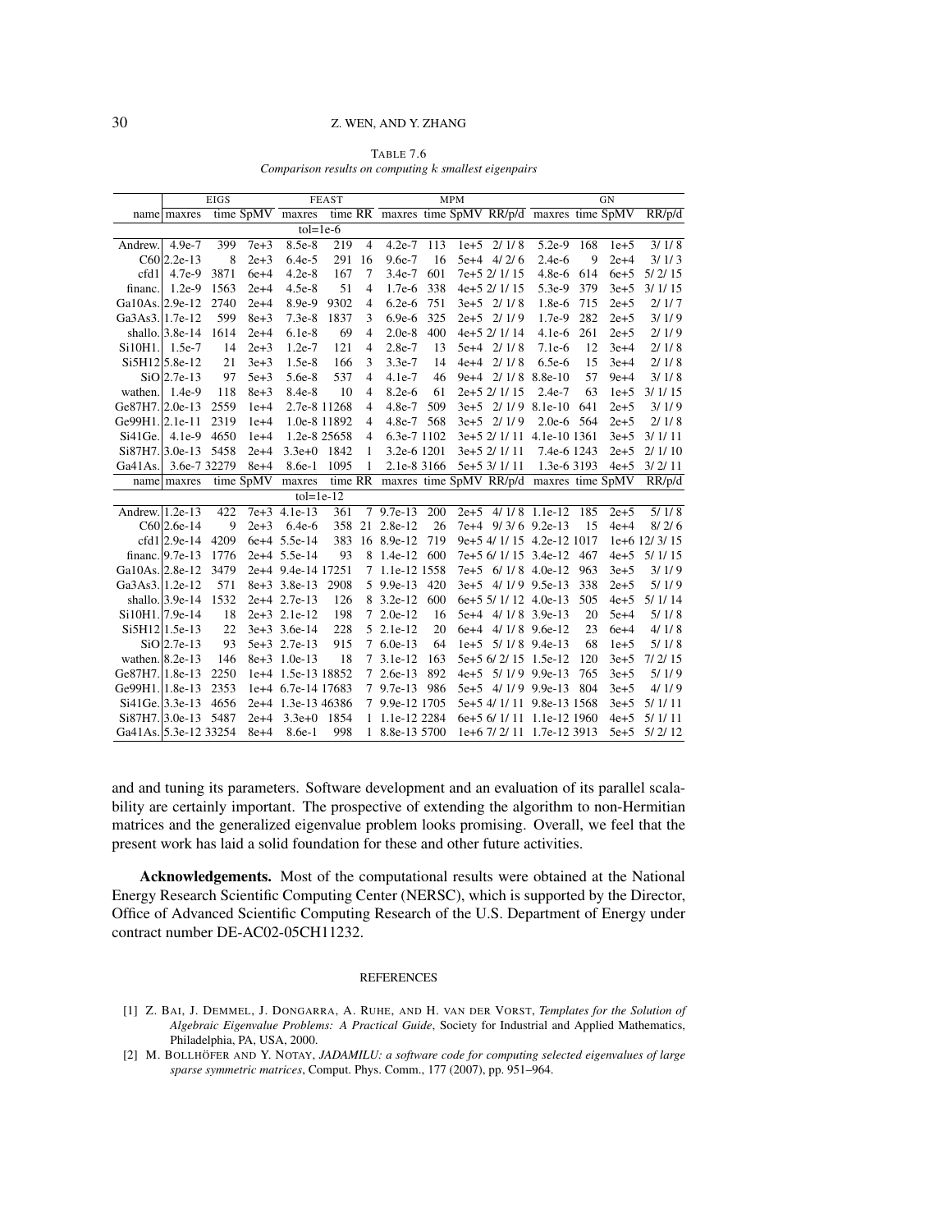TABLE 7.6

*Comparison results on computing $k$ smallest eigenpairs*

| name | EIGS maxres | EIGS time | EIGS SpMV | FEAST maxres | FEAST time | FEAST RR | MPM maxres | MPM time | MPM SpMV | MPM RR/p/d | GN maxres | GN time | GN SpMV | GN RR/p/d |
|---|---|---|---|---|---|---|---|---|---|---|---|---|---|---|
| | | | | tol=1e-6 | | | | | | | | | | |
| Andrew. | 4.9e-7 | 399 | 7e+3 | 8.5e-8 | 219 | 4 | 4.2e-7 | 113 | 1e+5 | 2/ 1/ 8 | 5.2e-9 | 168 | 1e+5 | 3/ 1/ 8 |
| C60 | 2.2e-13 | 8 | 2e+3 | 6.4e-5 | 291 | 16 | 9.6e-7 | 16 | 5e+4 | 4/ 2/ 6 | 2.4e-6 | 9 | 2e+4 | 3/ 1/ 3 |
| cfd1 | 4.7e-9 | 3871 | 6e+4 | 4.2e-8 | 167 | 7 | 3.4e-7 | 601 | 7e+5 | 2/ 1/ 15 | 4.8e-6 | 614 | 6e+5 | 5/ 2/ 15 |
| financ. | 1.2e-9 | 1563 | 2e+4 | 4.5e-8 | 51 | 4 | 1.7e-6 | 338 | 4e+5 | 2/ 1/ 15 | 5.3e-9 | 379 | 3e+5 | 3/ 1/ 15 |
| Ga10As. | 2.9e-12 | 2740 | 2e+4 | 8.9e-9 | 9302 | 4 | 6.2e-6 | 751 | 3e+5 | 2/ 1/ 8 | 1.8e-6 | 715 | 2e+5 | 2/ 1/ 7 |
| Ga3As3. | 1.7e-12 | 599 | 8e+3 | 7.3e-8 | 1837 | 3 | 6.9e-6 | 325 | 2e+5 | 2/ 1/ 9 | 1.7e-9 | 282 | 2e+5 | 3/ 1/ 9 |
| shallo. | 3.8e-14 | 1614 | 2e+4 | 6.1e-8 | 69 | 4 | 2.0e-8 | 400 | 4e+5 | 2/ 1/ 14 | 4.1e-6 | 261 | 2e+5 | 2/ 1/ 9 |
| Si10H1. | 1.5e-7 | 14 | 2e+3 | 1.2e-7 | 121 | 4 | 2.8e-7 | 13 | 5e+4 | 2/ 1/ 8 | 7.1e-6 | 12 | 3e+4 | 2/ 1/ 8 |
| Si5H12 | 5.8e-12 | 21 | 3e+3 | 1.5e-8 | 166 | 3 | 3.3e-7 | 14 | 4e+4 | 2/ 1/ 8 | 6.5e-6 | 15 | 3e+4 | 2/ 1/ 8 |
| SiO | 2.7e-13 | 97 | 5e+3 | 5.6e-8 | 537 | 4 | 4.1e-7 | 46 | 9e+4 | 2/ 1/ 8 | 8.8e-10 | 57 | 9e+4 | 3/ 1/ 8 |
| wathen. | 1.4e-9 | 118 | 8e+3 | 8.4e-8 | 10 | 4 | 8.2e-6 | 61 | 2e+5 | 2/ 1/ 15 | 2.4e-7 | 63 | 1e+5 | 3/ 1/ 15 |
| Ge87H7. | 2.0e-13 | 2559 | 1e+4 | 2.7e-8 | 11268 | 4 | 4.8e-7 | 509 | 3e+5 | 2/ 1/ 9 | 8.1e-10 | 641 | 2e+5 | 3/ 1/ 9 |
| Ge99H1. | 2.1e-11 | 2319 | 1e+4 | 1.0e-8 | 11892 | 4 | 4.8e-7 | 568 | 3e+5 | 2/ 1/ 9 | 2.0e-6 | 564 | 2e+5 | 2/ 1/ 8 |
| Si41Ge. | 4.1e-9 | 4650 | 1e+4 | 1.2e-8 | 25658 | 4 | 6.3e-7 | 1102 | 3e+5 | 2/ 1/ 11 | 4.1e-10 | 1361 | 3e+5 | 3/ 1/ 11 |
| Si87H7. | 3.0e-13 | 5458 | 2e+4 | 3.3e+0 | 1842 | 1 | 3.2e-6 | 1201 | 3e+5 | 2/ 1/ 11 | 7.4e-6 | 1243 | 2e+5 | 2/ 1/ 10 |
| Ga41As. | 3.6e-7 | 32279 | 8e+4 | 8.6e-1 | 1095 | 1 | 2.1e-8 | 3166 | 5e+5 | 3/ 1/ 11 | 1.3e-6 | 3193 | 4e+5 | 3/ 2/ 11 |
| name | maxres | time | SpMV | maxres | time | RR | maxres | time | SpMV | RR/p/d | maxres | time | SpMV | RR/p/d |
| | | | | tol=1e-12 | | | | | | | | | | |
| Andrew. | 1.2e-13 | 422 | 7e+3 | 4.1e-13 | 361 | 7 | 9.7e-13 | 200 | 2e+5 | 4/ 1/ 8 | 1.1e-12 | 185 | 2e+5 | 5/ 1/ 8 |
| C60 | 2.6e-14 | 9 | 2e+3 | 6.4e-6 | 358 | 21 | 2.8e-12 | 26 | 7e+4 | 9/ 3/ 6 | 9.2e-13 | 15 | 4e+4 | 8/ 2/ 6 |
| cfd1 | 2.9e-14 | 4209 | 6e+4 | 5.5e-14 | 383 | 16 | 8.9e-12 | 719 | 9e+5 | 4/ 1/ 15 | 4.2e-12 | 1017 | 1e+6 | 12/ 3/ 15 |
| financ. | 9.7e-13 | 1776 | 2e+4 | 5.5e-14 | 93 | 8 | 1.4e-12 | 600 | 7e+5 | 6/ 1/ 15 | 3.4e-12 | 467 | 4e+5 | 5/ 1/ 15 |
| Ga10As. | 2.8e-12 | 3479 | 2e+4 | 9.4e-14 | 17251 | 7 | 1.1e-12 | 1558 | 7e+5 | 6/ 1/ 8 | 4.0e-12 | 963 | 3e+5 | 3/ 1/ 9 |
| Ga3As3. | 1.2e-12 | 571 | 8e+3 | 3.8e-13 | 2908 | 5 | 9.9e-13 | 420 | 3e+5 | 4/ 1/ 9 | 9.5e-13 | 338 | 2e+5 | 5/ 1/ 9 |
| shallo. | 3.9e-14 | 1532 | 2e+4 | 2.7e-13 | 126 | 8 | 3.2e-12 | 600 | 6e+5 | 5/ 1/ 12 | 4.0e-13 | 505 | 4e+5 | 5/ 1/ 14 |
| Si10H1. | 7.9e-14 | 18 | 2e+3 | 2.1e-12 | 198 | 7 | 2.0e-12 | 16 | 5e+4 | 4/ 1/ 8 | 3.9e-13 | 20 | 5e+4 | 5/ 1/ 8 |
| Si5H12 | 1.5e-13 | 22 | 3e+3 | 3.6e-14 | 228 | 5 | 2.1e-12 | 20 | 6e+4 | 4/ 1/ 8 | 9.6e-12 | 23 | 6e+4 | 4/ 1/ 8 |
| SiO | 2.7e-13 | 93 | 5e+3 | 2.7e-13 | 915 | 7 | 6.0e-13 | 64 | 1e+5 | 5/ 1/ 8 | 9.4e-13 | 68 | 1e+5 | 5/ 1/ 8 |
| wathen. | 8.2e-13 | 146 | 8e+3 | 1.0e-13 | 18 | 7 | 3.1e-12 | 163 | 5e+5 | 6/ 2/ 15 | 1.5e-12 | 120 | 3e+5 | 7/ 2/ 15 |
| Ge87H7. | 1.8e-13 | 2250 | 1e+4 | 1.5e-13 | 18852 | 7 | 2.6e-13 | 892 | 4e+5 | 5/ 1/ 9 | 9.9e-13 | 765 | 3e+5 | 5/ 1/ 9 |
| Ge99H1. | 1.8e-13 | 2353 | 1e+4 | 6.7e-14 | 17683 | 7 | 9.7e-13 | 986 | 5e+5 | 4/ 1/ 9 | 9.9e-13 | 804 | 3e+5 | 4/ 1/ 9 |
| Si41Ge. | 3.3e-13 | 4656 | 2e+4 | 1.3e-13 | 46386 | 7 | 9.9e-12 | 1705 | 5e+5 | 4/ 1/ 11 | 9.8e-13 | 1568 | 3e+5 | 5/ 1/ 11 |
| Si87H7. | 3.0e-13 | 5487 | 2e+4 | 3.3e+0 | 1854 | 1 | 1.1e-12 | 2284 | 6e+5 | 6/ 1/ 11 | 1.1e-12 | 1960 | 4e+5 | 5/ 1/ 11 |
| Ga41As. | 5.3e-12 | 33254 | 8e+4 | 8.6e-1 | 998 | 1 | 8.8e-13 | 5700 | 1e+6 | 7/ 2/ 11 | 1.7e-12 | 3913 | 5e+5 | 5/ 2/ 12 |

and and tuning its parameters. Software development and an evaluation of its parallel scalability are certainly important. The prospective of extending the algorithm to non-Hermitian matrices and the generalized eigenvalue problem looks promising. Overall, we feel that the present work has laid a solid foundation for these and other future activities.

**Acknowledgements.** Most of the computational results were obtained at the National Energy Research Scientific Computing Center (NERSC), which is supported by the Director, Office of Advanced Scientific Computing Research of the U.S. Department of Energy under contract number DE-AC02-05CH11232.

## REFERENCES

[1] Z. BAI, J. DEMMEL, J. DONGARRA, A. RUHE, AND H. VAN DER VORST, *Templates for the Solution of Algebraic Eigenvalue Problems: A Practical Guide*, Society for Industrial and Applied Mathematics, Philadelphia, PA, USA, 2000.

[2] M. BOLLHÖFER AND Y. NOTAY, *JADAMILU: a software code for computing selected eigenvalues of large sparse symmetric matrices*, Comput. Phys. Comm., 177 (2007), pp. 951–964.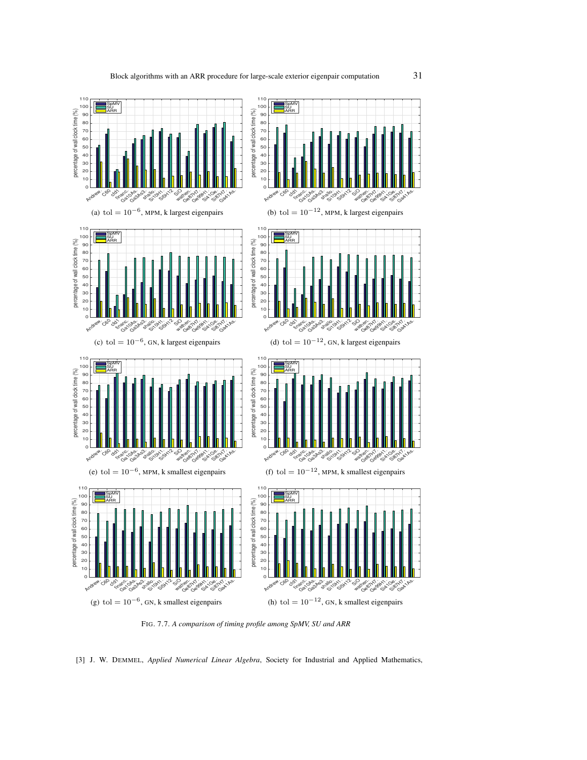(a) $\mathrm{tol} = 10^{-6}$, MPM, k largest eigenpairs

(b) $\mathrm{tol} = 10^{-12}$, MPM, k largest eigenpairs

(c) $\mathrm{tol} = 10^{-6}$, GN, k largest eigenpairs

(d) $\mathrm{tol} = 10^{-12}$, GN, k largest eigenpairs

(e) $\mathrm{tol} = 10^{-6}$, MPM, k smallest eigenpairs

(f) $\mathrm{tol} = 10^{-12}$, MPM, k smallest eigenpairs

(g) $\mathrm{tol} = 10^{-6}$, GN, k smallest eigenpairs

(h) $\mathrm{tol} = 10^{-12}$, GN, k smallest eigenpairs

FIG. 7.7. *A comparison of timing profile among SpMV, SU and ARR*

[3] J. W. DEMMEL, *Applied Numerical Linear Algebra*, Society for Industrial and Applied Mathematics,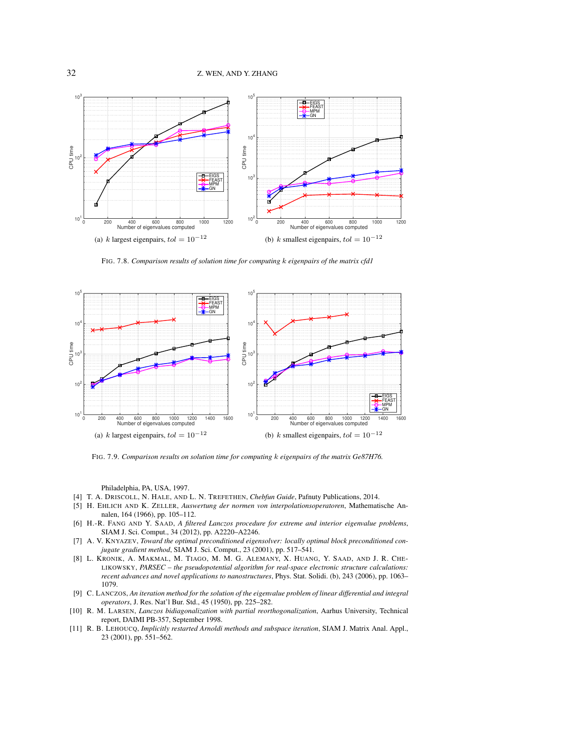(a) $k$ largest eigenpairs, $tol = 10^{-12}$

(b) $k$ smallest eigenpairs, $tol = 10^{-12}$

FIG. 7.8. *Comparison results of solution time for computing $k$ eigenpairs of the matrix cfd1*

(a) $k$ largest eigenpairs, $tol = 10^{-12}$

(b) $k$ smallest eigenpairs, $tol = 10^{-12}$

FIG. 7.9. *Comparison results on solution time for computing $k$ eigenpairs of the matrix Ge87H76.*

Philadelphia, PA, USA, 1997.

[4] T. A. DRISCOLL, N. HALE, AND L. N. TREFETHEN, *Chebfun Guide*, Pafnuty Publications, 2014.

[5] H. EHLICH AND K. ZELLER, *Auswertung der normen von interpolationsoperatoren*, Mathematische Annalen, 164 (1966), pp. 105–112.

[6] H.-R. FANG AND Y. SAAD, *A filtered Lanczos procedure for extreme and interior eigenvalue problems*, SIAM J. Sci. Comput., 34 (2012), pp. A2220–A2246.

[7] A. V. KNYAZEV, *Toward the optimal preconditioned eigensolver: locally optimal block preconditioned conjugate gradient method*, SIAM J. Sci. Comput., 23 (2001), pp. 517–541.

[8] L. KRONIK, A. MAKMAL, M. TIAGO, M. M. G. ALEMANY, X. HUANG, Y. SAAD, AND J. R. CHELIKOWSKY, *PARSEC – the pseudopotential algorithm for real-space electronic structure calculations: recent advances and novel applications to nanostructures*, Phys. Stat. Solidi. (b), 243 (2006), pp. 1063–1079.

[9] C. LANCZOS, *An iteration method for the solution of the eigenvalue problem of linear differential and integral operators*, J. Res. Nat'l Bur. Std., 45 (1950), pp. 225–282.

[10] R. M. LARSEN, *Lanczos bidiagonalization with partial reorthogonalization*, Aarhus University, Technical report, DAIMI PB-357, September 1998.

[11] R. B. LEHOUCQ, *Implicitly restarted Arnoldi methods and subspace iteration*, SIAM J. Matrix Anal. Appl., 23 (2001), pp. 551–562.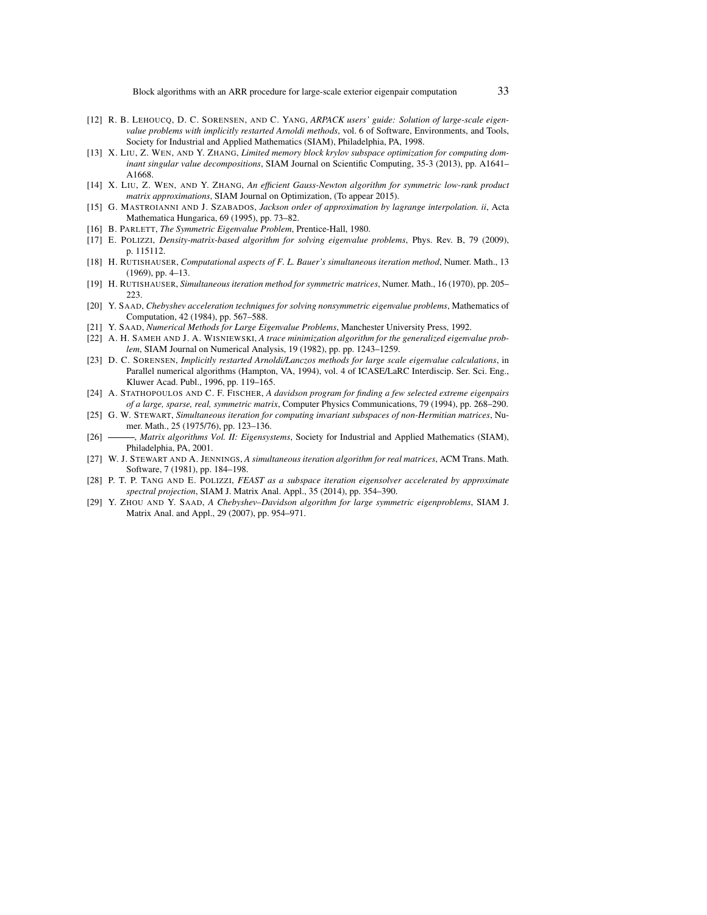[12] R. B. Lehoucq, D. C. Sorensen, and C. Yang, *ARPACK users' guide: Solution of large-scale eigenvalue problems with implicitly restarted Arnoldi methods*, vol. 6 of Software, Environments, and Tools, Society for Industrial and Applied Mathematics (SIAM), Philadelphia, PA, 1998.

[13] X. Liu, Z. Wen, and Y. Zhang, *Limited memory block krylov subspace optimization for computing dominant singular value decompositions*, SIAM Journal on Scientific Computing, 35-3 (2013), pp. A1641–A1668.

[14] X. Liu, Z. Wen, and Y. Zhang, *An efficient Gauss-Newton algorithm for symmetric low-rank product matrix approximations*, SIAM Journal on Optimization, (To appear 2015).

[15] G. Mastroianni and J. Szabados, *Jackson order of approximation by lagrange interpolation. ii*, Acta Mathematica Hungarica, 69 (1995), pp. 73–82.

[16] B. Parlett, *The Symmetric Eigenvalue Problem*, Prentice-Hall, 1980.

[17] E. Polizzi, *Density-matrix-based algorithm for solving eigenvalue problems*, Phys. Rev. B, 79 (2009), p. 115112.

[18] H. Rutishauser, *Computational aspects of F. L. Bauer's simultaneous iteration method*, Numer. Math., 13 (1969), pp. 4–13.

[19] H. Rutishauser, *Simultaneous iteration method for symmetric matrices*, Numer. Math., 16 (1970), pp. 205–223.

[20] Y. Saad, *Chebyshev acceleration techniques for solving nonsymmetric eigenvalue problems*, Mathematics of Computation, 42 (1984), pp. 567–588.

[21] Y. Saad, *Numerical Methods for Large Eigenvalue Problems*, Manchester University Press, 1992.

[22] A. H. Sameh and J. A. Wisniewski, *A trace minimization algorithm for the generalized eigenvalue problem*, SIAM Journal on Numerical Analysis, 19 (1982), pp. pp. 1243–1259.

[23] D. C. Sorensen, *Implicitly restarted Arnoldi/Lanczos methods for large scale eigenvalue calculations*, in Parallel numerical algorithms (Hampton, VA, 1994), vol. 4 of ICASE/LaRC Interdiscip. Ser. Sci. Eng., Kluwer Acad. Publ., 1996, pp. 119–165.

[24] A. Stathopoulos and C. F. Fischer, *A davidson program for finding a few selected extreme eigenpairs of a large, sparse, real, symmetric matrix*, Computer Physics Communications, 79 (1994), pp. 268–290.

[25] G. W. Stewart, *Simultaneous iteration for computing invariant subspaces of non-Hermitian matrices*, Numer. Math., 25 (1975/76), pp. 123–136.

[26] ———, *Matrix algorithms Vol. II: Eigensystems*, Society for Industrial and Applied Mathematics (SIAM), Philadelphia, PA, 2001.

[27] W. J. Stewart and A. Jennings, *A simultaneous iteration algorithm for real matrices*, ACM Trans. Math. Software, 7 (1981), pp. 184–198.

[28] P. T. P. Tang and E. Polizzi, *FEAST as a subspace iteration eigensolver accelerated by approximate spectral projection*, SIAM J. Matrix Anal. Appl., 35 (2014), pp. 354–390.

[29] Y. Zhou and Y. Saad, *A Chebyshev–Davidson algorithm for large symmetric eigenproblems*, SIAM J. Matrix Anal. and Appl., 29 (2007), pp. 954–971.